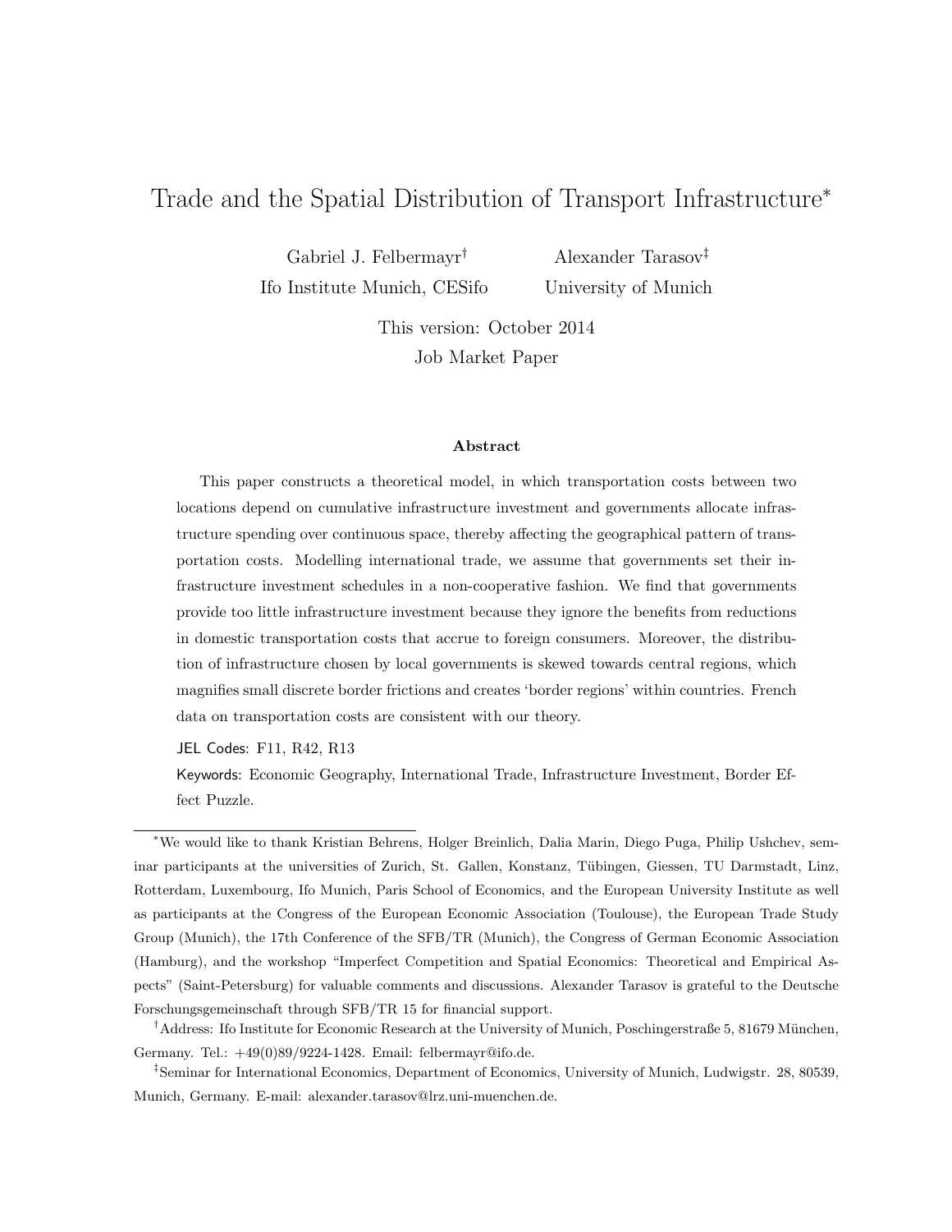# Trade and the Spatial Distribution of Transport Infrastructure[*]

Gabriel J. Felbermayr[†]
Ifo Institute Munich, CESifo

Alexander Tarasov[‡]
University of Munich

This version: October 2014

Job Market Paper

## Abstract

This paper constructs a theoretical model, in which transportation costs between two locations depend on cumulative infrastructure investment and governments allocate infrastructure spending over continuous space, thereby affecting the geographical pattern of transportation costs. Modelling international trade, we assume that governments set their infrastructure investment schedules in a non-cooperative fashion. We find that governments provide too little infrastructure investment because they ignore the benefits from reductions in domestic transportation costs that accrue to foreign consumers. Moreover, the distribution of infrastructure chosen by local governments is skewed towards central regions, which magnifies small discrete border frictions and creates 'border regions' within countries. French data on transportation costs are consistent with our theory.

JEL Codes: F11, R42, R13

Keywords: Economic Geography, International Trade, Infrastructure Investment, Border Effect Puzzle.

---

[*] We would like to thank Kristian Behrens, Holger Breinlich, Dalia Marin, Diego Puga, Philip Ushchev, seminar participants at the universities of Zurich, St. Gallen, Konstanz, Tübingen, Giessen, TU Darmstadt, Linz, Rotterdam, Luxembourg, Ifo Munich, Paris School of Economics, and the European University Institute as well as participants at the Congress of the European Economic Association (Toulouse), the European Trade Study Group (Munich), the 17th Conference of the SFB/TR (Munich), the Congress of German Economic Association (Hamburg), and the workshop "Imperfect Competition and Spatial Economics: Theoretical and Empirical Aspects" (Saint-Petersburg) for valuable comments and discussions. Alexander Tarasov is grateful to the Deutsche Forschungsgemeinschaft through SFB/TR 15 for financial support.

[†] Address: Ifo Institute for Economic Research at the University of Munich, Poschingerstraße 5, 81679 München, Germany. Tel.: +49(0)89/9224-1428. Email: felbermayr@ifo.de.

[‡] Seminar for International Economics, Department of Economics, University of Munich, Ludwigstr. 28, 80539, Munich, Germany. E-mail: alexander.tarasov@lrz.uni-muenchen.de.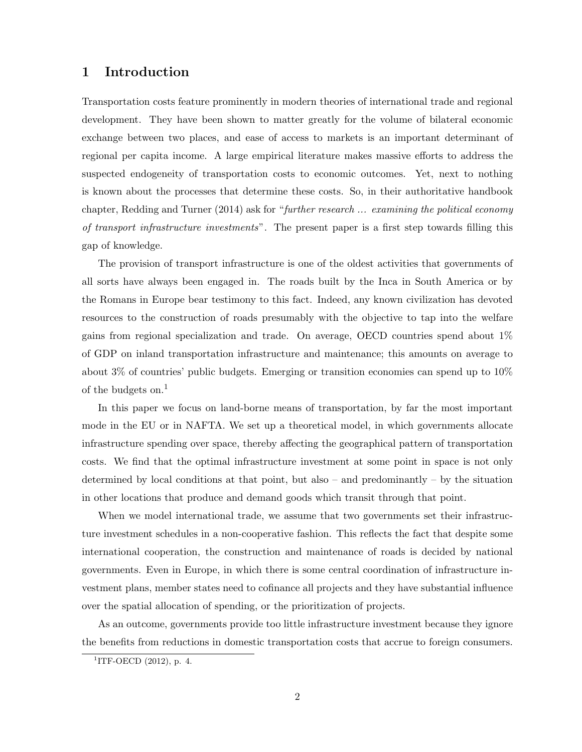# 1 Introduction

Transportation costs feature prominently in modern theories of international trade and regional development. They have been shown to matter greatly for the volume of bilateral economic exchange between two places, and ease of access to markets is an important determinant of regional per capita income. A large empirical literature makes massive efforts to address the suspected endogeneity of transportation costs to economic outcomes. Yet, next to nothing is known about the processes that determine these costs. So, in their authoritative handbook chapter, Redding and Turner (2014) ask for "*further research ... examining the political economy of transport infrastructure investments*". The present paper is a first step towards filling this gap of knowledge.

The provision of transport infrastructure is one of the oldest activities that governments of all sorts have always been engaged in. The roads built by the Inca in South America or by the Romans in Europe bear testimony to this fact. Indeed, any known civilization has devoted resources to the construction of roads presumably with the objective to tap into the welfare gains from regional specialization and trade. On average, OECD countries spend about 1% of GDP on inland transportation infrastructure and maintenance; this amounts on average to about 3% of countries' public budgets. Emerging or transition economies can spend up to 10% of the budgets on.[1]

In this paper we focus on land-borne means of transportation, by far the most important mode in the EU or in NAFTA. We set up a theoretical model, in which governments allocate infrastructure spending over space, thereby affecting the geographical pattern of transportation costs. We find that the optimal infrastructure investment at some point in space is not only determined by local conditions at that point, but also – and predominantly – by the situation in other locations that produce and demand goods which transit through that point.

When we model international trade, we assume that two governments set their infrastructure investment schedules in a non-cooperative fashion. This reflects the fact that despite some international cooperation, the construction and maintenance of roads is decided by national governments. Even in Europe, in which there is some central coordination of infrastructure investment plans, member states need to cofinance all projects and they have substantial influence over the spatial allocation of spending, or the prioritization of projects.

As an outcome, governments provide too little infrastructure investment because they ignore the benefits from reductions in domestic transportation costs that accrue to foreign consumers.

[1] ITF-OECD (2012), p. 4.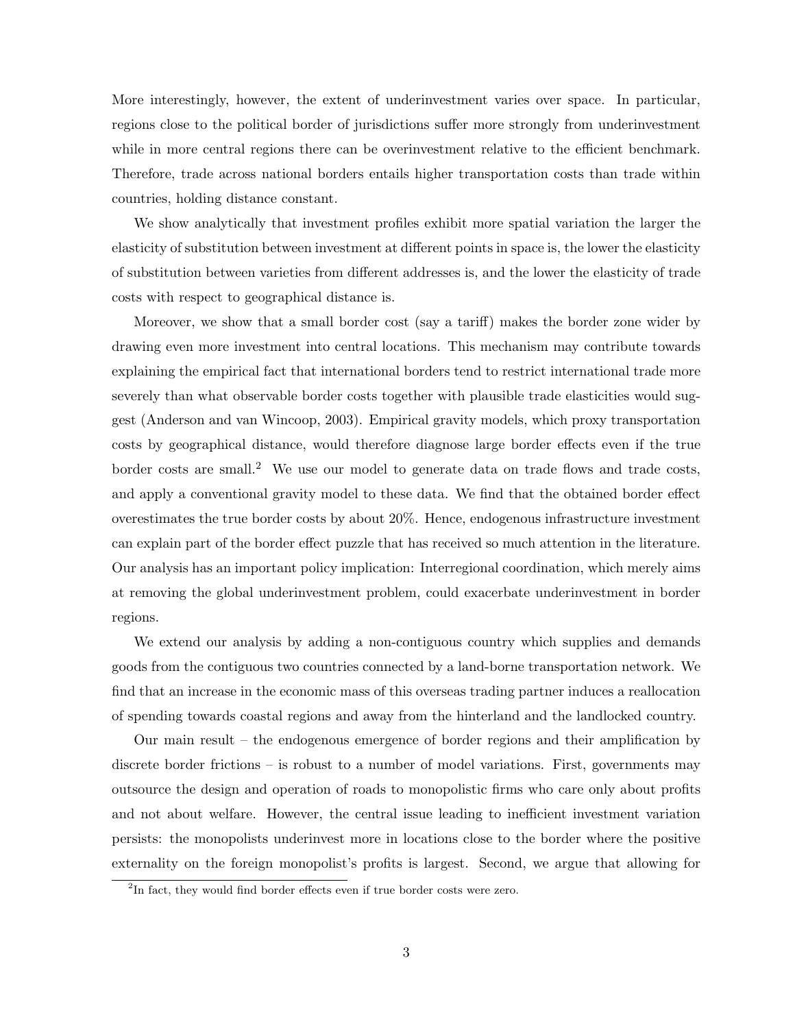More interestingly, however, the extent of underinvestment varies over space. In particular, regions close to the political border of jurisdictions suffer more strongly from underinvestment while in more central regions there can be overinvestment relative to the efficient benchmark. Therefore, trade across national borders entails higher transportation costs than trade within countries, holding distance constant.

We show analytically that investment profiles exhibit more spatial variation the larger the elasticity of substitution between investment at different points in space is, the lower the elasticity of substitution between varieties from different addresses is, and the lower the elasticity of trade costs with respect to geographical distance is.

Moreover, we show that a small border cost (say a tariff) makes the border zone wider by drawing even more investment into central locations. This mechanism may contribute towards explaining the empirical fact that international borders tend to restrict international trade more severely than what observable border costs together with plausible trade elasticities would suggest (Anderson and van Wincoop, 2003). Empirical gravity models, which proxy transportation costs by geographical distance, would therefore diagnose large border effects even if the true border costs are small.[2] We use our model to generate data on trade flows and trade costs, and apply a conventional gravity model to these data. We find that the obtained border effect overestimates the true border costs by about 20%. Hence, endogenous infrastructure investment can explain part of the border effect puzzle that has received so much attention in the literature. Our analysis has an important policy implication: Interregional coordination, which merely aims at removing the global underinvestment problem, could exacerbate underinvestment in border regions.

We extend our analysis by adding a non-contiguous country which supplies and demands goods from the contiguous two countries connected by a land-borne transportation network. We find that an increase in the economic mass of this overseas trading partner induces a reallocation of spending towards coastal regions and away from the hinterland and the landlocked country.

Our main result – the endogenous emergence of border regions and their amplification by discrete border frictions – is robust to a number of model variations. First, governments may outsource the design and operation of roads to monopolistic firms who care only about profits and not about welfare. However, the central issue leading to inefficient investment variation persists: the monopolists underinvest more in locations close to the border where the positive externality on the foreign monopolist's profits is largest. Second, we argue that allowing for

[2] In fact, they would find border effects even if true border costs were zero.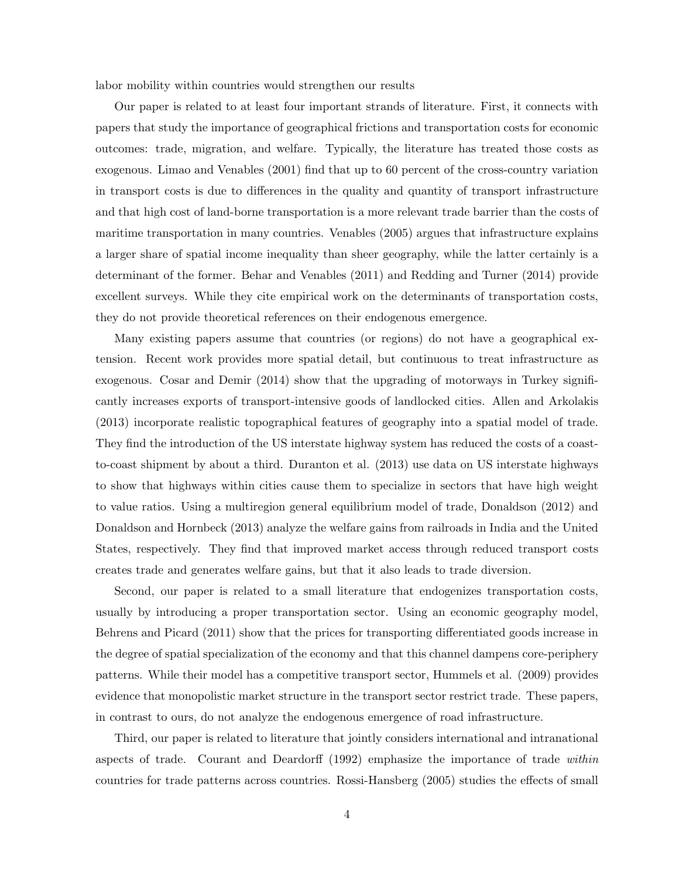labor mobility within countries would strengthen our results

Our paper is related to at least four important strands of literature. First, it connects with papers that study the importance of geographical frictions and transportation costs for economic outcomes: trade, migration, and welfare. Typically, the literature has treated those costs as exogenous. Limao and Venables (2001) find that up to 60 percent of the cross-country variation in transport costs is due to differences in the quality and quantity of transport infrastructure and that high cost of land-borne transportation is a more relevant trade barrier than the costs of maritime transportation in many countries. Venables (2005) argues that infrastructure explains a larger share of spatial income inequality than sheer geography, while the latter certainly is a determinant of the former. Behar and Venables (2011) and Redding and Turner (2014) provide excellent surveys. While they cite empirical work on the determinants of transportation costs, they do not provide theoretical references on their endogenous emergence.

Many existing papers assume that countries (or regions) do not have a geographical extension. Recent work provides more spatial detail, but continuous to treat infrastructure as exogenous. Cosar and Demir (2014) show that the upgrading of motorways in Turkey significantly increases exports of transport-intensive goods of landlocked cities. Allen and Arkolakis (2013) incorporate realistic topographical features of geography into a spatial model of trade. They find the introduction of the US interstate highway system has reduced the costs of a coast-to-coast shipment by about a third. Duranton et al. (2013) use data on US interstate highways to show that highways within cities cause them to specialize in sectors that have high weight to value ratios. Using a multiregion general equilibrium model of trade, Donaldson (2012) and Donaldson and Hornbeck (2013) analyze the welfare gains from railroads in India and the United States, respectively. They find that improved market access through reduced transport costs creates trade and generates welfare gains, but that it also leads to trade diversion.

Second, our paper is related to a small literature that endogenizes transportation costs, usually by introducing a proper transportation sector. Using an economic geography model, Behrens and Picard (2011) show that the prices for transporting differentiated goods increase in the degree of spatial specialization of the economy and that this channel dampens core-periphery patterns. While their model has a competitive transport sector, Hummels et al. (2009) provides evidence that monopolistic market structure in the transport sector restrict trade. These papers, in contrast to ours, do not analyze the endogenous emergence of road infrastructure.

Third, our paper is related to literature that jointly considers international and intranational aspects of trade. Courant and Deardorff (1992) emphasize the importance of trade *within* countries for trade patterns across countries. Rossi-Hansberg (2005) studies the effects of small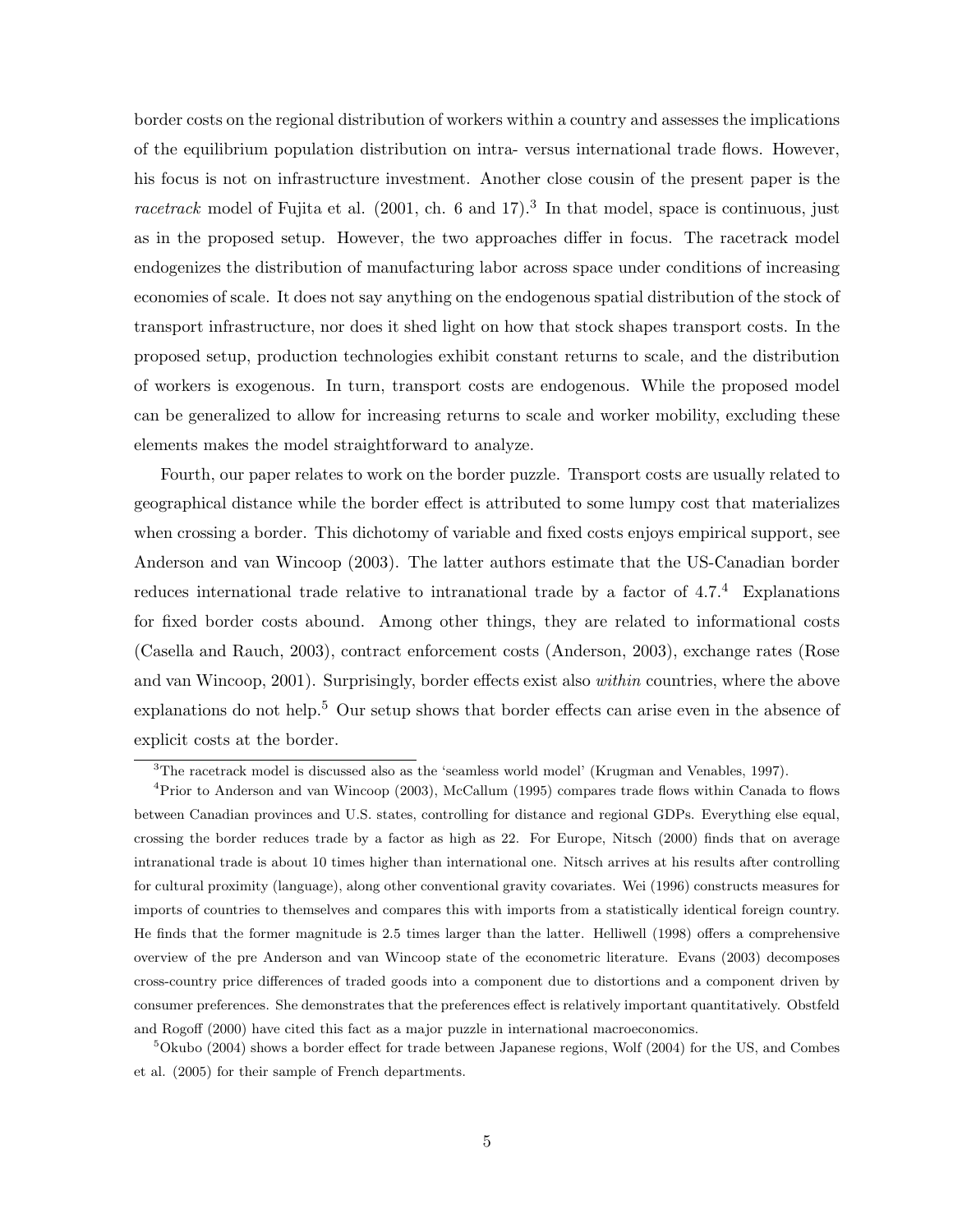border costs on the regional distribution of workers within a country and assesses the implications of the equilibrium population distribution on intra- versus international trade flows. However, his focus is not on infrastructure investment. Another close cousin of the present paper is the *racetrack* model of Fujita et al. (2001, ch. 6 and 17).[3] In that model, space is continuous, just as in the proposed setup. However, the two approaches differ in focus. The racetrack model endogenizes the distribution of manufacturing labor across space under conditions of increasing economies of scale. It does not say anything on the endogenous spatial distribution of the stock of transport infrastructure, nor does it shed light on how that stock shapes transport costs. In the proposed setup, production technologies exhibit constant returns to scale, and the distribution of workers is exogenous. In turn, transport costs are endogenous. While the proposed model can be generalized to allow for increasing returns to scale and worker mobility, excluding these elements makes the model straightforward to analyze.

Fourth, our paper relates to work on the border puzzle. Transport costs are usually related to geographical distance while the border effect is attributed to some lumpy cost that materializes when crossing a border. This dichotomy of variable and fixed costs enjoys empirical support, see Anderson and van Wincoop (2003). The latter authors estimate that the US-Canadian border reduces international trade relative to intranational trade by a factor of 4.7.[4] Explanations for fixed border costs abound. Among other things, they are related to informational costs (Casella and Rauch, 2003), contract enforcement costs (Anderson, 2003), exchange rates (Rose and van Wincoop, 2001). Surprisingly, border effects exist also *within* countries, where the above explanations do not help.[5] Our setup shows that border effects can arise even in the absence of explicit costs at the border.

[3] The racetrack model is discussed also as the 'seamless world model' (Krugman and Venables, 1997).

[4] Prior to Anderson and van Wincoop (2003), McCallum (1995) compares trade flows within Canada to flows between Canadian provinces and U.S. states, controlling for distance and regional GDPs. Everything else equal, crossing the border reduces trade by a factor as high as 22. For Europe, Nitsch (2000) finds that on average intranational trade is about 10 times higher than international one. Nitsch arrives at his results after controlling for cultural proximity (language), along other conventional gravity covariates. Wei (1996) constructs measures for imports of countries to themselves and compares this with imports from a statistically identical foreign country. He finds that the former magnitude is 2.5 times larger than the latter. Helliwell (1998) offers a comprehensive overview of the pre Anderson and van Wincoop state of the econometric literature. Evans (2003) decomposes cross-country price differences of traded goods into a component due to distortions and a component driven by consumer preferences. She demonstrates that the preferences effect is relatively important quantitatively. Obstfeld and Rogoff (2000) have cited this fact as a major puzzle in international macroeconomics.

[5] Okubo (2004) shows a border effect for trade between Japanese regions, Wolf (2004) for the US, and Combes et al. (2005) for their sample of French departments.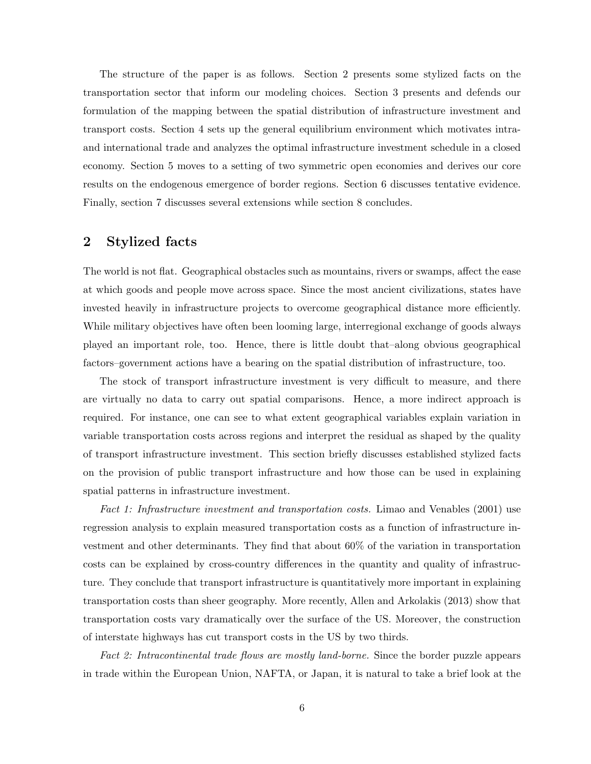The structure of the paper is as follows. Section 2 presents some stylized facts on the transportation sector that inform our modeling choices. Section 3 presents and defends our formulation of the mapping between the spatial distribution of infrastructure investment and transport costs. Section 4 sets up the general equilibrium environment which motivates intra- and international trade and analyzes the optimal infrastructure investment schedule in a closed economy. Section 5 moves to a setting of two symmetric open economies and derives our core results on the endogenous emergence of border regions. Section 6 discusses tentative evidence. Finally, section 7 discusses several extensions while section 8 concludes.

## 2 Stylized facts

The world is not flat. Geographical obstacles such as mountains, rivers or swamps, affect the ease at which goods and people move across space. Since the most ancient civilizations, states have invested heavily in infrastructure projects to overcome geographical distance more efficiently. While military objectives have often been looming large, interregional exchange of goods always played an important role, too. Hence, there is little doubt that–along obvious geographical factors–government actions have a bearing on the spatial distribution of infrastructure, too.

The stock of transport infrastructure investment is very difficult to measure, and there are virtually no data to carry out spatial comparisons. Hence, a more indirect approach is required. For instance, one can see to what extent geographical variables explain variation in variable transportation costs across regions and interpret the residual as shaped by the quality of transport infrastructure investment. This section briefly discusses established stylized facts on the provision of public transport infrastructure and how those can be used in explaining spatial patterns in infrastructure investment.

*Fact 1: Infrastructure investment and transportation costs.* Limao and Venables (2001) use regression analysis to explain measured transportation costs as a function of infrastructure investment and other determinants. They find that about 60% of the variation in transportation costs can be explained by cross-country differences in the quantity and quality of infrastructure. They conclude that transport infrastructure is quantitatively more important in explaining transportation costs than sheer geography. More recently, Allen and Arkolakis (2013) show that transportation costs vary dramatically over the surface of the US. Moreover, the construction of interstate highways has cut transport costs in the US by two thirds.

*Fact 2: Intracontinental trade flows are mostly land-borne.* Since the border puzzle appears in trade within the European Union, NAFTA, or Japan, it is natural to take a brief look at the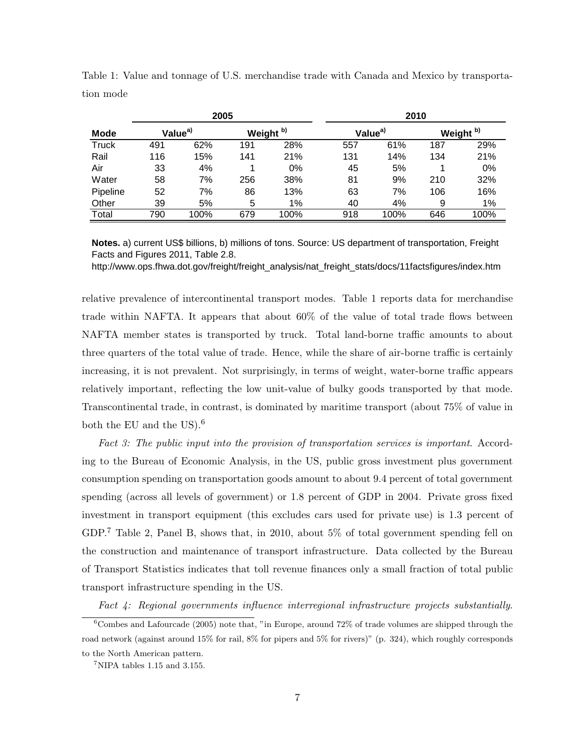Table 1: Value and tonnage of U.S. merchandise trade with Canada and Mexico by transportation mode

| | 2005 | | | | 2010 | | | |
|---|---|---|---|---|---|---|---|---|
| **Mode** | **Value[a)]** | | **Weight [b)]** | | **Value[a)]** | | **Weight [b)]** | |
| Truck | 491 | 62% | 191 | 28% | 557 | 61% | 187 | 29% |
| Rail | 116 | 15% | 141 | 21% | 131 | 14% | 134 | 21% |
| Air | 33 | 4% | 1 | 0% | 45 | 5% | 1 | 0% |
| Water | 58 | 7% | 256 | 38% | 81 | 9% | 210 | 32% |
| Pipeline | 52 | 7% | 86 | 13% | 63 | 7% | 106 | 16% |
| Other | 39 | 5% | 5 | 1% | 40 | 4% | 9 | 1% |
| Total | 790 | 100% | 679 | 100% | 918 | 100% | 646 | 100% |

**Notes.** a) current US$ billions, b) millions of tons. Source: US department of transportation, Freight Facts and Figures 2011, Table 2.8.
http://www.ops.fhwa.dot.gov/freight/freight_analysis/nat_freight_stats/docs/11factsfigures/index.htm

relative prevalence of intercontinental transport modes. Table 1 reports data for merchandise trade within NAFTA. It appears that about 60% of the value of total trade flows between NAFTA member states is transported by truck. Total land-borne traffic amounts to about three quarters of the total value of trade. Hence, while the share of air-borne traffic is certainly increasing, it is not prevalent. Not surprisingly, in terms of weight, water-borne traffic appears relatively important, reflecting the low unit-value of bulky goods transported by that mode. Transcontinental trade, in contrast, is dominated by maritime transport (about 75% of value in both the EU and the US).[6]

*Fact 3: The public input into the provision of transportation services is important.* According to the Bureau of Economic Analysis, in the US, public gross investment plus government consumption spending on transportation goods amount to about 9.4 percent of total government spending (across all levels of government) or 1.8 percent of GDP in 2004. Private gross fixed investment in transport equipment (this excludes cars used for private use) is 1.3 percent of GDP.[7] Table 2, Panel B, shows that, in 2010, about 5% of total government spending fell on the construction and maintenance of transport infrastructure. Data collected by the Bureau of Transport Statistics indicates that toll revenue finances only a small fraction of total public transport infrastructure spending in the US.

*Fact 4: Regional governments influence interregional infrastructure projects substantially.*

[6] Combes and Lafourcade (2005) note that, "in Europe, around 72% of trade volumes are shipped through the road network (against around 15% for rail, 8% for pipers and 5% for rivers)" (p. 324), which roughly corresponds to the North American pattern.

[7] NIPA tables 1.15 and 3.155.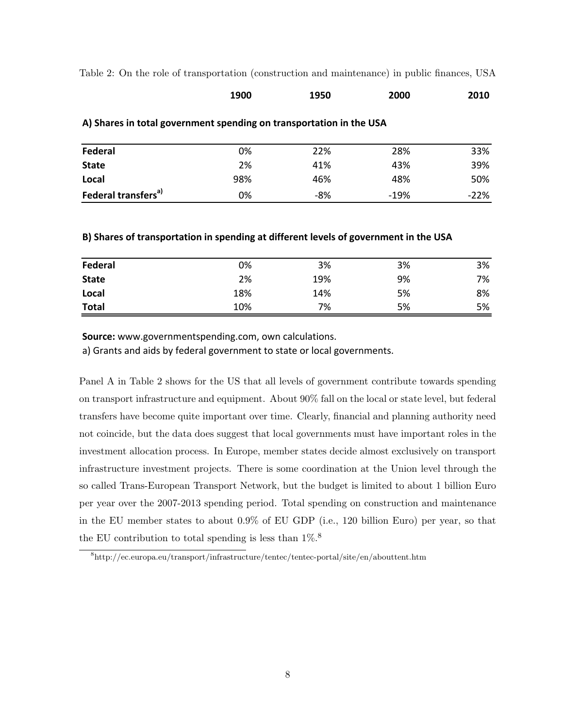Table 2: On the role of transportation (construction and maintenance) in public finances, USA

| | 1900 | 1950 | 2000 | 2010 |
|---|---|---|---|---|
| **A) Shares in total government spending on transportation in the USA** | | | | |
| **Federal** | 0% | 22% | 28% | 33% |
| **State** | 2% | 41% | 43% | 39% |
| **Local** | 98% | 46% | 48% | 50% |
| **Federal transfers[a)]** | 0% | -8% | -19% | -22% |
| **B) Shares of transportation in spending at different levels of government in the USA** | | | | |
| **Federal** | 0% | 3% | 3% | 3% |
| **State** | 2% | 19% | 9% | 7% |
| **Local** | 18% | 14% | 5% | 8% |
| **Total** | 10% | 7% | 5% | 5% |

**Source:** www.governmentspending.com, own calculations.

a) Grants and aids by federal government to state or local governments.

Panel A in Table 2 shows for the US that all levels of government contribute towards spending on transport infrastructure and equipment. About 90% fall on the local or state level, but federal transfers have become quite important over time. Clearly, financial and planning authority need not coincide, but the data does suggest that local governments must have important roles in the investment allocation process. In Europe, member states decide almost exclusively on transport infrastructure investment projects. There is some coordination at the Union level through the so called Trans-European Transport Network, but the budget is limited to about 1 billion Euro per year over the 2007-2013 spending period. Total spending on construction and maintenance in the EU member states to about 0.9% of EU GDP (i.e., 120 billion Euro) per year, so that the EU contribution to total spending is less than 1%.[8]

[8] http://ec.europa.eu/transport/infrastructure/tentec/tentec-portal/site/en/abouttent.htm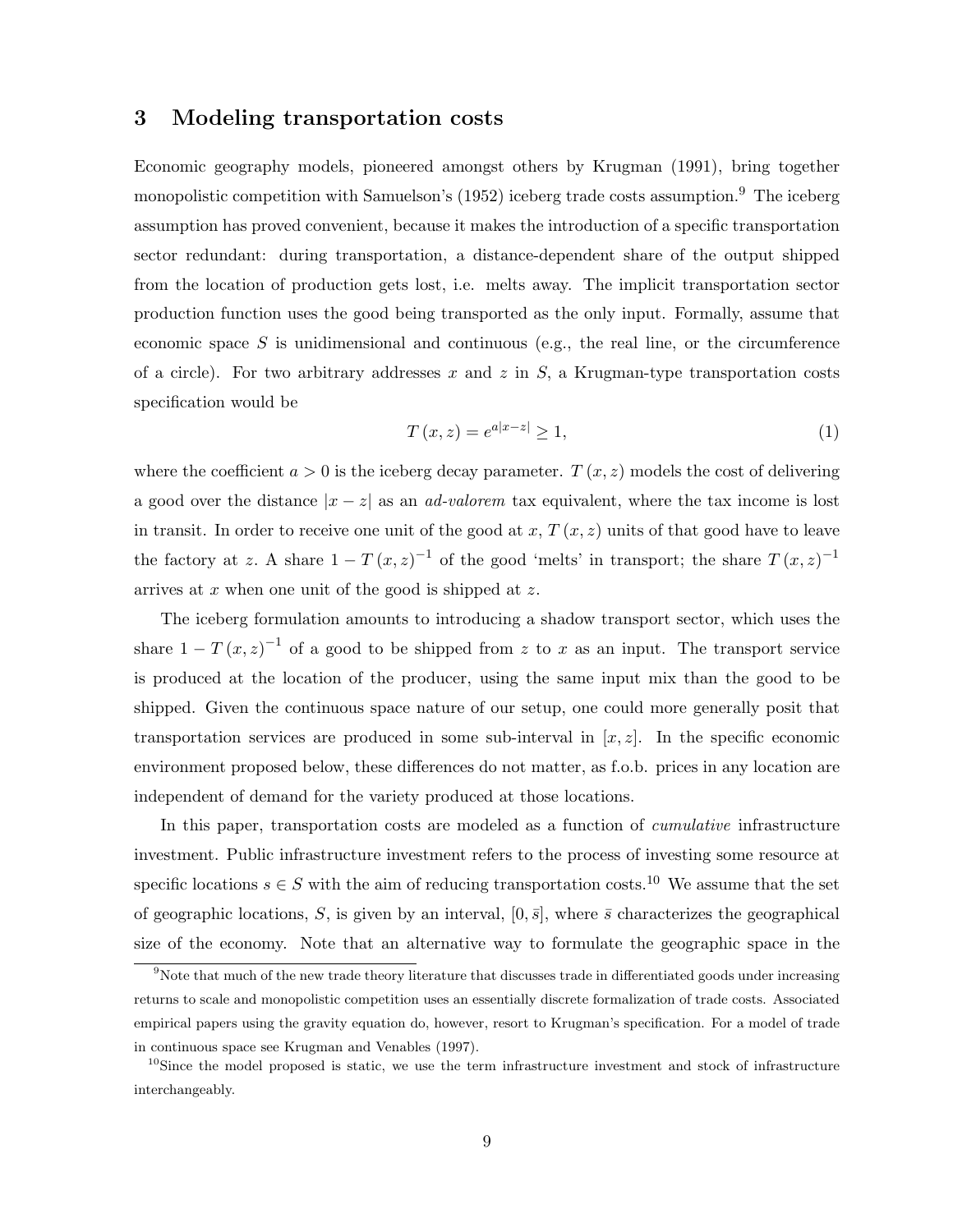## 3 Modeling transportation costs

Economic geography models, pioneered amongst others by Krugman (1991), bring together monopolistic competition with Samuelson's (1952) iceberg trade costs assumption.[9] The iceberg assumption has proved convenient, because it makes the introduction of a specific transportation sector redundant: during transportation, a distance-dependent share of the output shipped from the location of production gets lost, i.e. melts away. The implicit transportation sector production function uses the good being transported as the only input. Formally, assume that economic space $S$ is unidimensional and continuous (e.g., the real line, or the circumference of a circle). For two arbitrary addresses $x$ and $z$ in $S$, a Krugman-type transportation costs specification would be

$$T(x,z) = e^{a|x-z|} \geq 1, \tag{1}$$

where the coefficient $a > 0$ is the iceberg decay parameter. $T(x,z)$ models the cost of delivering a good over the distance $|x-z|$ as an *ad-valorem* tax equivalent, where the tax income is lost in transit. In order to receive one unit of the good at $x$, $T(x,z)$ units of that good have to leave the factory at $z$. A share $1 - T(x,z)^{-1}$ of the good 'melts' in transport; the share $T(x,z)^{-1}$ arrives at $x$ when one unit of the good is shipped at $z$.

The iceberg formulation amounts to introducing a shadow transport sector, which uses the share $1 - T(x,z)^{-1}$ of a good to be shipped from $z$ to $x$ as an input. The transport service is produced at the location of the producer, using the same input mix than the good to be shipped. Given the continuous space nature of our setup, one could more generally posit that transportation services are produced in some sub-interval in $[x,z]$. In the specific economic environment proposed below, these differences do not matter, as f.o.b. prices in any location are independent of demand for the variety produced at those locations.

In this paper, transportation costs are modeled as a function of *cumulative* infrastructure investment. Public infrastructure investment refers to the process of investing some resource at specific locations $s \in S$ with the aim of reducing transportation costs.[10] We assume that the set of geographic locations, $S$, is given by an interval, $[0, \bar{s}]$, where $\bar{s}$ characterizes the geographical size of the economy. Note that an alternative way to formulate the geographic space in the

[9] Note that much of the new trade theory literature that discusses trade in differentiated goods under increasing returns to scale and monopolistic competition uses an essentially discrete formalization of trade costs. Associated empirical papers using the gravity equation do, however, resort to Krugman's specification. For a model of trade in continuous space see Krugman and Venables (1997).

[10] Since the model proposed is static, we use the term infrastructure investment and stock of infrastructure interchangeably.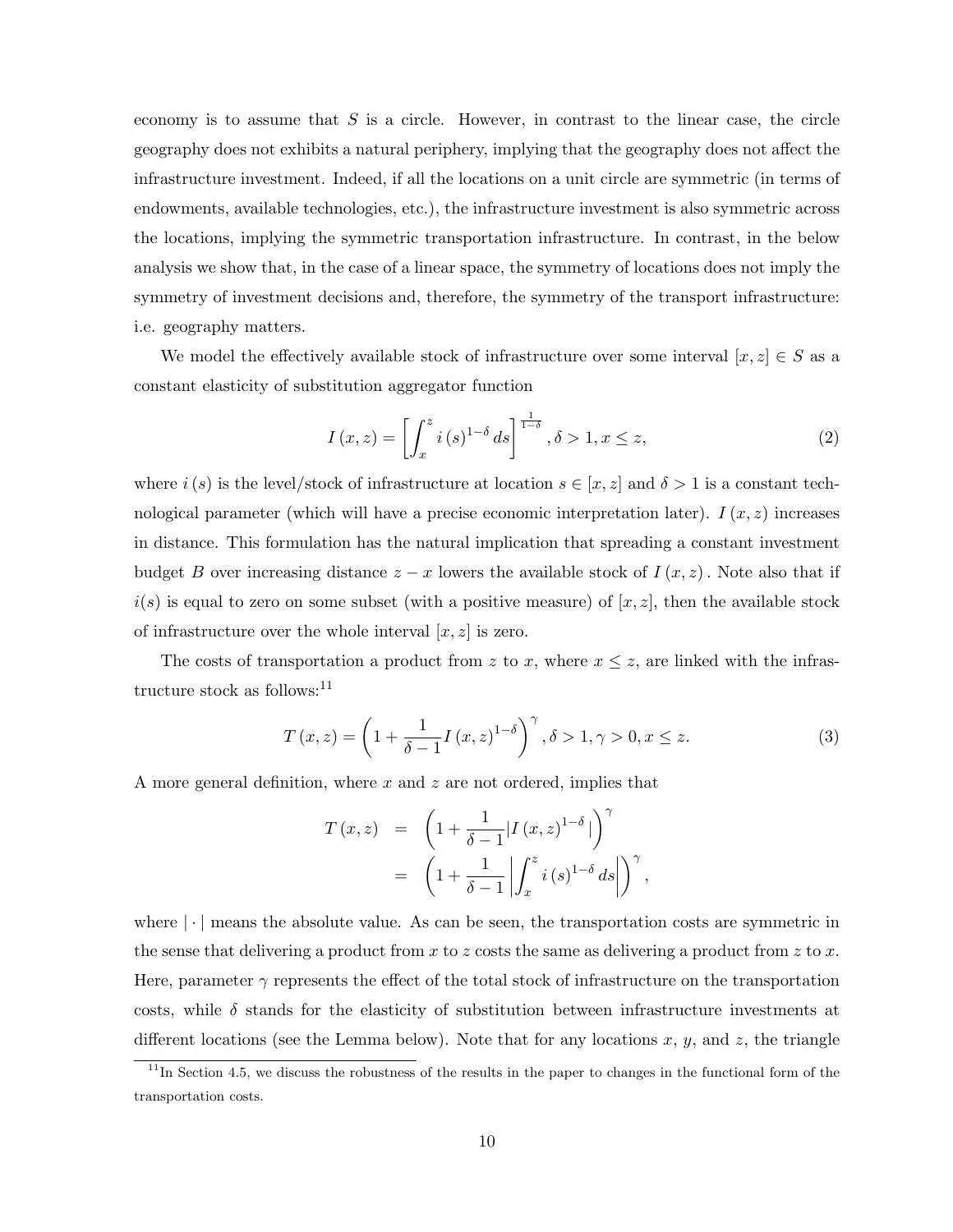economy is to assume that $S$ is a circle. However, in contrast to the linear case, the circle geography does not exhibits a natural periphery, implying that the geography does not affect the infrastructure investment. Indeed, if all the locations on a unit circle are symmetric (in terms of endowments, available technologies, etc.), the infrastructure investment is also symmetric across the locations, implying the symmetric transportation infrastructure. In contrast, in the below analysis we show that, in the case of a linear space, the symmetry of locations does not imply the symmetry of investment decisions and, therefore, the symmetry of the transport infrastructure: i.e. geography matters.

We model the effectively available stock of infrastructure over some interval $[x, z] \in S$ as a constant elasticity of substitution aggregator function

$$I(x,z) = \left[ \int_x^z i(s)^{1-\delta} ds \right]^{\frac{1}{1-\delta}}, \delta > 1, x \leq z, \tag{2}$$

where $i(s)$ is the level/stock of infrastructure at location $s \in [x, z]$ and $\delta > 1$ is a constant technological parameter (which will have a precise economic interpretation later). $I(x, z)$ increases in distance. This formulation has the natural implication that spreading a constant investment budget $B$ over increasing distance $z - x$ lowers the available stock of $I(x, z)$. Note also that if $i(s)$ is equal to zero on some subset (with a positive measure) of $[x, z]$, then the available stock of infrastructure over the whole interval $[x, z]$ is zero.

The costs of transportation a product from $z$ to $x$, where $x \leq z$, are linked with the infrastructure stock as follows:[11]

$$T(x,z) = \left( 1 + \frac{1}{\delta - 1} I(x,z)^{1-\delta} \right)^{\gamma}, \delta > 1, \gamma > 0, x \leq z. \tag{3}$$

A more general definition, where $x$ and $z$ are not ordered, implies that

$$\begin{aligned} T(x,z) &= \left( 1 + \frac{1}{\delta - 1} |I(x,z)^{1-\delta}| \right)^{\gamma} \\ &= \left( 1 + \frac{1}{\delta - 1} \left| \int_x^z i(s)^{1-\delta} ds \right| \right)^{\gamma}, \end{aligned}$$

where $|\cdot|$ means the absolute value. As can be seen, the transportation costs are symmetric in the sense that delivering a product from $x$ to $z$ costs the same as delivering a product from $z$ to $x$. Here, parameter $\gamma$ represents the effect of the total stock of infrastructure on the transportation costs, while $\delta$ stands for the elasticity of substitution between infrastructure investments at different locations (see the Lemma below). Note that for any locations $x$, $y$, and $z$, the triangle

[11] In Section 4.5, we discuss the robustness of the results in the paper to changes in the functional form of the transportation costs.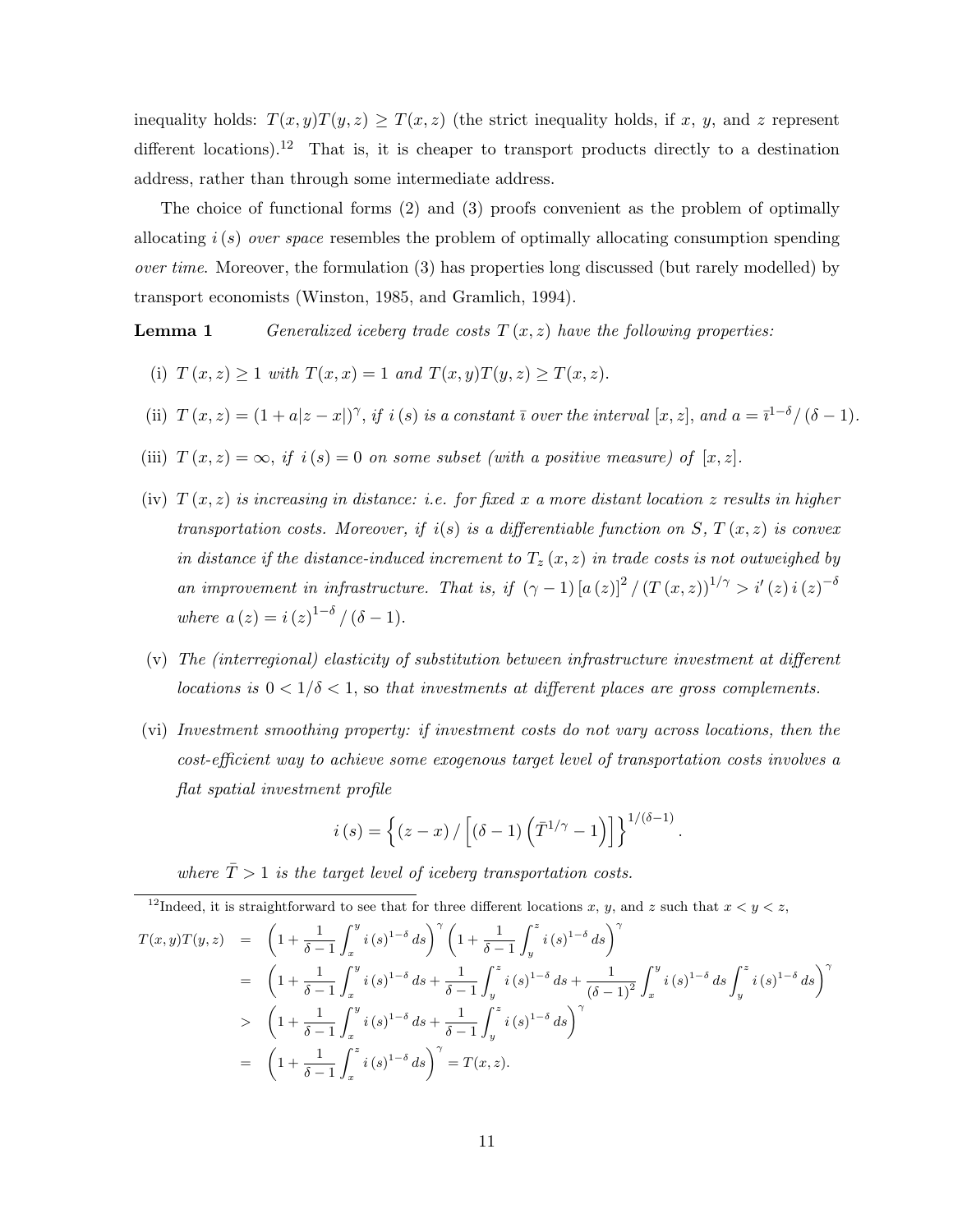inequality holds: $T(x,y)T(y,z) \geq T(x,z)$ (the strict inequality holds, if $x$, $y$, and $z$ represent different locations).[12] That is, it is cheaper to transport products directly to a destination address, rather than through some intermediate address.

The choice of functional forms (2) and (3) proofs convenient as the problem of optimally allocating $i(s)$ *over space* resembles the problem of optimally allocating consumption spending *over time*. Moreover, the formulation (3) has properties long discussed (but rarely modelled) by transport economists (Winston, 1985, and Gramlich, 1994).

**Lemma 1** *Generalized iceberg trade costs $T(x,z)$ have the following properties:*

(i) $T(x,z) \geq 1$ *with* $T(x,x) = 1$ *and* $T(x,y)T(y,z) \geq T(x,z)$.

(ii) $T(x,z) = (1 + a|z - x|)^{\gamma}$, *if $i(s)$ is a constant $\bar{\imath}$ over the interval $[x,z]$, and* $a = \bar{\imath}^{1-\delta}/(\delta - 1)$.

(iii) $T(x,z) = \infty$, *if $i(s) = 0$ on some subset (with a positive measure) of $[x,z]$.*

(iv) *$T(x,z)$ is increasing in distance: i.e. for fixed $x$ a more distant location $z$ results in higher transportation costs. Moreover, if $i(s)$ is a differentiable function on $S$, $T(x,z)$ is convex in distance if the distance-induced increment to $T_z(x,z)$ in trade costs is not outweighed by an improvement in infrastructure. That is, if* $(\gamma - 1)[a(z)]^2/(T(x,z))^{1/\gamma} > i'(z)\, i(z)^{-\delta}$ *where* $a(z) = i(z)^{1-\delta}/(\delta - 1)$.

(v) *The (interregional) elasticity of substitution between infrastructure investment at different locations is* $0 < 1/\delta < 1$, so *that investments at different places are gross complements.*

(vi) *Investment smoothing property: if investment costs do not vary across locations, then the cost-efficient way to achieve some exogenous target level of transportation costs involves a flat spatial investment profile*

$$i(s) = \left\{(z - x)/\left[(\delta - 1)\left(\bar{T}^{1/\gamma} - 1\right)\right]\right\}^{1/(\delta-1)}.$$

*where $\bar{T} > 1$ is the target level of iceberg transportation costs.*

[12] Indeed, it is straightforward to see that for three different locations $x$, $y$, and $z$ such that $x < y < z$,

$$\begin{aligned}
T(x,y)T(y,z) &= \left(1 + \frac{1}{\delta - 1}\int_x^y i(s)^{1-\delta}\, ds\right)^{\gamma}\left(1 + \frac{1}{\delta - 1}\int_y^z i(s)^{1-\delta}\, ds\right)^{\gamma} \\
&= \left(1 + \frac{1}{\delta - 1}\int_x^y i(s)^{1-\delta}\, ds + \frac{1}{\delta - 1}\int_y^z i(s)^{1-\delta}\, ds + \frac{1}{(\delta - 1)^2}\int_x^y i(s)^{1-\delta}\, ds \int_y^z i(s)^{1-\delta}\, ds\right)^{\gamma} \\
&> \left(1 + \frac{1}{\delta - 1}\int_x^y i(s)^{1-\delta}\, ds + \frac{1}{\delta - 1}\int_y^z i(s)^{1-\delta}\, ds\right)^{\gamma} \\
&= \left(1 + \frac{1}{\delta - 1}\int_x^z i(s)^{1-\delta}\, ds\right)^{\gamma} = T(x,z).
\end{aligned}$$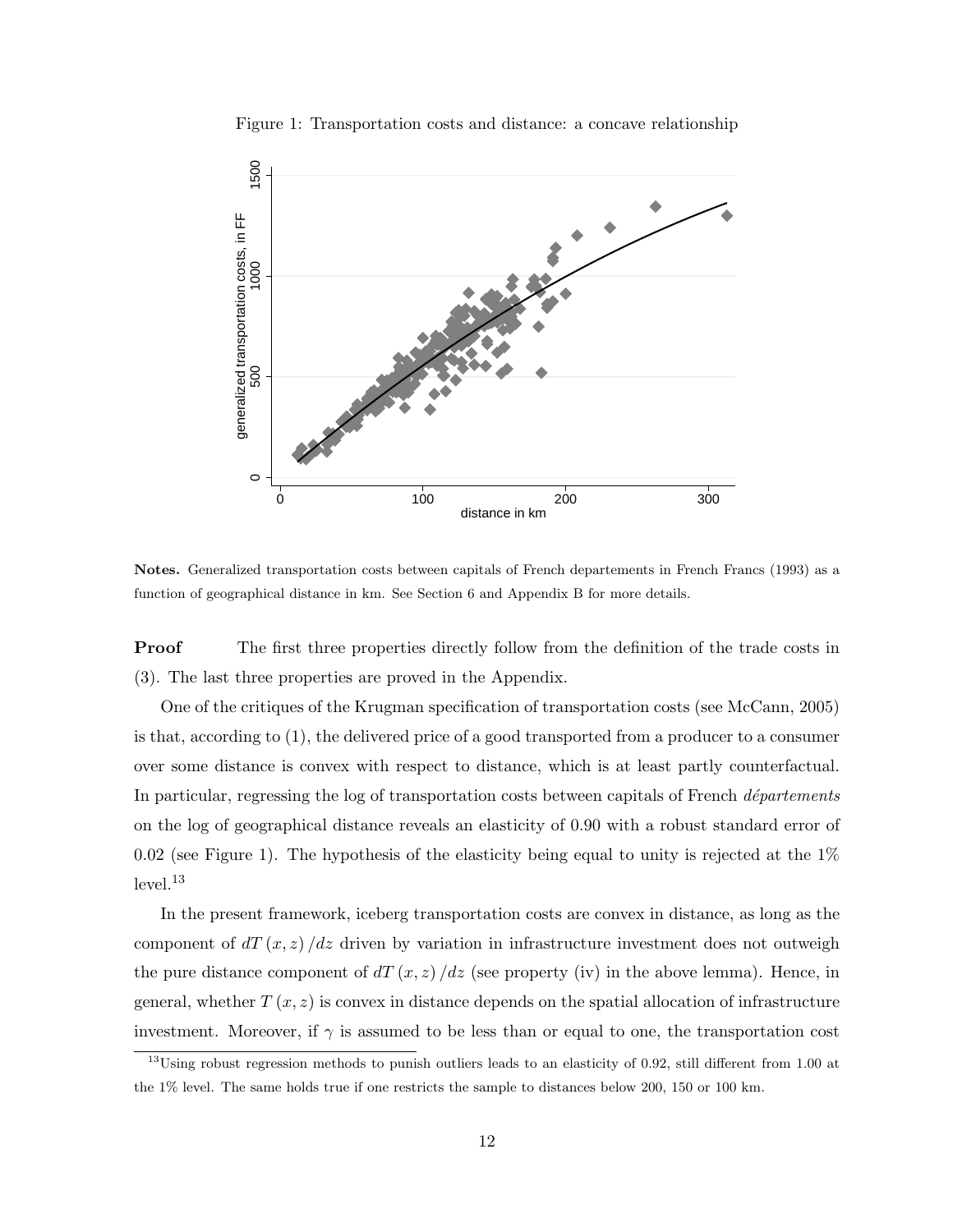Figure 1: Transportation costs and distance: a concave relationship

**Notes.** Generalized transportation costs between capitals of French departements in French Francs (1993) as a function of geographical distance in km. See Section 6 and Appendix B for more details.

**Proof** The first three properties directly follow from the definition of the trade costs in (3). The last three properties are proved in the Appendix.

One of the critiques of the Krugman specification of transportation costs (see McCann, 2005) is that, according to (1), the delivered price of a good transported from a producer to a consumer over some distance is convex with respect to distance, which is at least partly counterfactual. In particular, regressing the log of transportation costs between capitals of French *départements* on the log of geographical distance reveals an elasticity of 0.90 with a robust standard error of 0.02 (see Figure 1). The hypothesis of the elasticity being equal to unity is rejected at the 1% level.[13]

In the present framework, iceberg transportation costs are convex in distance, as long as the component of $dT(x,z)/dz$ driven by variation in infrastructure investment does not outweigh the pure distance component of $dT(x,z)/dz$ (see property (iv) in the above lemma). Hence, in general, whether $T(x,z)$ is convex in distance depends on the spatial allocation of infrastructure investment. Moreover, if $\gamma$ is assumed to be less than or equal to one, the transportation cost

[13] Using robust regression methods to punish outliers leads to an elasticity of 0.92, still different from 1.00 at the 1% level. The same holds true if one restricts the sample to distances below 200, 150 or 100 km.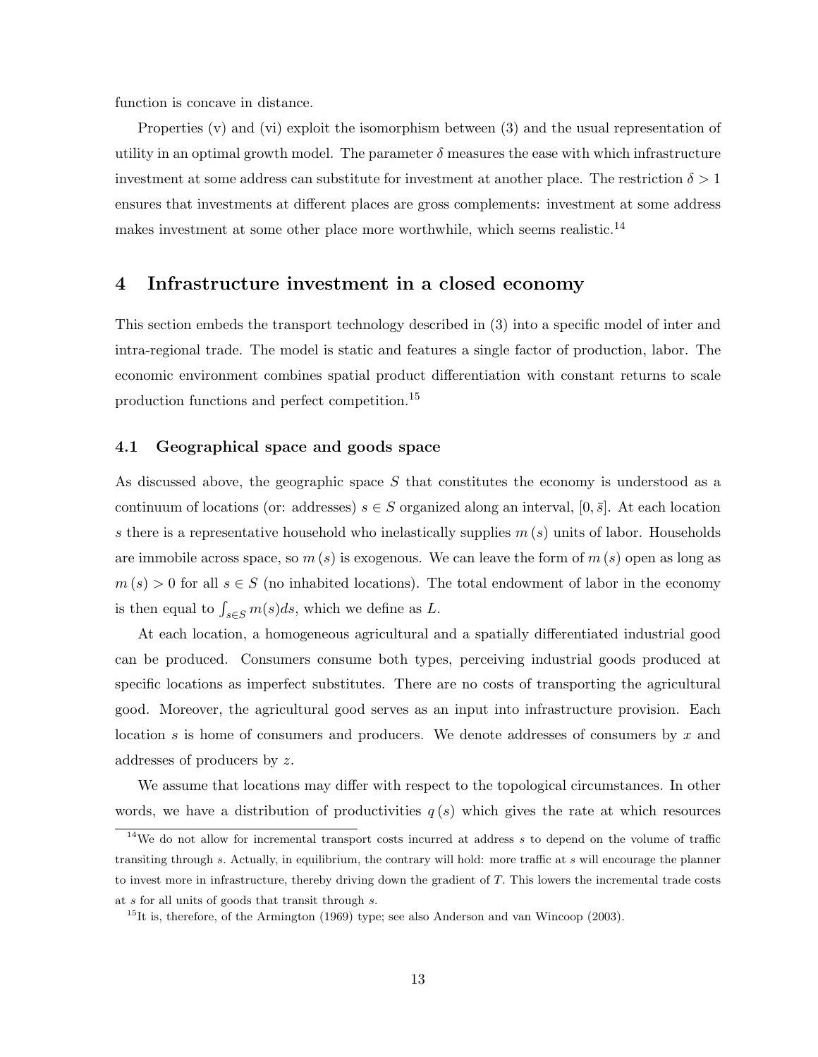function is concave in distance.

Properties (v) and (vi) exploit the isomorphism between (3) and the usual representation of utility in an optimal growth model. The parameter $\delta$ measures the ease with which infrastructure investment at some address can substitute for investment at another place. The restriction $\delta > 1$ ensures that investments at different places are gross complements: investment at some address makes investment at some other place more worthwhile, which seems realistic.[14]

## 4 Infrastructure investment in a closed economy

This section embeds the transport technology described in (3) into a specific model of inter and intra-regional trade. The model is static and features a single factor of production, labor. The economic environment combines spatial product differentiation with constant returns to scale production functions and perfect competition.[15]

### 4.1 Geographical space and goods space

As discussed above, the geographic space $S$ that constitutes the economy is understood as a continuum of locations (or: addresses) $s \in S$ organized along an interval, $[0, \bar{s}]$. At each location $s$ there is a representative household who inelastically supplies $m(s)$ units of labor. Households are immobile across space, so $m(s)$ is exogenous. We can leave the form of $m(s)$ open as long as $m(s) > 0$ for all $s \in S$ (no inhabited locations). The total endowment of labor in the economy is then equal to $\int_{s \in S} m(s) ds$, which we define as $L$.

At each location, a homogeneous agricultural and a spatially differentiated industrial good can be produced. Consumers consume both types, perceiving industrial goods produced at specific locations as imperfect substitutes. There are no costs of transporting the agricultural good. Moreover, the agricultural good serves as an input into infrastructure provision. Each location $s$ is home of consumers and producers. We denote addresses of consumers by $x$ and addresses of producers by $z$.

We assume that locations may differ with respect to the topological circumstances. In other words, we have a distribution of productivities $q(s)$ which gives the rate at which resources

[14] We do not allow for incremental transport costs incurred at address $s$ to depend on the volume of traffic transiting through $s$. Actually, in equilibrium, the contrary will hold: more traffic at $s$ will encourage the planner to invest more in infrastructure, thereby driving down the gradient of $T$. This lowers the incremental trade costs at $s$ for all units of goods that transit through $s$.

[15] It is, therefore, of the Armington (1969) type; see also Anderson and van Wincoop (2003).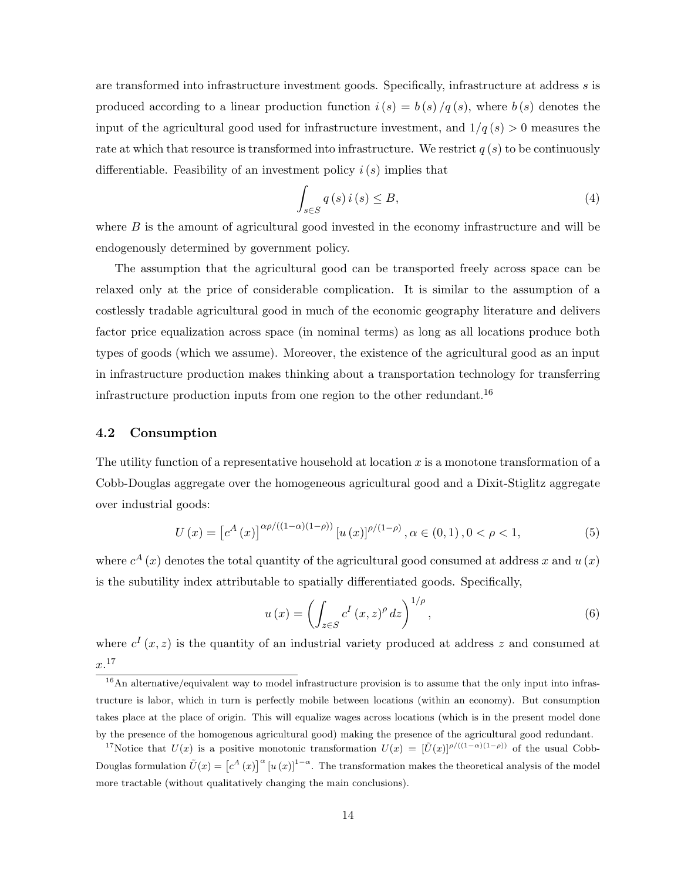are transformed into infrastructure investment goods. Specifically, infrastructure at address $s$ is produced according to a linear production function $i(s) = b(s)/q(s)$, where $b(s)$ denotes the input of the agricultural good used for infrastructure investment, and $1/q(s) > 0$ measures the rate at which that resource is transformed into infrastructure. We restrict $q(s)$ to be continuously differentiable. Feasibility of an investment policy $i(s)$ implies that

$$\int_{s \in S} q(s)\, i(s) \leq B, \tag{4}$$

where $B$ is the amount of agricultural good invested in the economy infrastructure and will be endogenously determined by government policy.

The assumption that the agricultural good can be transported freely across space can be relaxed only at the price of considerable complication. It is similar to the assumption of a costlessly tradable agricultural good in much of the economic geography literature and delivers factor price equalization across space (in nominal terms) as long as all locations produce both types of goods (which we assume). Moreover, the existence of the agricultural good as an input in infrastructure production makes thinking about a transportation technology for transferring infrastructure production inputs from one region to the other redundant.[16]

## 4.2 Consumption

The utility function of a representative household at location $x$ is a monotone transformation of a Cobb-Douglas aggregate over the homogeneous agricultural good and a Dixit-Stiglitz aggregate over industrial goods:

$$U(x) = \left[c^A(x)\right]^{\alpha\rho/((1-\alpha)(1-\rho))} \left[u(x)\right]^{\rho/(1-\rho)}, \alpha \in (0,1), 0 < \rho < 1, \tag{5}$$

where $c^A(x)$ denotes the total quantity of the agricultural good consumed at address $x$ and $u(x)$ is the subutility index attributable to spatially differentiated goods. Specifically,

$$u(x) = \left(\int_{z \in S} c^I(x,z)^\rho\, dz\right)^{1/\rho}, \tag{6}$$

where $c^I(x,z)$ is the quantity of an industrial variety produced at address $z$ and consumed at $x$.[17]

[16] An alternative/equivalent way to model infrastructure provision is to assume that the only input into infrastructure is labor, which in turn is perfectly mobile between locations (within an economy). But consumption takes place at the place of origin. This will equalize wages across locations (which is in the present model done by the presence of the homogenous agricultural good) making the presence of the agricultural good redundant.

[17] Notice that $U(x)$ is a positive monotonic transformation $U(x) = [\tilde{U}(x)]^{\rho/((1-\alpha)(1-\rho))}$ of the usual Cobb-Douglas formulation $\tilde{U}(x) = \left[c^A(x)\right]^\alpha \left[u(x)\right]^{1-\alpha}$. The transformation makes the theoretical analysis of the model more tractable (without qualitatively changing the main conclusions).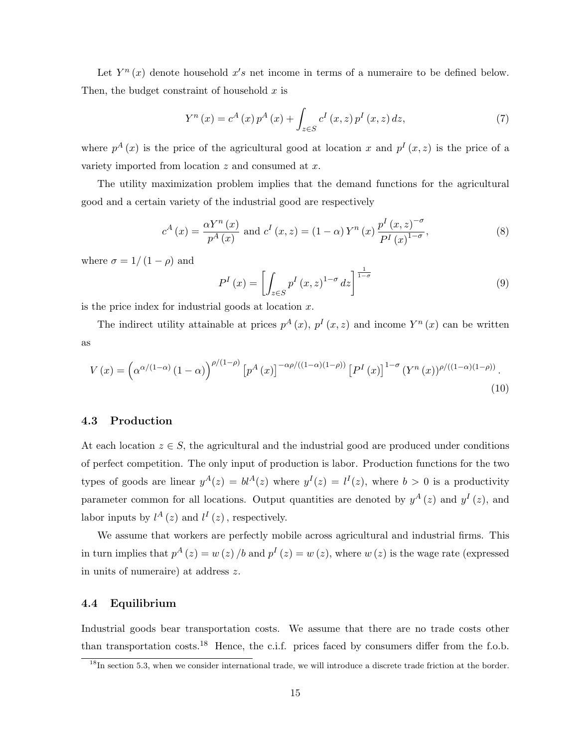Let $Y^n(x)$ denote household $x$'s net income in terms of a numeraire to be defined below. Then, the budget constraint of household $x$ is

$$Y^n(x) = c^A(x)\, p^A(x) + \int_{z \in S} c^I(x,z)\, p^I(x,z)\, dz, \tag{7}$$

where $p^A(x)$ is the price of the agricultural good at location $x$ and $p^I(x,z)$ is the price of a variety imported from location $z$ and consumed at $x$.

The utility maximization problem implies that the demand functions for the agricultural good and a certain variety of the industrial good are respectively

$$c^A(x) = \frac{\alpha Y^n(x)}{p^A(x)} \text{ and } c^I(x,z) = (1-\alpha)\, Y^n(x) \frac{p^I(x,z)^{-\sigma}}{P^I(x)^{1-\sigma}}, \tag{8}$$

where $\sigma = 1/(1-\rho)$ and

$$P^I(x) = \left[\int_{z \in S} p^I(x,z)^{1-\sigma} dz\right]^{\frac{1}{1-\sigma}} \tag{9}$$

is the price index for industrial goods at location $x$.

The indirect utility attainable at prices $p^A(x)$, $p^I(x,z)$ and income $Y^n(x)$ can be written as

$$V(x) = \left(\alpha^{\alpha/(1-\alpha)}(1-\alpha)\right)^{\rho/(1-\rho)} \left[p^A(x)\right]^{-\alpha\rho/((1-\alpha)(1-\rho))} \left[P^I(x)\right]^{1-\sigma} \left(Y^n(x)\right)^{\rho/((1-\alpha)(1-\rho))}. \tag{10}$$

### 4.3 Production

At each location $z \in S$, the agricultural and the industrial good are produced under conditions of perfect competition. The only input of production is labor. Production functions for the two types of goods are linear $y^A(z) = bl^A(z)$ where $y^I(z) = l^I(z)$, where $b > 0$ is a productivity parameter common for all locations. Output quantities are denoted by $y^A(z)$ and $y^I(z)$, and labor inputs by $l^A(z)$ and $l^I(z)$, respectively.

We assume that workers are perfectly mobile across agricultural and industrial firms. This in turn implies that $p^A(z) = w(z)/b$ and $p^I(z) = w(z)$, where $w(z)$ is the wage rate (expressed in units of numeraire) at address $z$.

### 4.4 Equilibrium

Industrial goods bear transportation costs. We assume that there are no trade costs other than transportation costs.[18] Hence, the c.i.f. prices faced by consumers differ from the f.o.b.

[18] In section 5.3, when we consider international trade, we will introduce a discrete trade friction at the border.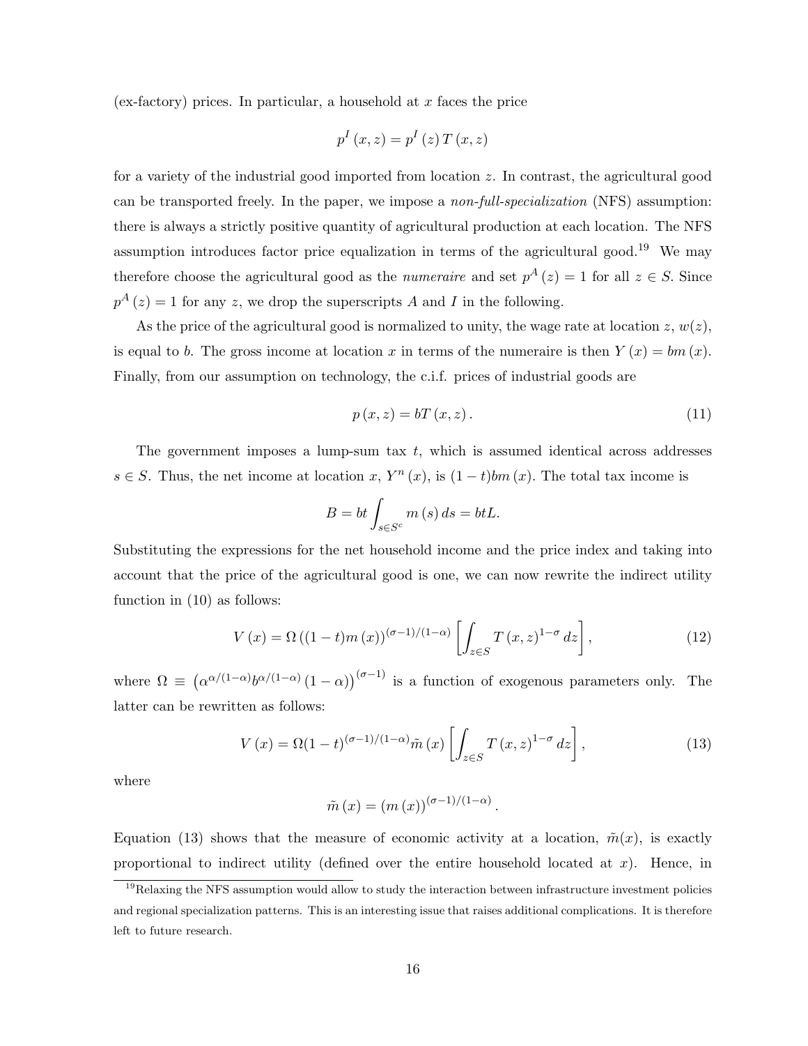(ex-factory) prices. In particular, a household at $x$ faces the price

$$p^I(x,z) = p^I(z)\, T(x,z)$$

for a variety of the industrial good imported from location $z$. In contrast, the agricultural good can be transported freely. In the paper, we impose a *non-full-specialization* (NFS) assumption: there is always a strictly positive quantity of agricultural production at each location. The NFS assumption introduces factor price equalization in terms of the agricultural good.[19] We may therefore choose the agricultural good as the *numeraire* and set $p^A(z) = 1$ for all $z \in S$. Since $p^A(z) = 1$ for any $z$, we drop the superscripts $A$ and $I$ in the following.

As the price of the agricultural good is normalized to unity, the wage rate at location $z$, $w(z)$, is equal to $b$. The gross income at location $x$ in terms of the numeraire is then $Y(x) = bm(x)$. Finally, from our assumption on technology, the c.i.f. prices of industrial goods are

$$p(x,z) = bT(x,z). \tag{11}$$

The government imposes a lump-sum tax $t$, which is assumed identical across addresses $s \in S$. Thus, the net income at location $x$, $Y^n(x)$, is $(1-t)bm(x)$. The total tax income is

$$B = bt\int_{s\in S^c} m(s)\, ds = btL.$$

Substituting the expressions for the net household income and the price index and taking into account that the price of the agricultural good is one, we can now rewrite the indirect utility function in (10) as follows:

$$V(x) = \Omega\left((1-t)m(x)\right)^{(\sigma-1)/(1-\alpha)}\left[\int_{z\in S} T(x,z)^{1-\sigma}\, dz\right], \tag{12}$$

where $\Omega \equiv \left(\alpha^{\alpha/(1-\alpha)} b^{\alpha/(1-\alpha)}(1-\alpha)\right)^{(\sigma-1)}$ is a function of exogenous parameters only. The latter can be rewritten as follows:

$$V(x) = \Omega(1-t)^{(\sigma-1)/(1-\alpha)}\tilde{m}(x)\left[\int_{z\in S} T(x,z)^{1-\sigma}\, dz\right], \tag{13}$$

where

$$\tilde{m}(x) = (m(x))^{(\sigma-1)/(1-\alpha)}.$$

Equation (13) shows that the measure of economic activity at a location, $\tilde{m}(x)$, is exactly proportional to indirect utility (defined over the entire household located at $x$). Hence, in

[19] Relaxing the NFS assumption would allow to study the interaction between infrastructure investment policies and regional specialization patterns. This is an interesting issue that raises additional complications. It is therefore left to future research.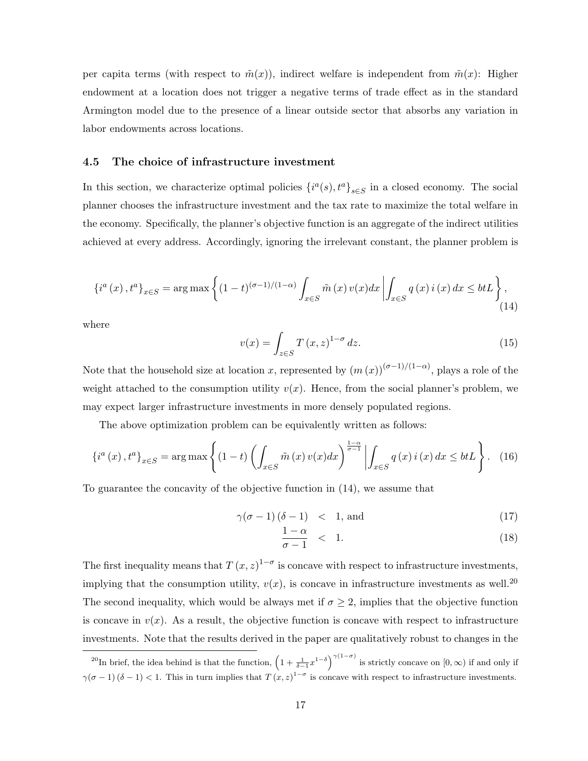per capita terms (with respect to $\tilde{m}(x)$), indirect welfare is independent from $\tilde{m}(x)$: Higher endowment at a location does not trigger a negative terms of trade effect as in the standard Armington model due to the presence of a linear outside sector that absorbs any variation in labor endowments across locations.

### 4.5 The choice of infrastructure investment

In this section, we characterize optimal policies $\{i^a(s), t^a\}_{s\in S}$ in a closed economy. The social planner chooses the infrastructure investment and the tax rate to maximize the total welfare in the economy. Specifically, the planner's objective function is an aggregate of the indirect utilities achieved at every address. Accordingly, ignoring the irrelevant constant, the planner problem is

$$\{i^a(x), t^a\}_{x\in S} = \arg\max \left\{ (1-t)^{(\sigma-1)/(1-\alpha)} \int_{x\in S} \tilde{m}(x)\, v(x)dx \,\middle|\, \int_{x\in S} q(x)\, i(x)\, dx \leq btL \right\}, \tag{14}$$

where

$$v(x) = \int_{z\in S} T(x,z)^{1-\sigma} dz. \tag{15}$$

Note that the household size at location $x$, represented by $(m(x))^{(\sigma-1)/(1-\alpha)}$, plays a role of the weight attached to the consumption utility $v(x)$. Hence, from the social planner's problem, we may expect larger infrastructure investments in more densely populated regions.

The above optimization problem can be equivalently written as follows:

$$\{i^a(x), t^a\}_{x\in S} = \arg\max \left\{ (1-t) \left( \int_{x\in S} \tilde{m}(x)\, v(x)dx \right)^{\frac{1-\alpha}{\sigma-1}} \,\middle|\, \int_{x\in S} q(x)\, i(x)\, dx \leq btL \right\}. \tag{16}$$

To guarantee the concavity of the objective function in (14), we assume that

$$\gamma(\sigma-1)(\delta-1) < 1, \text{ and} \tag{17}$$

$$\frac{1-\alpha}{\sigma-1} < 1. \tag{18}$$

The first inequality means that $T(x,z)^{1-\sigma}$ is concave with respect to infrastructure investments, implying that the consumption utility, $v(x)$, is concave in infrastructure investments as well.[20] The second inequality, which would be always met if $\sigma \geq 2$, implies that the objective function is concave in $v(x)$. As a result, the objective function is concave with respect to infrastructure investments. Note that the results derived in the paper are qualitatively robust to changes in the

[20] In brief, the idea behind is that the function, $\left(1 + \frac{1}{\delta-1}x^{1-\delta}\right)^{\gamma(1-\sigma)}$ is strictly concave on $[0,\infty)$ if and only if $\gamma(\sigma-1)(\delta-1) < 1$. This in turn implies that $T(x,z)^{1-\sigma}$ is concave with respect to infrastructure investments.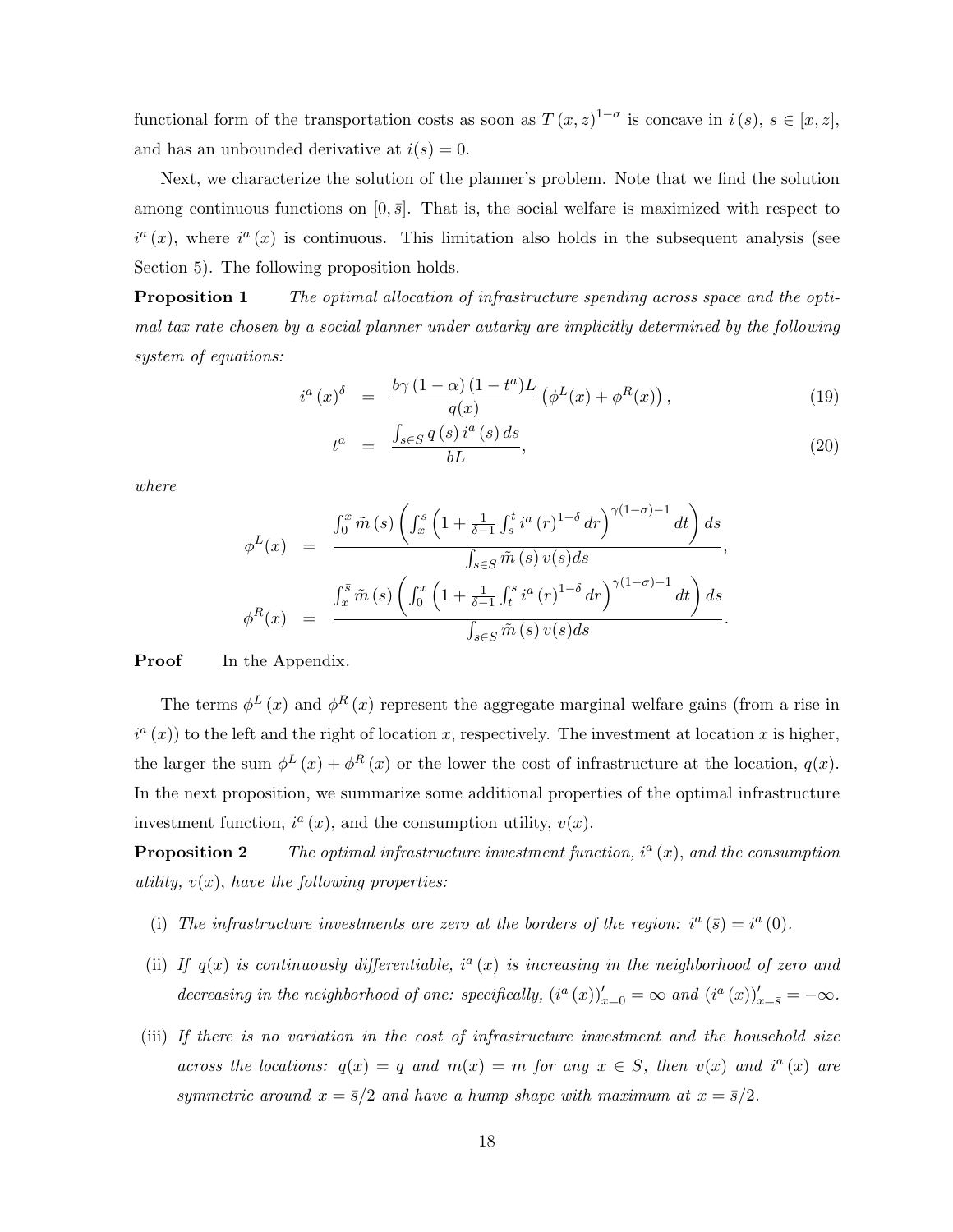functional form of the transportation costs as soon as $T(x,z)^{1-\sigma}$ is concave in $i(s)$, $s \in [x,z]$, and has an unbounded derivative at $i(s) = 0$.

Next, we characterize the solution of the planner's problem. Note that we find the solution among continuous functions on $[0, \bar{s}]$. That is, the social welfare is maximized with respect to $i^a(x)$, where $i^a(x)$ is continuous. This limitation also holds in the subsequent analysis (see Section 5). The following proposition holds.

**Proposition 1** *The optimal allocation of infrastructure spending across space and the optimal tax rate chosen by a social planner under autarky are implicitly determined by the following system of equations:*

$$i^a(x)^\delta = \frac{b\gamma(1-\alpha)(1-t^a)L}{q(x)}\left(\phi^L(x) + \phi^R(x)\right), \tag{19}$$

$$t^a = \frac{\int_{s\in S} q(s)\, i^a(s)\, ds}{bL}, \tag{20}$$

*where*

$$\phi^L(x) = \frac{\int_0^x \tilde{m}(s)\left(\int_x^{\bar{s}}\left(1 + \frac{1}{\delta-1}\int_s^t i^a(r)^{1-\delta}\, dr\right)^{\gamma(1-\sigma)-1} dt\right) ds}{\int_{s\in S}\tilde{m}(s)\, v(s) ds},$$

$$\phi^R(x) = \frac{\int_x^{\bar{s}} \tilde{m}(s)\left(\int_0^x\left(1 + \frac{1}{\delta-1}\int_t^s i^a(r)^{1-\delta}\, dr\right)^{\gamma(1-\sigma)-1} dt\right) ds}{\int_{s\in S}\tilde{m}(s)\, v(s) ds}.$$

**Proof** In the Appendix.

The terms $\phi^L(x)$ and $\phi^R(x)$ represent the aggregate marginal welfare gains (from a rise in $i^a(x)$) to the left and the right of location $x$, respectively. The investment at location $x$ is higher, the larger the sum $\phi^L(x) + \phi^R(x)$ or the lower the cost of infrastructure at the location, $q(x)$. In the next proposition, we summarize some additional properties of the optimal infrastructure investment function, $i^a(x)$, and the consumption utility, $v(x)$.

**Proposition 2** *The optimal infrastructure investment function, $i^a(x)$, and the consumption utility, $v(x)$, have the following properties:*

- (i) *The infrastructure investments are zero at the borders of the region: $i^a(\bar{s}) = i^a(0)$.*
- (ii) *If $q(x)$ is continuously differentiable, $i^a(x)$ is increasing in the neighborhood of zero and decreasing in the neighborhood of one: specifically, $(i^a(x))'_{x=0} = \infty$ and $(i^a(x))'_{x=\bar{s}} = -\infty$.*
- (iii) *If there is no variation in the cost of infrastructure investment and the household size across the locations: $q(x) = q$ and $m(x) = m$ for any $x \in S$, then $v(x)$ and $i^a(x)$ are symmetric around $x = \bar{s}/2$ and have a hump shape with maximum at $x = \bar{s}/2$.*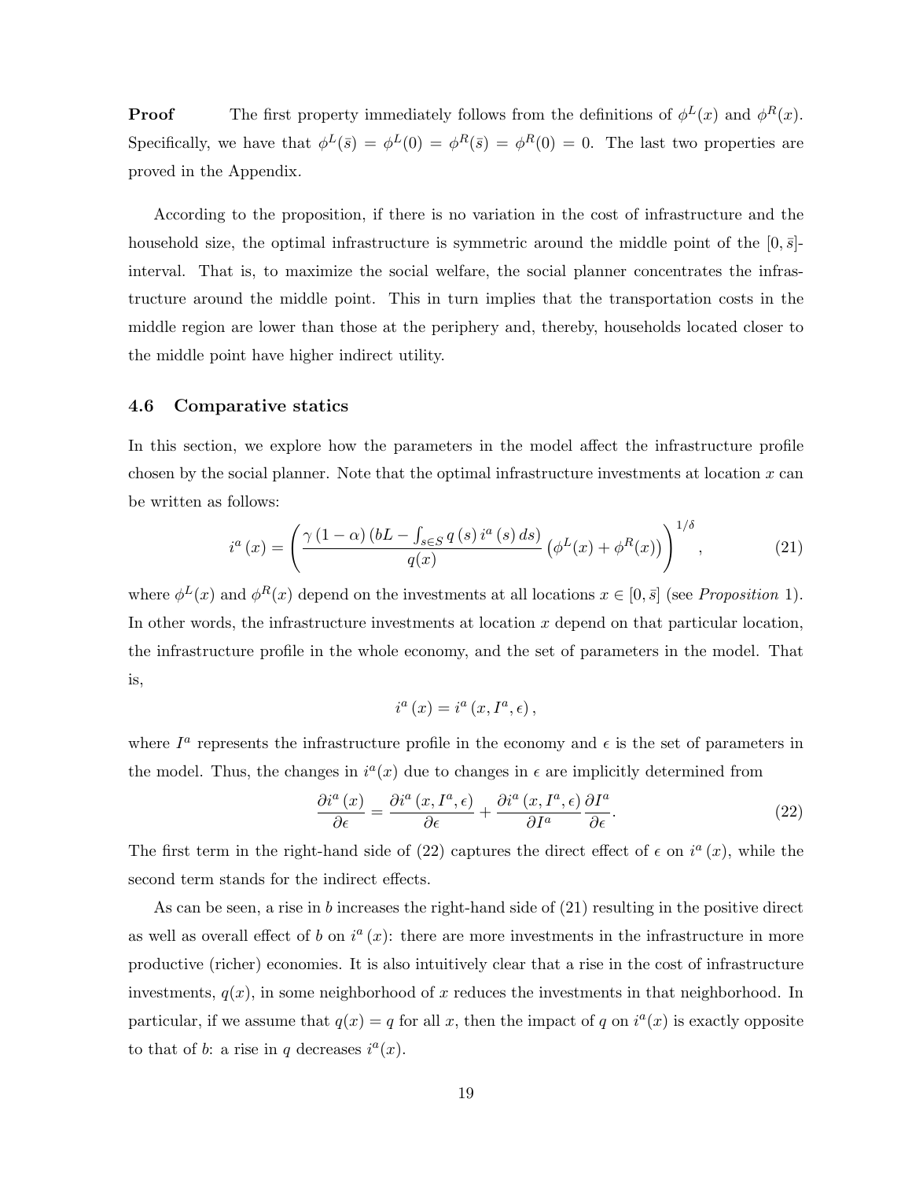**Proof** The first property immediately follows from the definitions of $\phi^L(x)$ and $\phi^R(x)$. Specifically, we have that $\phi^L(\bar{s}) = \phi^L(0) = \phi^R(\bar{s}) = \phi^R(0) = 0$. The last two properties are proved in the Appendix.

According to the proposition, if there is no variation in the cost of infrastructure and the household size, the optimal infrastructure is symmetric around the middle point of the $[0, \bar{s}]$-interval. That is, to maximize the social welfare, the social planner concentrates the infrastructure around the middle point. This in turn implies that the transportation costs in the middle region are lower than those at the periphery and, thereby, households located closer to the middle point have higher indirect utility.

### 4.6 Comparative statics

In this section, we explore how the parameters in the model affect the infrastructure profile chosen by the social planner. Note that the optimal infrastructure investments at location $x$ can be written as follows:

$$i^a(x) = \left( \frac{\gamma(1-\alpha)\left(bL - \int_{s \in S} q(s)\, i^a(s)\, ds\right)}{q(x)} \left(\phi^L(x) + \phi^R(x)\right) \right)^{1/\delta}, \tag{21}$$

where $\phi^L(x)$ and $\phi^R(x)$ depend on the investments at all locations $x \in [0, \bar{s}]$ (see *Proposition* 1). In other words, the infrastructure investments at location $x$ depend on that particular location, the infrastructure profile in the whole economy, and the set of parameters in the model. That is,

$$i^a(x) = i^a(x, I^a, \epsilon),$$

where $I^a$ represents the infrastructure profile in the economy and $\epsilon$ is the set of parameters in the model. Thus, the changes in $i^a(x)$ due to changes in $\epsilon$ are implicitly determined from

$$\frac{\partial i^a(x)}{\partial \epsilon} = \frac{\partial i^a(x, I^a, \epsilon)}{\partial \epsilon} + \frac{\partial i^a(x, I^a, \epsilon)}{\partial I^a}\frac{\partial I^a}{\partial \epsilon}. \tag{22}$$

The first term in the right-hand side of (22) captures the direct effect of $\epsilon$ on $i^a(x)$, while the second term stands for the indirect effects.

As can be seen, a rise in $b$ increases the right-hand side of (21) resulting in the positive direct as well as overall effect of $b$ on $i^a(x)$: there are more investments in the infrastructure in more productive (richer) economies. It is also intuitively clear that a rise in the cost of infrastructure investments, $q(x)$, in some neighborhood of $x$ reduces the investments in that neighborhood. In particular, if we assume that $q(x) = q$ for all $x$, then the impact of $q$ on $i^a(x)$ is exactly opposite to that of $b$: a rise in $q$ decreases $i^a(x)$.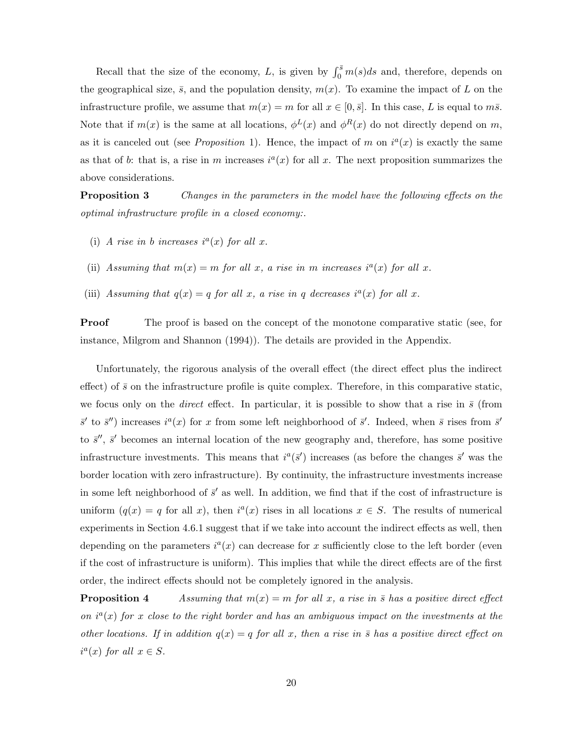Recall that the size of the economy, $L$, is given by $\int_0^{\bar{s}} m(s)ds$ and, therefore, depends on the geographical size, $\bar{s}$, and the population density, $m(x)$. To examine the impact of $L$ on the infrastructure profile, we assume that $m(x) = m$ for all $x \in [0, \bar{s}]$. In this case, $L$ is equal to $m\bar{s}$. Note that if $m(x)$ is the same at all locations, $\phi^L(x)$ and $\phi^R(x)$ do not directly depend on $m$, as it is canceled out (see *Proposition* 1). Hence, the impact of $m$ on $i^a(x)$ is exactly the same as that of $b$: that is, a rise in $m$ increases $i^a(x)$ for all $x$. The next proposition summarizes the above considerations.

**Proposition 3** *Changes in the parameters in the model have the following effects on the optimal infrastructure profile in a closed economy:.*

(i) *A rise in $b$ increases $i^a(x)$ for all $x$.*

(ii) *Assuming that $m(x) = m$ for all $x$, a rise in $m$ increases $i^a(x)$ for all $x$.*

(iii) *Assuming that $q(x) = q$ for all $x$, a rise in $q$ decreases $i^a(x)$ for all $x$.*

**Proof** The proof is based on the concept of the monotone comparative static (see, for instance, Milgrom and Shannon (1994)). The details are provided in the Appendix.

Unfortunately, the rigorous analysis of the overall effect (the direct effect plus the indirect effect) of $\bar{s}$ on the infrastructure profile is quite complex. Therefore, in this comparative static, we focus only on the *direct* effect. In particular, it is possible to show that a rise in $\bar{s}$ (from $\bar{s}'$ to $\bar{s}''$) increases $i^a(x)$ for $x$ from some left neighborhood of $\bar{s}'$. Indeed, when $\bar{s}$ rises from $\bar{s}'$ to $\bar{s}''$, $\bar{s}'$ becomes an internal location of the new geography and, therefore, has some positive infrastructure investments. This means that $i^a(\bar{s}')$ increases (as before the changes $\bar{s}'$ was the border location with zero infrastructure). By continuity, the infrastructure investments increase in some left neighborhood of $\bar{s}'$ as well. In addition, we find that if the cost of infrastructure is uniform ($q(x) = q$ for all $x$), then $i^a(x)$ rises in all locations $x \in S$. The results of numerical experiments in Section 4.6.1 suggest that if we take into account the indirect effects as well, then depending on the parameters $i^a(x)$ can decrease for $x$ sufficiently close to the left border (even if the cost of infrastructure is uniform). This implies that while the direct effects are of the first order, the indirect effects should not be completely ignored in the analysis.

**Proposition 4** *Assuming that $m(x) = m$ for all $x$, a rise in $\bar{s}$ has a positive direct effect on $i^a(x)$ for $x$ close to the right border and has an ambiguous impact on the investments at the other locations. If in addition $q(x) = q$ for all $x$, then a rise in $\bar{s}$ has a positive direct effect on $i^a(x)$ for all $x \in S$.*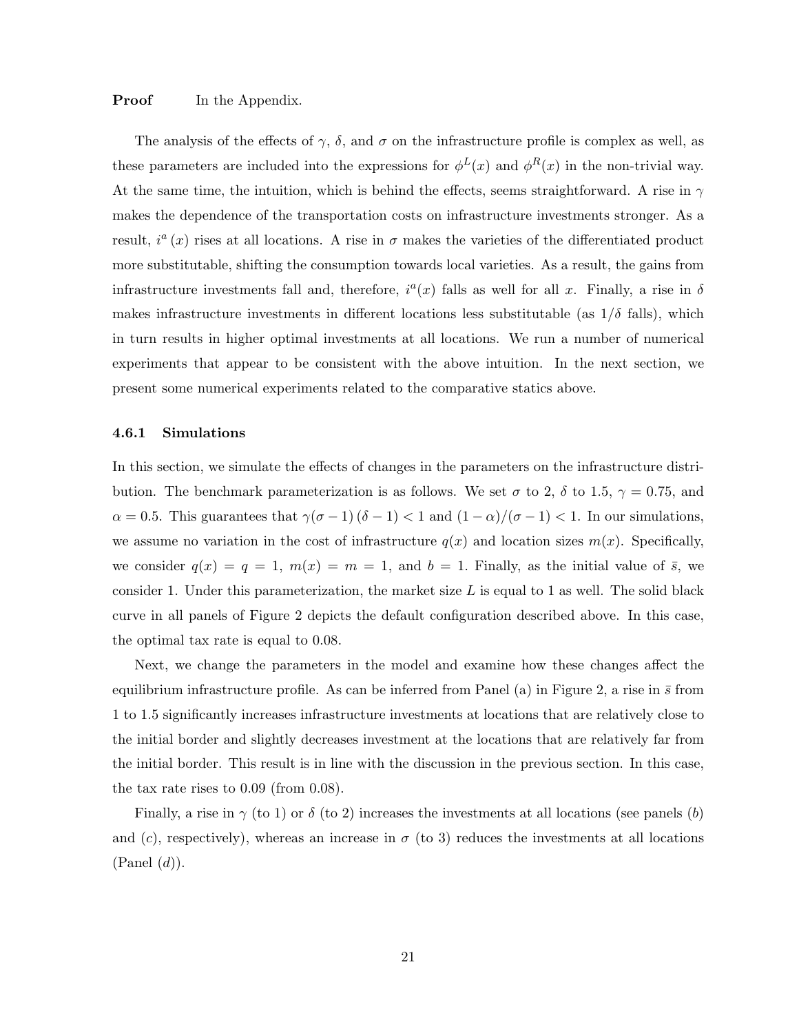**Proof** In the Appendix.

The analysis of the effects of $\gamma$, $\delta$, and $\sigma$ on the infrastructure profile is complex as well, as these parameters are included into the expressions for $\phi^L(x)$ and $\phi^R(x)$ in the non-trivial way. At the same time, the intuition, which is behind the effects, seems straightforward. A rise in $\gamma$ makes the dependence of the transportation costs on infrastructure investments stronger. As a result, $i^a(x)$ rises at all locations. A rise in $\sigma$ makes the varieties of the differentiated product more substitutable, shifting the consumption towards local varieties. As a result, the gains from infrastructure investments fall and, therefore, $i^a(x)$ falls as well for all $x$. Finally, a rise in $\delta$ makes infrastructure investments in different locations less substitutable (as $1/\delta$ falls), which in turn results in higher optimal investments at all locations. We run a number of numerical experiments that appear to be consistent with the above intuition. In the next section, we present some numerical experiments related to the comparative statics above.

### 4.6.1 Simulations

In this section, we simulate the effects of changes in the parameters on the infrastructure distribution. The benchmark parameterization is as follows. We set $\sigma$ to 2, $\delta$ to 1.5, $\gamma = 0.75$, and $\alpha = 0.5$. This guarantees that $\gamma(\sigma-1)(\delta-1) < 1$ and $(1-\alpha)/(\sigma-1) < 1$. In our simulations, we assume no variation in the cost of infrastructure $q(x)$ and location sizes $m(x)$. Specifically, we consider $q(x) = q = 1$, $m(x) = m = 1$, and $b = 1$. Finally, as the initial value of $\bar{s}$, we consider 1. Under this parameterization, the market size $L$ is equal to 1 as well. The solid black curve in all panels of Figure 2 depicts the default configuration described above. In this case, the optimal tax rate is equal to 0.08.

Next, we change the parameters in the model and examine how these changes affect the equilibrium infrastructure profile. As can be inferred from Panel (a) in Figure 2, a rise in $\bar{s}$ from 1 to 1.5 significantly increases infrastructure investments at locations that are relatively close to the initial border and slightly decreases investment at the locations that are relatively far from the initial border. This result is in line with the discussion in the previous section. In this case, the tax rate rises to 0.09 (from 0.08).

Finally, a rise in $\gamma$ (to 1) or $\delta$ (to 2) increases the investments at all locations (see panels (*b*) and (*c*), respectively), whereas an increase in $\sigma$ (to 3) reduces the investments at all locations (Panel (*d*)).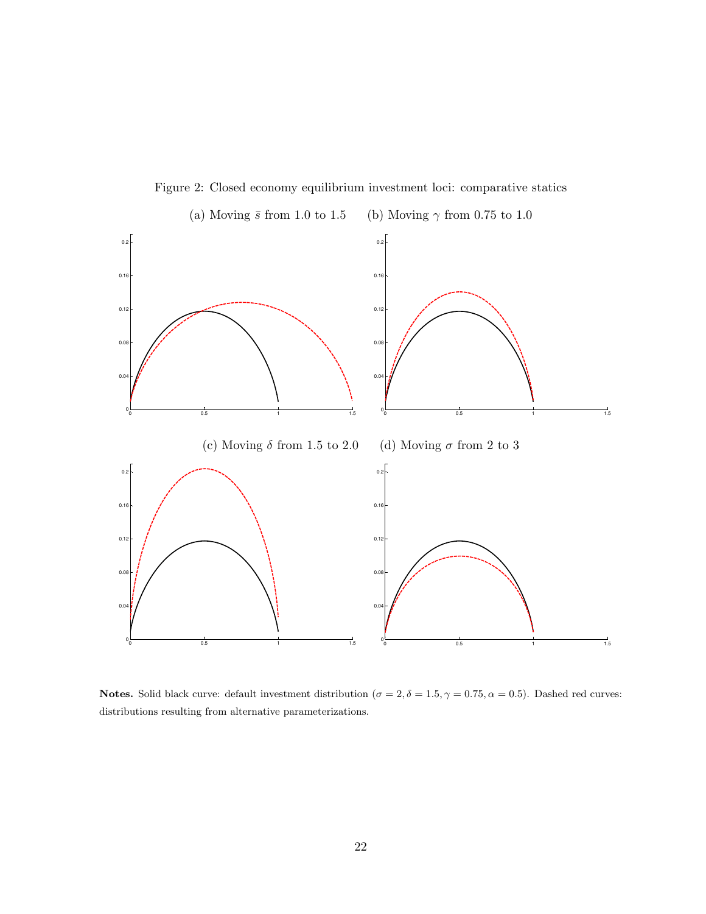Figure 2: Closed economy equilibrium investment loci: comparative statics

(a) Moving $\bar{s}$ from 1.0 to 1.5

(b) Moving $\gamma$ from 0.75 to 1.0

(c) Moving $\delta$ from 1.5 to 2.0

(d) Moving $\sigma$ from 2 to 3

**Notes.** Solid black curve: default investment distribution ($\sigma = 2, \delta = 1.5, \gamma = 0.75, \alpha = 0.5$). Dashed red curves: distributions resulting from alternative parameterizations.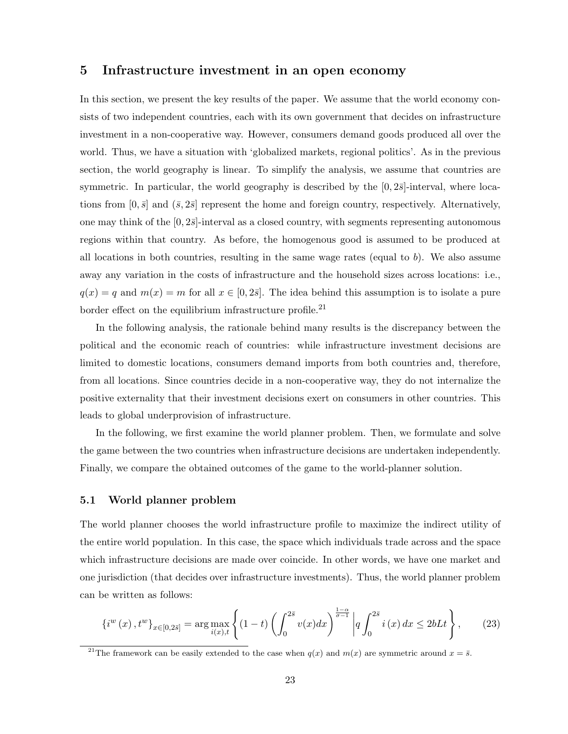## 5 Infrastructure investment in an open economy

In this section, we present the key results of the paper. We assume that the world economy consists of two independent countries, each with its own government that decides on infrastructure investment in a non-cooperative way. However, consumers demand goods produced all over the world. Thus, we have a situation with 'globalized markets, regional politics'. As in the previous section, the world geography is linear. To simplify the analysis, we assume that countries are symmetric. In particular, the world geography is described by the $[0, 2\bar{s}]$-interval, where locations from $[0, \bar{s}]$ and $(\bar{s}, 2\bar{s}]$ represent the home and foreign country, respectively. Alternatively, one may think of the $[0, 2\bar{s}]$-interval as a closed country, with segments representing autonomous regions within that country. As before, the homogenous good is assumed to be produced at all locations in both countries, resulting in the same wage rates (equal to $b$). We also assume away any variation in the costs of infrastructure and the household sizes across locations: i.e., $q(x) = q$ and $m(x) = m$ for all $x \in [0, 2\bar{s}]$. The idea behind this assumption is to isolate a pure border effect on the equilibrium infrastructure profile.[21]

In the following analysis, the rationale behind many results is the discrepancy between the political and the economic reach of countries: while infrastructure investment decisions are limited to domestic locations, consumers demand imports from both countries and, therefore, from all locations. Since countries decide in a non-cooperative way, they do not internalize the positive externality that their investment decisions exert on consumers in other countries. This leads to global underprovision of infrastructure.

In the following, we first examine the world planner problem. Then, we formulate and solve the game between the two countries when infrastructure decisions are undertaken independently. Finally, we compare the obtained outcomes of the game to the world-planner solution.

### 5.1 World planner problem

The world planner chooses the world infrastructure profile to maximize the indirect utility of the entire world population. In this case, the space which individuals trade across and the space which infrastructure decisions are made over coincide. In other words, we have one market and one jurisdiction (that decides over infrastructure investments). Thus, the world planner problem can be written as follows:

$$\{i^w(x), t^w\}_{x \in [0, 2\bar{s}]} = \arg\max_{i(x), t} \left\{ (1-t) \left( \int_0^{2\bar{s}} v(x) dx \right)^{\frac{1-\alpha}{\sigma-1}} \middle| q \int_0^{2\bar{s}} i(x) \, dx \leq 2bLt \right\}, \tag{23}$$

[21] The framework can be easily extended to the case when $q(x)$ and $m(x)$ are symmetric around $x = \bar{s}$.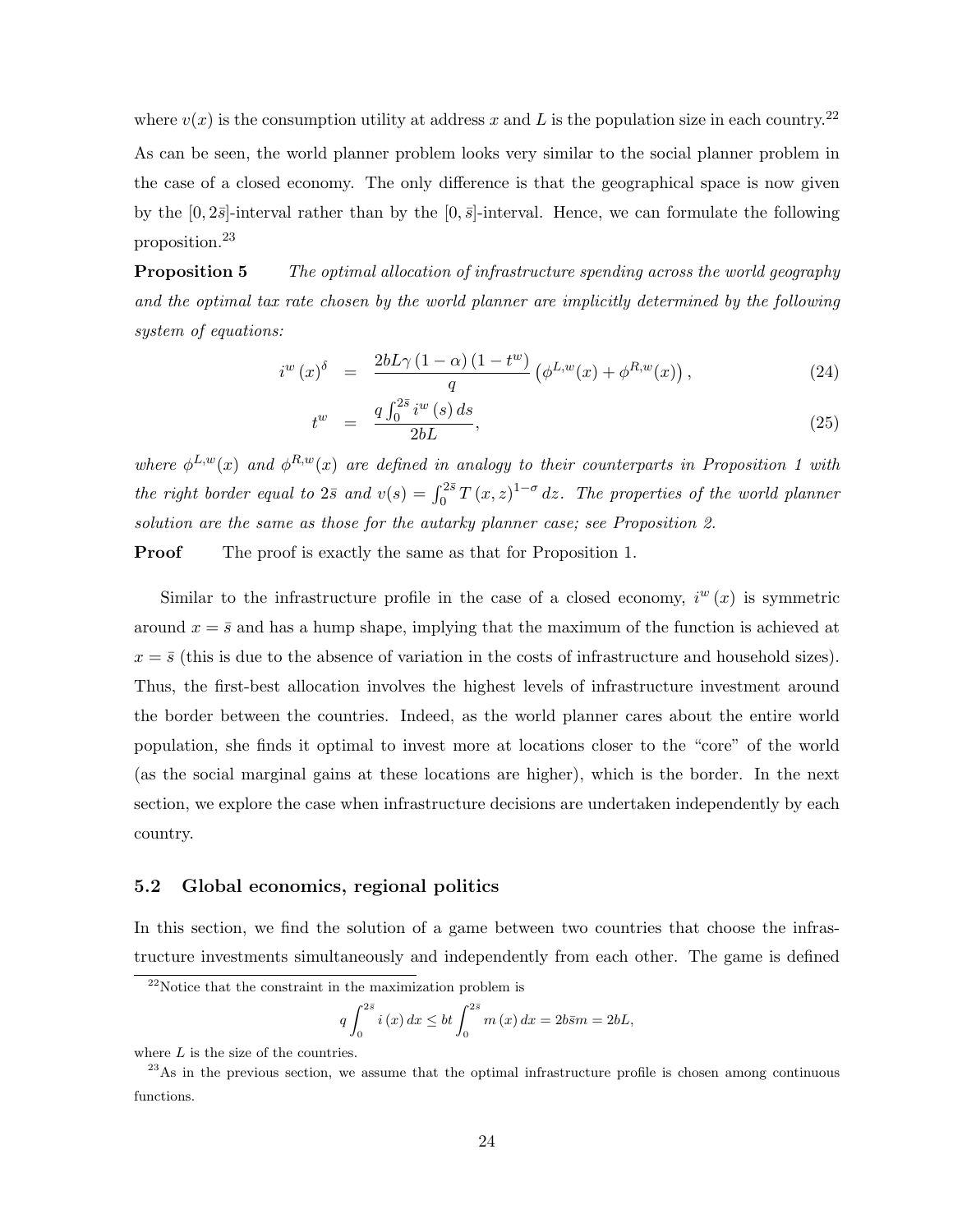where $v(x)$ is the consumption utility at address $x$ and $L$ is the population size in each country.[22] As can be seen, the world planner problem looks very similar to the social planner problem in the case of a closed economy. The only difference is that the geographical space is now given by the $[0, 2\bar{s}]$-interval rather than by the $[0, \bar{s}]$-interval. Hence, we can formulate the following proposition.[23]

**Proposition 5** *The optimal allocation of infrastructure spending across the world geography and the optimal tax rate chosen by the world planner are implicitly determined by the following system of equations:*

$$
\begin{aligned}
i^w(x)^{\delta} &= \frac{2bL\gamma(1-\alpha)(1-t^w)}{q}\left(\phi^{L,w}(x) + \phi^{R,w}(x)\right), & (24)\\
t^w &= \frac{q\int_0^{2\bar{s}} i^w(s)\,ds}{2bL}, & (25)
\end{aligned}
$$

*where $\phi^{L,w}(x)$ and $\phi^{R,w}(x)$ are defined in analogy to their counterparts in Proposition 1 with the right border equal to $2\bar{s}$ and $v(s) = \int_0^{2\bar{s}} T(x,z)^{1-\sigma}\,dz$. The properties of the world planner solution are the same as those for the autarky planner case; see Proposition 2.*

**Proof** The proof is exactly the same as that for Proposition 1.

Similar to the infrastructure profile in the case of a closed economy, $i^w(x)$ is symmetric around $x = \bar{s}$ and has a hump shape, implying that the maximum of the function is achieved at $x = \bar{s}$ (this is due to the absence of variation in the costs of infrastructure and household sizes). Thus, the first-best allocation involves the highest levels of infrastructure investment around the border between the countries. Indeed, as the world planner cares about the entire world population, she finds it optimal to invest more at locations closer to the "core" of the world (as the social marginal gains at these locations are higher), which is the border. In the next section, we explore the case when infrastructure decisions are undertaken independently by each country.

## 5.2 Global economics, regional politics

In this section, we find the solution of a game between two countries that choose the infrastructure investments simultaneously and independently from each other. The game is defined

---

[22] Notice that the constraint in the maximization problem is

$$
q\int_0^{2\bar{s}} i(x)\,dx \le bt\int_0^{2\bar{s}} m(x)\,dx = 2b\bar{s}m = 2bL,
$$

where $L$ is the size of the countries.

[23] As in the previous section, we assume that the optimal infrastructure profile is chosen among continuous functions.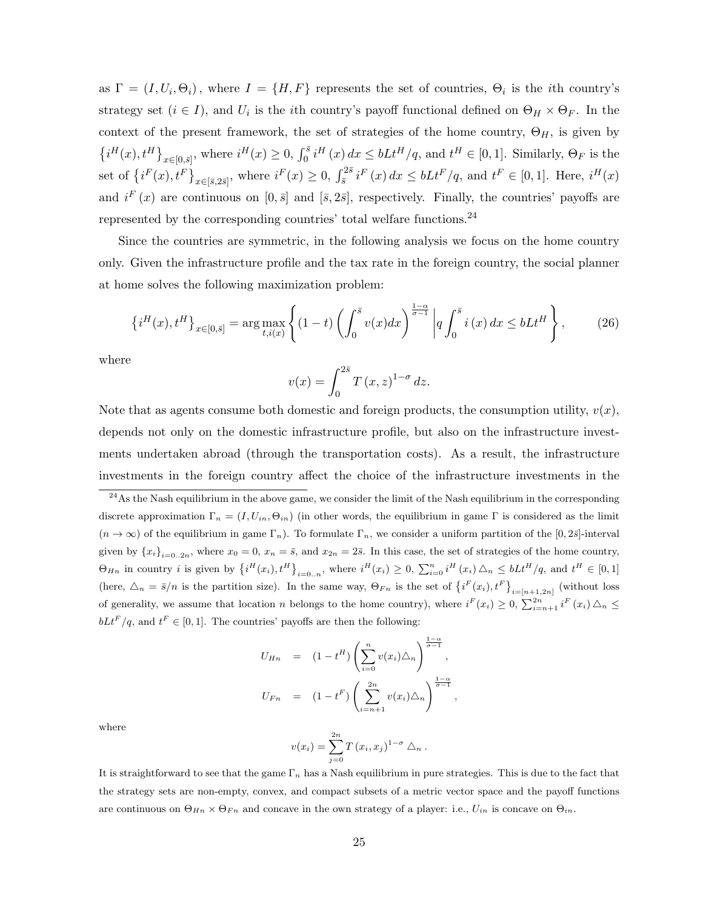as $\Gamma = (I, U_i, \Theta_i)$, where $I = \{H, F\}$ represents the set of countries, $\Theta_i$ is the $i$th country's strategy set ($i \in I$), and $U_i$ is the $i$th country's payoff functional defined on $\Theta_H \times \Theta_F$. In the context of the present framework, the set of strategies of the home country, $\Theta_H$, is given by $\{i^H(x), t^H\}_{x\in[0,\bar{s}]}$, where $i^H(x) \geq 0$, $\int_0^{\bar{s}} i^H(x)\,dx \leq bLt^H/q$, and $t^H \in [0,1]$. Similarly, $\Theta_F$ is the set of $\{i^F(x), t^F\}_{x\in[\bar{s},2\bar{s}]}$, where $i^F(x) \geq 0$, $\int_{\bar{s}}^{2\bar{s}} i^F(x)\,dx \leq bLt^F/q$, and $t^F \in [0,1]$. Here, $i^H(x)$ and $i^F(x)$ are continuous on $[0,\bar{s}]$ and $[\bar{s}, 2\bar{s}]$, respectively. Finally, the countries' payoffs are represented by the corresponding countries' total welfare functions.[24]

Since the countries are symmetric, in the following analysis we focus on the home country only. Given the infrastructure profile and the tax rate in the foreign country, the social planner at home solves the following maximization problem:

$$\{i^H(x), t^H\}_{x\in[0,\bar{s}]} = \arg\max_{t, i(x)} \left\{ (1-t)\left(\int_0^{\bar{s}} v(x)dx\right)^{\frac{1-\alpha}{\sigma-1}} \middle| q\int_0^{\bar{s}} i(x)\,dx \leq bLt^H \right\}, \tag{26}$$

where

$$v(x) = \int_0^{2\bar{s}} T(x,z)^{1-\sigma}\,dz.$$

Note that as agents consume both domestic and foreign products, the consumption utility, $v(x)$, depends not only on the domestic infrastructure profile, but also on the infrastructure investments undertaken abroad (through the transportation costs). As a result, the infrastructure investments in the foreign country affect the choice of the infrastructure investments in the

---

[24] As the Nash equilibrium in the above game, we consider the limit of the Nash equilibrium in the corresponding discrete approximation $\Gamma_n = (I, U_{in}, \Theta_{in})$ (in other words, the equilibrium in game $\Gamma$ is considered as the limit ($n \to \infty$) of the equilibrium in game $\Gamma_n$). To formulate $\Gamma_n$, we consider a uniform partition of the $[0, 2\bar{s}]$-interval given by $\{x_i\}_{i=0..2n}$, where $x_0 = 0$, $x_n = \bar{s}$, and $x_{2n} = 2\bar{s}$. In this case, the set of strategies of the home country, $\Theta_{Hn}$ in country $i$ is given by $\{i^H(x_i), t^H\}_{i=0..n}$, where $i^H(x_i) \geq 0$, $\sum_{i=0}^n i^H(x_i)\triangle_n \leq bLt^H/q$, and $t^H \in [0,1]$ (here, $\triangle_n = \bar{s}/n$ is the partition size). In the same way, $\Theta_{Fn}$ is the set of $\{i^F(x_i), t^F\}_{i=[n+1,2n]}$ (without loss of generality, we assume that location $n$ belongs to the home country), where $i^F(x_i) \geq 0$, $\sum_{i=n+1}^{2n} i^F(x_i)\triangle_n \leq bLt^F/q$, and $t^F \in [0,1]$. The countries' payoffs are then the following:

$$U_{Hn} = (1-t^H)\left(\sum_{i=0}^{n} v(x_i)\triangle_n\right)^{\frac{1-\alpha}{\sigma-1}},$$

$$U_{Fn} = (1-t^F)\left(\sum_{i=n+1}^{2n} v(x_i)\triangle_n\right)^{\frac{1-\alpha}{\sigma-1}},$$

where

$$v(x_i) = \sum_{j=0}^{2n} T(x_i, x_j)^{1-\sigma}\triangle_n\,.$$

It is straightforward to see that the game $\Gamma_n$ has a Nash equilibrium in pure strategies. This is due to the fact that the strategy sets are non-empty, convex, and compact subsets of a metric vector space and the payoff functions are continuous on $\Theta_{Hn} \times \Theta_{Fn}$ and concave in the own strategy of a player: i.e., $U_{in}$ is concave on $\Theta_{in}$.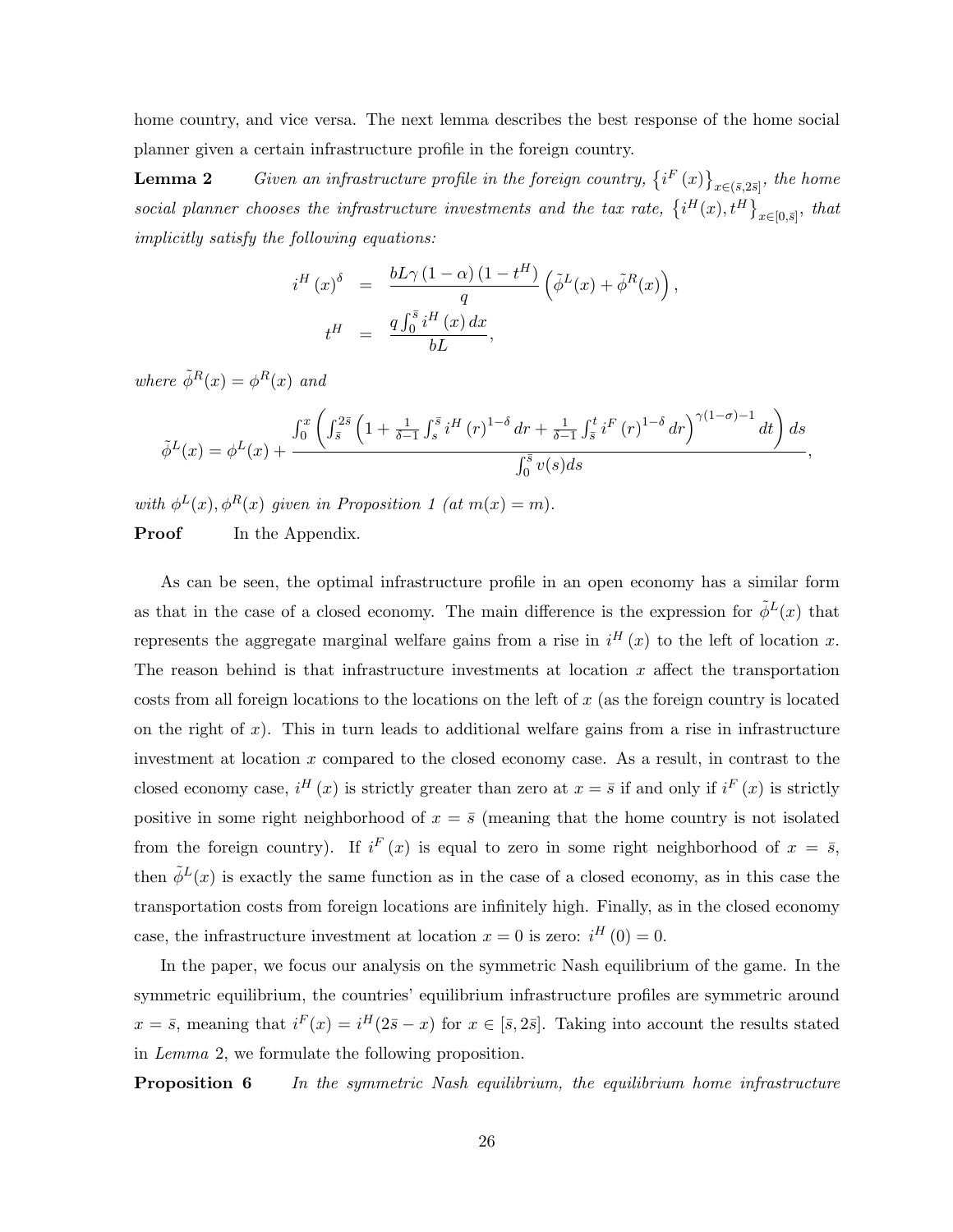home country, and vice versa. The next lemma describes the best response of the home social planner given a certain infrastructure profile in the foreign country.

**Lemma 2** *Given an infrastructure profile in the foreign country, $\left\{i^F(x)\right\}_{x\in(\bar{s},2\bar{s}]}$, the home social planner chooses the infrastructure investments and the tax rate, $\left\{i^H(x), t^H\right\}_{x\in[0,\bar{s}]}$, that implicitly satisfy the following equations:*

$$
\begin{aligned}
i^H(x)^\delta &= \frac{bL\gamma(1-\alpha)(1-t^H)}{q}\left(\tilde{\phi}^L(x) + \tilde{\phi}^R(x)\right), \\
t^H &= \frac{q\int_0^{\bar{s}} i^H(x)\,dx}{bL},
\end{aligned}
$$

*where $\tilde{\phi}^R(x) = \phi^R(x)$ and*

$$
\tilde{\phi}^L(x) = \phi^L(x) + \frac{\int_0^x \left(\int_{\bar{s}}^{2\bar{s}} \left(1 + \frac{1}{\delta-1}\int_s^{\bar{s}} i^H(r)^{1-\delta}\,dr + \frac{1}{\delta-1}\int_{\bar{s}}^t i^F(r)^{1-\delta}\,dr\right)^{\gamma(1-\sigma)-1} dt\right) ds}{\int_0^{\bar{s}} v(s)ds},
$$

*with $\phi^L(x), \phi^R(x)$ given in Proposition 1 (at $m(x) = m$).*

**Proof** In the Appendix.

As can be seen, the optimal infrastructure profile in an open economy has a similar form as that in the case of a closed economy. The main difference is the expression for $\tilde{\phi}^L(x)$ that represents the aggregate marginal welfare gains from a rise in $i^H(x)$ to the left of location $x$. The reason behind is that infrastructure investments at location $x$ affect the transportation costs from all foreign locations to the locations on the left of $x$ (as the foreign country is located on the right of $x$). This in turn leads to additional welfare gains from a rise in infrastructure investment at location $x$ compared to the closed economy case. As a result, in contrast to the closed economy case, $i^H(x)$ is strictly greater than zero at $x = \bar{s}$ if and only if $i^F(x)$ is strictly positive in some right neighborhood of $x = \bar{s}$ (meaning that the home country is not isolated from the foreign country). If $i^F(x)$ is equal to zero in some right neighborhood of $x = \bar{s}$, then $\tilde{\phi}^L(x)$ is exactly the same function as in the case of a closed economy, as in this case the transportation costs from foreign locations are infinitely high. Finally, as in the closed economy case, the infrastructure investment at location $x = 0$ is zero: $i^H(0) = 0$.

In the paper, we focus our analysis on the symmetric Nash equilibrium of the game. In the symmetric equilibrium, the countries' equilibrium infrastructure profiles are symmetric around $x = \bar{s}$, meaning that $i^F(x) = i^H(2\bar{s} - x)$ for $x \in [\bar{s}, 2\bar{s}]$. Taking into account the results stated in *Lemma* 2, we formulate the following proposition.

**Proposition 6** *In the symmetric Nash equilibrium, the equilibrium home infrastructure*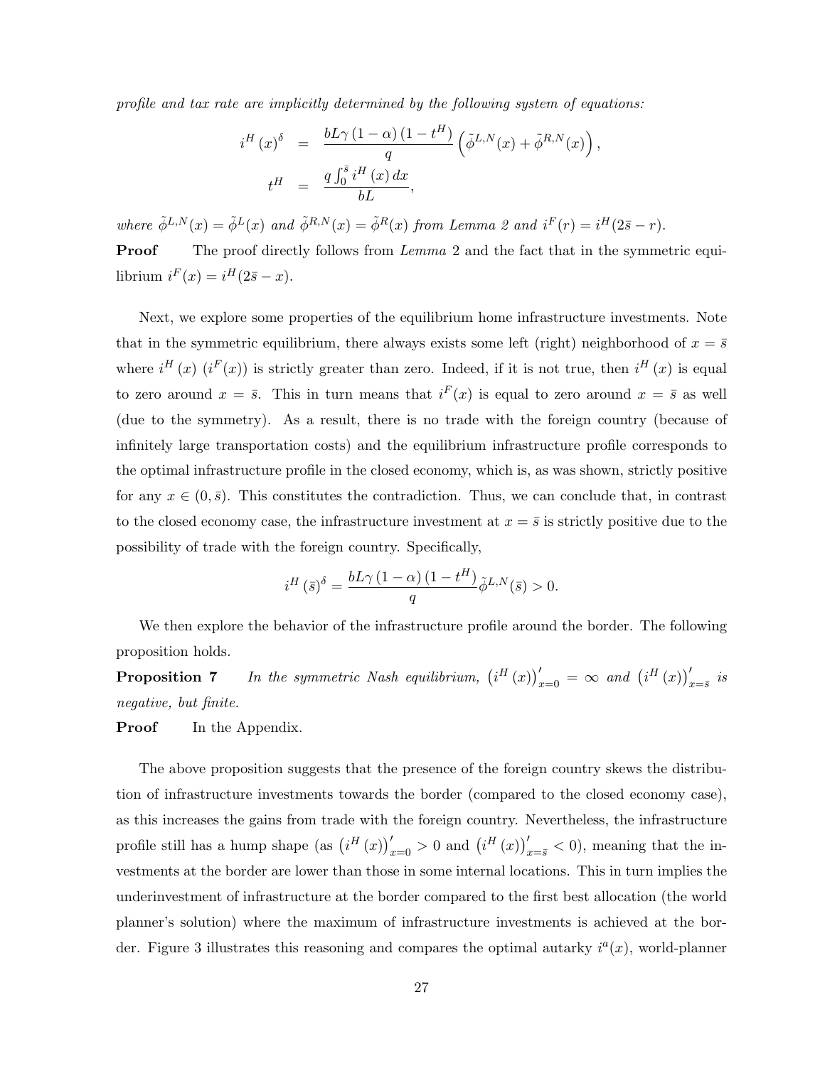*profile and tax rate are implicitly determined by the following system of equations:*

$$
\begin{aligned}
i^H(x)^\delta &= \frac{bL\gamma(1-\alpha)(1-t^H)}{q}\left(\tilde{\phi}^{L,N}(x)+\tilde{\phi}^{R,N}(x)\right),\\
t^H &= \frac{q\int_0^{\bar{s}} i^H(x)\,dx}{bL},
\end{aligned}
$$

*where* $\tilde{\phi}^{L,N}(x) = \tilde{\phi}^L(x)$ *and* $\tilde{\phi}^{R,N}(x) = \tilde{\phi}^R(x)$ *from Lemma 2 and* $i^F(r) = i^H(2\bar{s}-r)$.

**Proof** The proof directly follows from *Lemma* 2 and the fact that in the symmetric equilibrium $i^F(x) = i^H(2\bar{s}-x)$.

Next, we explore some properties of the equilibrium home infrastructure investments. Note that in the symmetric equilibrium, there always exists some left (right) neighborhood of $x = \bar{s}$ where $i^H(x)$ ($i^F(x)$) is strictly greater than zero. Indeed, if it is not true, then $i^H(x)$ is equal to zero around $x = \bar{s}$. This in turn means that $i^F(x)$ is equal to zero around $x = \bar{s}$ as well (due to the symmetry). As a result, there is no trade with the foreign country (because of infinitely large transportation costs) and the equilibrium infrastructure profile corresponds to the optimal infrastructure profile in the closed economy, which is, as was shown, strictly positive for any $x \in (0, \bar{s})$. This constitutes the contradiction. Thus, we can conclude that, in contrast to the closed economy case, the infrastructure investment at $x = \bar{s}$ is strictly positive due to the possibility of trade with the foreign country. Specifically,

$$
i^H(\bar{s})^\delta = \frac{bL\gamma(1-\alpha)(1-t^H)}{q}\tilde{\phi}^{L,N}(\bar{s}) > 0.
$$

We then explore the behavior of the infrastructure profile around the border. The following proposition holds.

**Proposition 7** *In the symmetric Nash equilibrium,* $\left(i^H(x)\right)'_{x=0} = \infty$ *and* $\left(i^H(x)\right)'_{x=\bar{s}}$ *is negative, but finite.*

**Proof** In the Appendix.

The above proposition suggests that the presence of the foreign country skews the distribution of infrastructure investments towards the border (compared to the closed economy case), as this increases the gains from trade with the foreign country. Nevertheless, the infrastructure profile still has a hump shape (as $\left(i^H(x)\right)'_{x=0} > 0$ and $\left(i^H(x)\right)'_{x=\bar{s}} < 0$), meaning that the investments at the border are lower than those in some internal locations. This in turn implies the underinvestment of infrastructure at the border compared to the first best allocation (the world planner's solution) where the maximum of infrastructure investments is achieved at the border. Figure 3 illustrates this reasoning and compares the optimal autarky $i^a(x)$, world-planner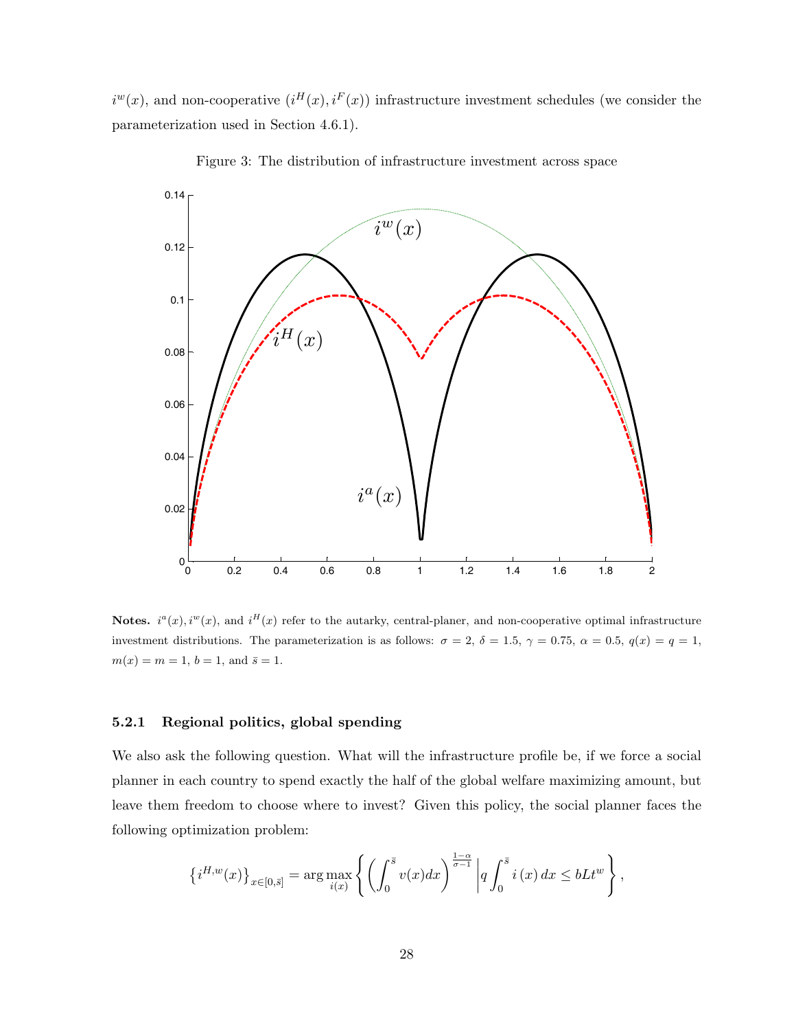$i^w(x)$, and non-cooperative $(i^H(x), i^F(x))$ infrastructure investment schedules (we consider the parameterization used in Section 4.6.1).

Figure 3: The distribution of infrastructure investment across space

**Notes.** $i^a(x), i^w(x)$, and $i^H(x)$ refer to the autarky, central-planer, and non-cooperative optimal infrastructure investment distributions. The parameterization is as follows: $\sigma = 2$, $\delta = 1.5$, $\gamma = 0.75$, $\alpha = 0.5$, $q(x) = q = 1$, $m(x) = m = 1$, $b = 1$, and $\bar{s} = 1$.

### 5.2.1 Regional politics, global spending

We also ask the following question. What will the infrastructure profile be, if we force a social planner in each country to spend exactly the half of the global welfare maximizing amount, but leave them freedom to choose where to invest? Given this policy, the social planner faces the following optimization problem:

$$\left\{ i^{H,w}(x) \right\}_{x \in [0, \bar{s}]} = \arg\max_{i(x)} \left\{ \left( \int_0^{\bar{s}} v(x) dx \right)^{\frac{1-\alpha}{\sigma-1}} \middle| q \int_0^{\bar{s}} i(x)\, dx \leq bLt^w \right\},$$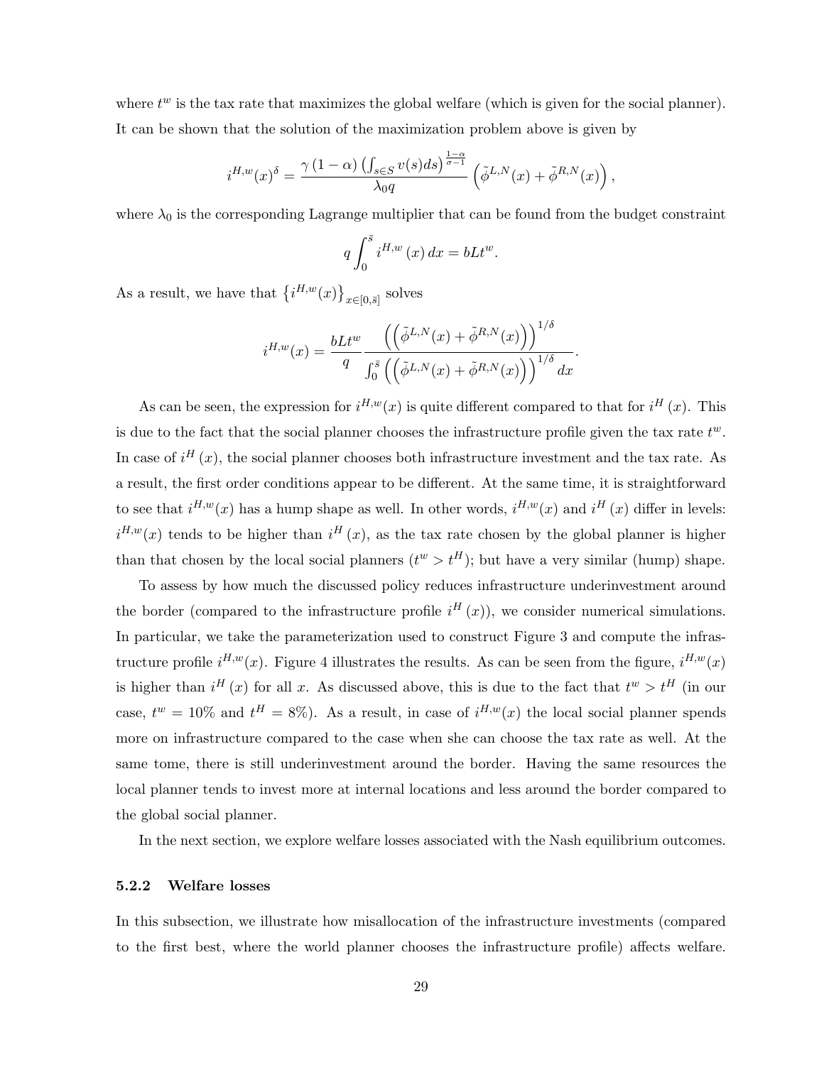where $t^w$ is the tax rate that maximizes the global welfare (which is given for the social planner). It can be shown that the solution of the maximization problem above is given by

$$i^{H,w}(x)^{\delta} = \frac{\gamma (1-\alpha) \left(\int_{s \in S} v(s) ds\right)^{\frac{1-\alpha}{\sigma-1}}}{\lambda_0 q} \left(\tilde{\phi}^{L,N}(x) + \tilde{\phi}^{R,N}(x)\right),$$

where $\lambda_0$ is the corresponding Lagrange multiplier that can be found from the budget constraint

$$q \int_0^{\bar{s}} i^{H,w}(x) \, dx = bLt^w.$$

As a result, we have that $\left\{i^{H,w}(x)\right\}_{x \in [0,\bar{s}]}$ solves

$$i^{H,w}(x) = \frac{bLt^w}{q} \frac{\left(\left(\tilde{\phi}^{L,N}(x) + \tilde{\phi}^{R,N}(x)\right)\right)^{1/\delta}}{\int_0^{\bar{s}} \left(\left(\tilde{\phi}^{L,N}(x) + \tilde{\phi}^{R,N}(x)\right)\right)^{1/\delta} dx}.$$

As can be seen, the expression for $i^{H,w}(x)$ is quite different compared to that for $i^H(x)$. This is due to the fact that the social planner chooses the infrastructure profile given the tax rate $t^w$. In case of $i^H(x)$, the social planner chooses both infrastructure investment and the tax rate. As a result, the first order conditions appear to be different. At the same time, it is straightforward to see that $i^{H,w}(x)$ has a hump shape as well. In other words, $i^{H,w}(x)$ and $i^H(x)$ differ in levels: $i^{H,w}(x)$ tends to be higher than $i^H(x)$, as the tax rate chosen by the global planner is higher than that chosen by the local social planners ($t^w > t^H$); but have a very similar (hump) shape.

To assess by how much the discussed policy reduces infrastructure underinvestment around the border (compared to the infrastructure profile $i^H(x)$), we consider numerical simulations. In particular, we take the parameterization used to construct Figure 3 and compute the infrastructure profile $i^{H,w}(x)$. Figure 4 illustrates the results. As can be seen from the figure, $i^{H,w}(x)$ is higher than $i^H(x)$ for all $x$. As discussed above, this is due to the fact that $t^w > t^H$ (in our case, $t^w = 10\%$ and $t^H = 8\%$). As a result, in case of $i^{H,w}(x)$ the local social planner spends more on infrastructure compared to the case when she can choose the tax rate as well. At the same tome, there is still underinvestment around the border. Having the same resources the local planner tends to invest more at internal locations and less around the border compared to the global social planner.

In the next section, we explore welfare losses associated with the Nash equilibrium outcomes.

### 5.2.2 Welfare losses

In this subsection, we illustrate how misallocation of the infrastructure investments (compared to the first best, where the world planner chooses the infrastructure profile) affects welfare.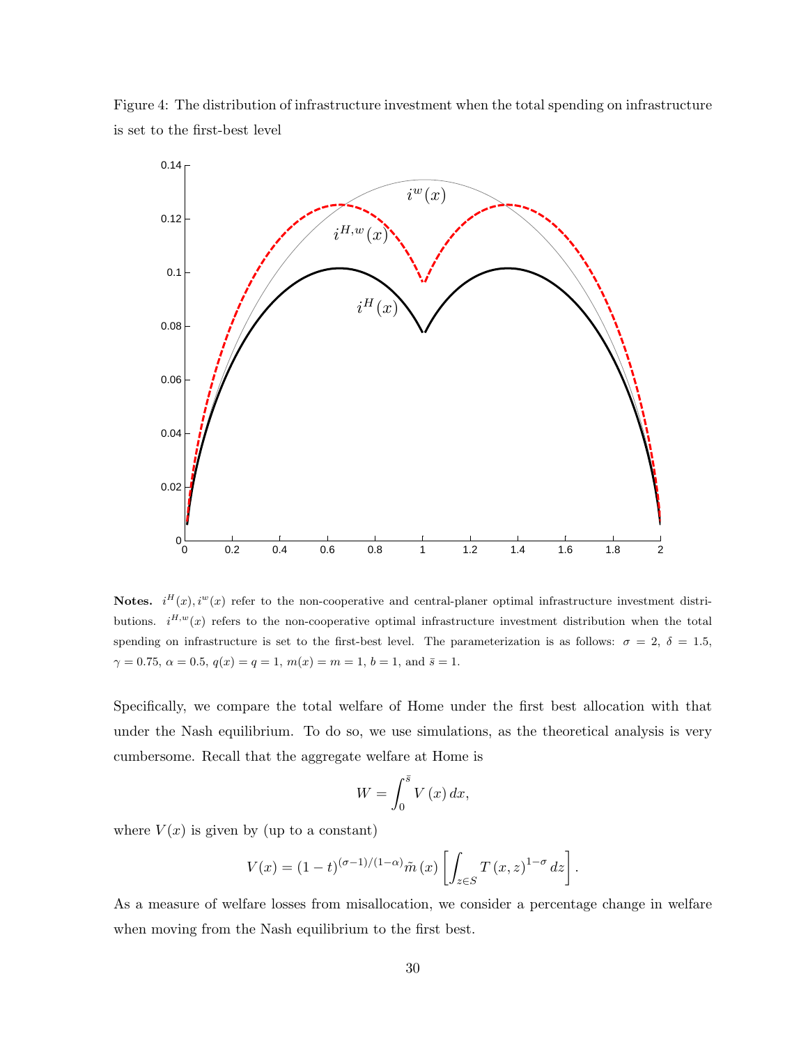Figure 4: The distribution of infrastructure investment when the total spending on infrastructure is set to the first-best level

**Notes.** $i^H(x), i^w(x)$ refer to the non-cooperative and central-planer optimal infrastructure investment distributions. $i^{H,w}(x)$ refers to the non-cooperative optimal infrastructure investment distribution when the total spending on infrastructure is set to the first-best level. The parameterization is as follows: $\sigma = 2$, $\delta = 1.5$, $\gamma = 0.75$, $\alpha = 0.5$, $q(x) = q = 1$, $m(x) = m = 1$, $b = 1$, and $\bar{s} = 1$.

Specifically, we compare the total welfare of Home under the first best allocation with that under the Nash equilibrium. To do so, we use simulations, as the theoretical analysis is very cumbersome. Recall that the aggregate welfare at Home is

$$W = \int_0^{\bar{s}} V(x)\, dx,$$

where $V(x)$ is given by (up to a constant)

$$V(x) = (1-t)^{(\sigma-1)/(1-\alpha)} \tilde{m}(x) \left[ \int_{z \in S} T(x,z)^{1-\sigma}\, dz \right].$$

As a measure of welfare losses from misallocation, we consider a percentage change in welfare when moving from the Nash equilibrium to the first best.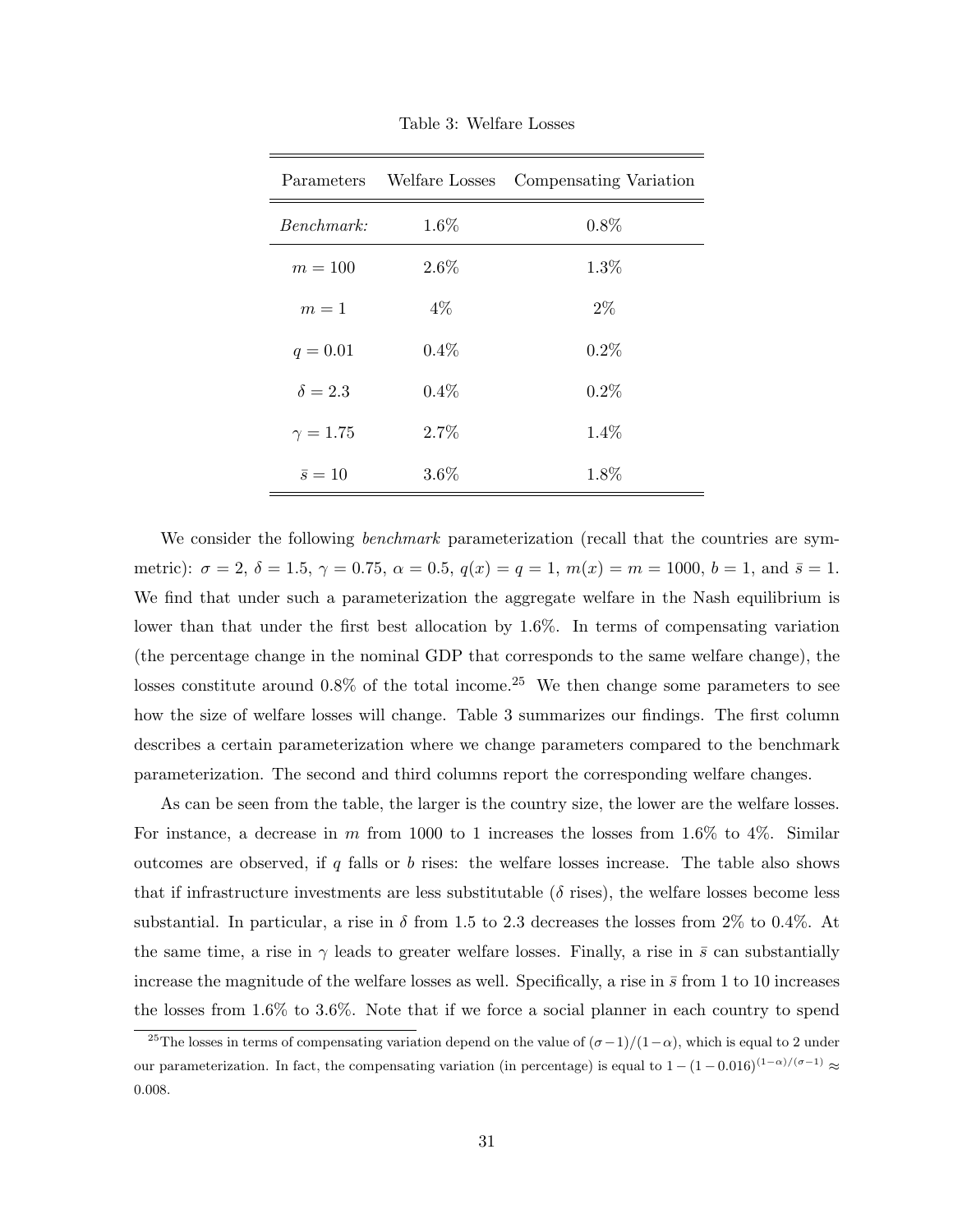Table 3: Welfare Losses

| Parameters | Welfare Losses | Compensating Variation |
|---|---|---|
| *Benchmark:* | 1.6% | 0.8% |
| $m = 100$ | 2.6% | 1.3% |
| $m = 1$ | 4% | 2% |
| $q = 0.01$ | 0.4% | 0.2% |
| $\delta = 2.3$ | 0.4% | 0.2% |
| $\gamma = 1.75$ | 2.7% | 1.4% |
| $\bar{s} = 10$ | 3.6% | 1.8% |

We consider the following *benchmark* parameterization (recall that the countries are symmetric): $\sigma = 2$, $\delta = 1.5$, $\gamma = 0.75$, $\alpha = 0.5$, $q(x) = q = 1$, $m(x) = m = 1000$, $b = 1$, and $\bar{s} = 1$. We find that under such a parameterization the aggregate welfare in the Nash equilibrium is lower than that under the first best allocation by 1.6%. In terms of compensating variation (the percentage change in the nominal GDP that corresponds to the same welfare change), the losses constitute around 0.8% of the total income.[25] We then change some parameters to see how the size of welfare losses will change. Table 3 summarizes our findings. The first column describes a certain parameterization where we change parameters compared to the benchmark parameterization. The second and third columns report the corresponding welfare changes.

As can be seen from the table, the larger is the country size, the lower are the welfare losses. For instance, a decrease in $m$ from 1000 to 1 increases the losses from 1.6% to 4%. Similar outcomes are observed, if $q$ falls or $b$ rises: the welfare losses increase. The table also shows that if infrastructure investments are less substitutable ($\delta$ rises), the welfare losses become less substantial. In particular, a rise in $\delta$ from 1.5 to 2.3 decreases the losses from 2% to 0.4%. At the same time, a rise in $\gamma$ leads to greater welfare losses. Finally, a rise in $\bar{s}$ can substantially increase the magnitude of the welfare losses as well. Specifically, a rise in $\bar{s}$ from 1 to 10 increases the losses from 1.6% to 3.6%. Note that if we force a social planner in each country to spend

[25] The losses in terms of compensating variation depend on the value of $(\sigma-1)/(1-\alpha)$, which is equal to 2 under our parameterization. In fact, the compensating variation (in percentage) is equal to $1-(1-0.016)^{(1-\alpha)/(\sigma-1)} \approx 0.008$.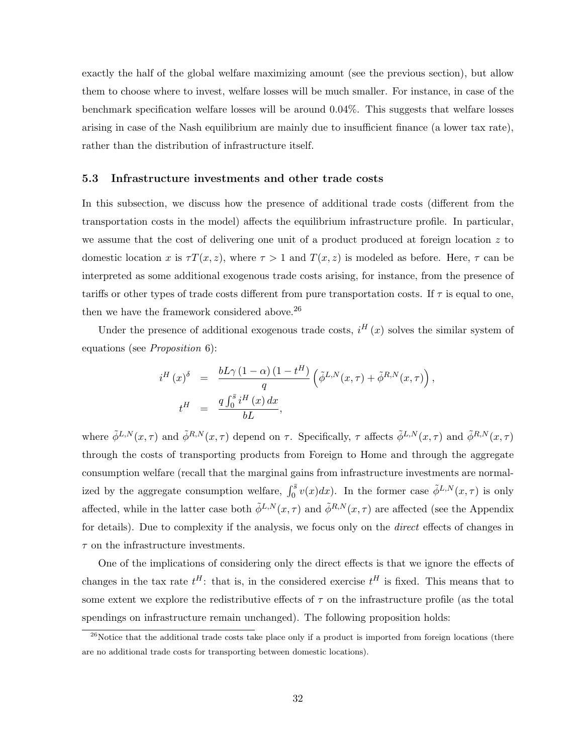exactly the half of the global welfare maximizing amount (see the previous section), but allow them to choose where to invest, welfare losses will be much smaller. For instance, in case of the benchmark specification welfare losses will be around 0.04%. This suggests that welfare losses arising in case of the Nash equilibrium are mainly due to insufficient finance (a lower tax rate), rather than the distribution of infrastructure itself.

### 5.3 Infrastructure investments and other trade costs

In this subsection, we discuss how the presence of additional trade costs (different from the transportation costs in the model) affects the equilibrium infrastructure profile. In particular, we assume that the cost of delivering one unit of a product produced at foreign location $z$ to domestic location $x$ is $\tau T(x,z)$, where $\tau > 1$ and $T(x,z)$ is modeled as before. Here, $\tau$ can be interpreted as some additional exogenous trade costs arising, for instance, from the presence of tariffs or other types of trade costs different from pure transportation costs. If $\tau$ is equal to one, then we have the framework considered above.[26]

Under the presence of additional exogenous trade costs, $i^H(x)$ solves the similar system of equations (see *Proposition* 6):

$$
\begin{aligned}
i^H(x)^{\delta} &= \frac{bL\gamma(1-\alpha)(1-t^H)}{q}\left(\tilde{\phi}^{L,N}(x,\tau)+\tilde{\phi}^{R,N}(x,\tau)\right), \\
t^H &= \frac{q\int_0^{\bar{s}} i^H(x)\,dx}{bL},
\end{aligned}
$$

where $\tilde{\phi}^{L,N}(x,\tau)$ and $\tilde{\phi}^{R,N}(x,\tau)$ depend on $\tau$. Specifically, $\tau$ affects $\tilde{\phi}^{L,N}(x,\tau)$ and $\tilde{\phi}^{R,N}(x,\tau)$ through the costs of transporting products from Foreign to Home and through the aggregate consumption welfare (recall that the marginal gains from infrastructure investments are normalized by the aggregate consumption welfare, $\int_0^{\bar{s}} v(x)dx$). In the former case $\tilde{\phi}^{L,N}(x,\tau)$ is only affected, while in the latter case both $\tilde{\phi}^{L,N}(x,\tau)$ and $\tilde{\phi}^{R,N}(x,\tau)$ are affected (see the Appendix for details). Due to complexity if the analysis, we focus only on the *direct* effects of changes in $\tau$ on the infrastructure investments.

One of the implications of considering only the direct effects is that we ignore the effects of changes in the tax rate $t^H$: that is, in the considered exercise $t^H$ is fixed. This means that to some extent we explore the redistributive effects of $\tau$ on the infrastructure profile (as the total spendings on infrastructure remain unchanged). The following proposition holds:

[26] Notice that the additional trade costs take place only if a product is imported from foreign locations (there are no additional trade costs for transporting between domestic locations).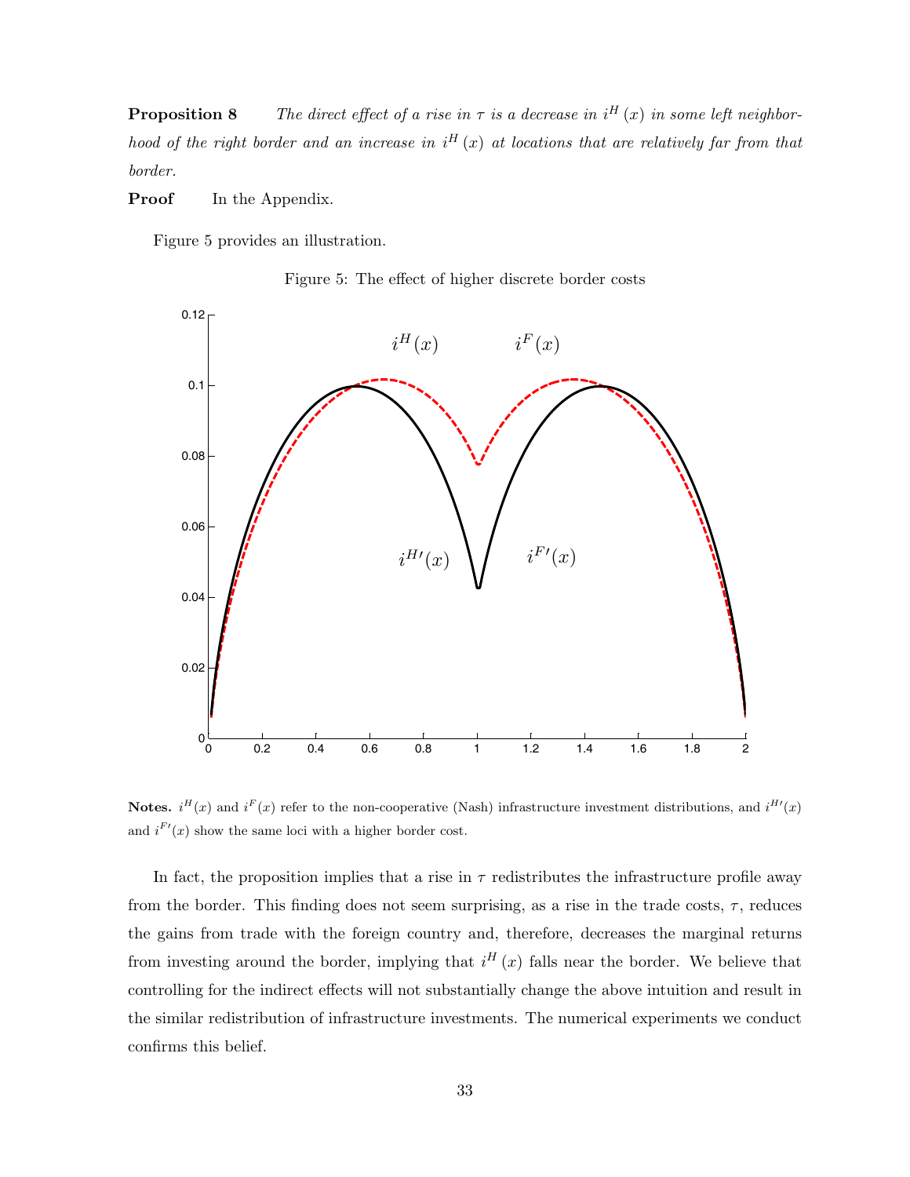**Proposition 8** *The direct effect of a rise in $\tau$ is a decrease in $i^H(x)$ in some left neighborhood of the right border and an increase in $i^H(x)$ at locations that are relatively far from that border.*

**Proof** In the Appendix.

Figure 5 provides an illustration.

Figure 5: The effect of higher discrete border costs

**Notes.** $i^H(x)$ and $i^F(x)$ refer to the non-cooperative (Nash) infrastructure investment distributions, and $i^{H\prime}(x)$ and $i^{F\prime}(x)$ show the same loci with a higher border cost.

In fact, the proposition implies that a rise in $\tau$ redistributes the infrastructure profile away from the border. This finding does not seem surprising, as a rise in the trade costs, $\tau$, reduces the gains from trade with the foreign country and, therefore, decreases the marginal returns from investing around the border, implying that $i^H(x)$ falls near the border. We believe that controlling for the indirect effects will not substantially change the above intuition and result in the similar redistribution of infrastructure investments. The numerical experiments we conduct confirms this belief.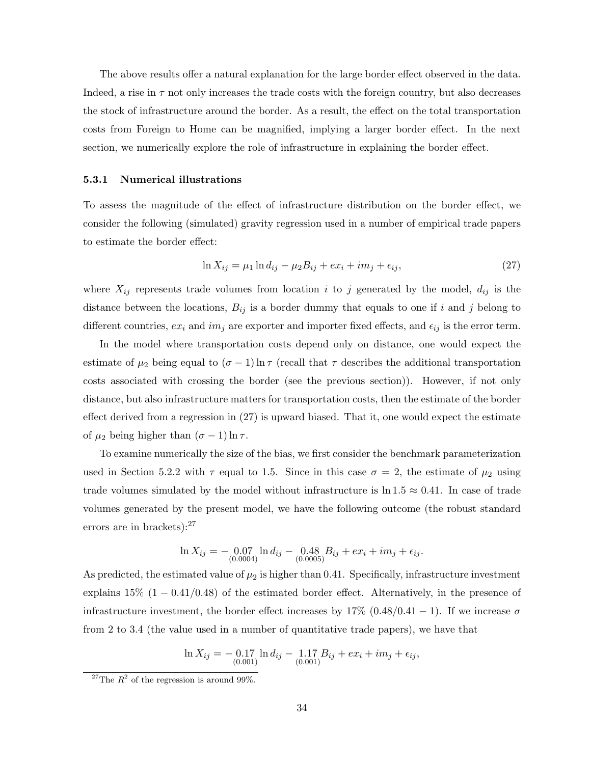The above results offer a natural explanation for the large border effect observed in the data. Indeed, a rise in $\tau$ not only increases the trade costs with the foreign country, but also decreases the stock of infrastructure around the border. As a result, the effect on the total transportation costs from Foreign to Home can be magnified, implying a larger border effect. In the next section, we numerically explore the role of infrastructure in explaining the border effect.

### 5.3.1 Numerical illustrations

To assess the magnitude of the effect of infrastructure distribution on the border effect, we consider the following (simulated) gravity regression used in a number of empirical trade papers to estimate the border effect:

$$\ln X_{ij} = \mu_1 \ln d_{ij} - \mu_2 B_{ij} + ex_i + im_j + \epsilon_{ij}, \tag{27}$$

where $X_{ij}$ represents trade volumes from location $i$ to $j$ generated by the model, $d_{ij}$ is the distance between the locations, $B_{ij}$ is a border dummy that equals to one if $i$ and $j$ belong to different countries, $ex_i$ and $im_j$ are exporter and importer fixed effects, and $\epsilon_{ij}$ is the error term.

In the model where transportation costs depend only on distance, one would expect the estimate of $\mu_2$ being equal to $(\sigma - 1)\ln\tau$ (recall that $\tau$ describes the additional transportation costs associated with crossing the border (see the previous section)). However, if not only distance, but also infrastructure matters for transportation costs, then the estimate of the border effect derived from a regression in (27) is upward biased. That it, one would expect the estimate of $\mu_2$ being higher than $(\sigma - 1)\ln\tau$.

To examine numerically the size of the bias, we first consider the benchmark parameterization used in Section 5.2.2 with $\tau$ equal to 1.5. Since in this case $\sigma = 2$, the estimate of $\mu_2$ using trade volumes simulated by the model without infrastructure is $\ln 1.5 \approx 0.41$. In case of trade volumes generated by the present model, we have the following outcome (the robust standard errors are in brackets):[27]

$$\ln X_{ij} = -\underset{(0.0004)}{0.07} \ln d_{ij} - \underset{(0.0005)}{0.48} B_{ij} + ex_i + im_j + \epsilon_{ij}.$$

As predicted, the estimated value of $\mu_2$ is higher than 0.41. Specifically, infrastructure investment explains 15% $(1 - 0.41/0.48)$ of the estimated border effect. Alternatively, in the presence of infrastructure investment, the border effect increases by 17% $(0.48/0.41 - 1)$. If we increase $\sigma$ from 2 to 3.4 (the value used in a number of quantitative trade papers), we have that

$$\ln X_{ij} = -\underset{(0.001)}{0.17} \ln d_{ij} - \underset{(0.001)}{1.17} B_{ij} + ex_i + im_j + \epsilon_{ij},$$

[27] The $R^2$ of the regression is around 99%.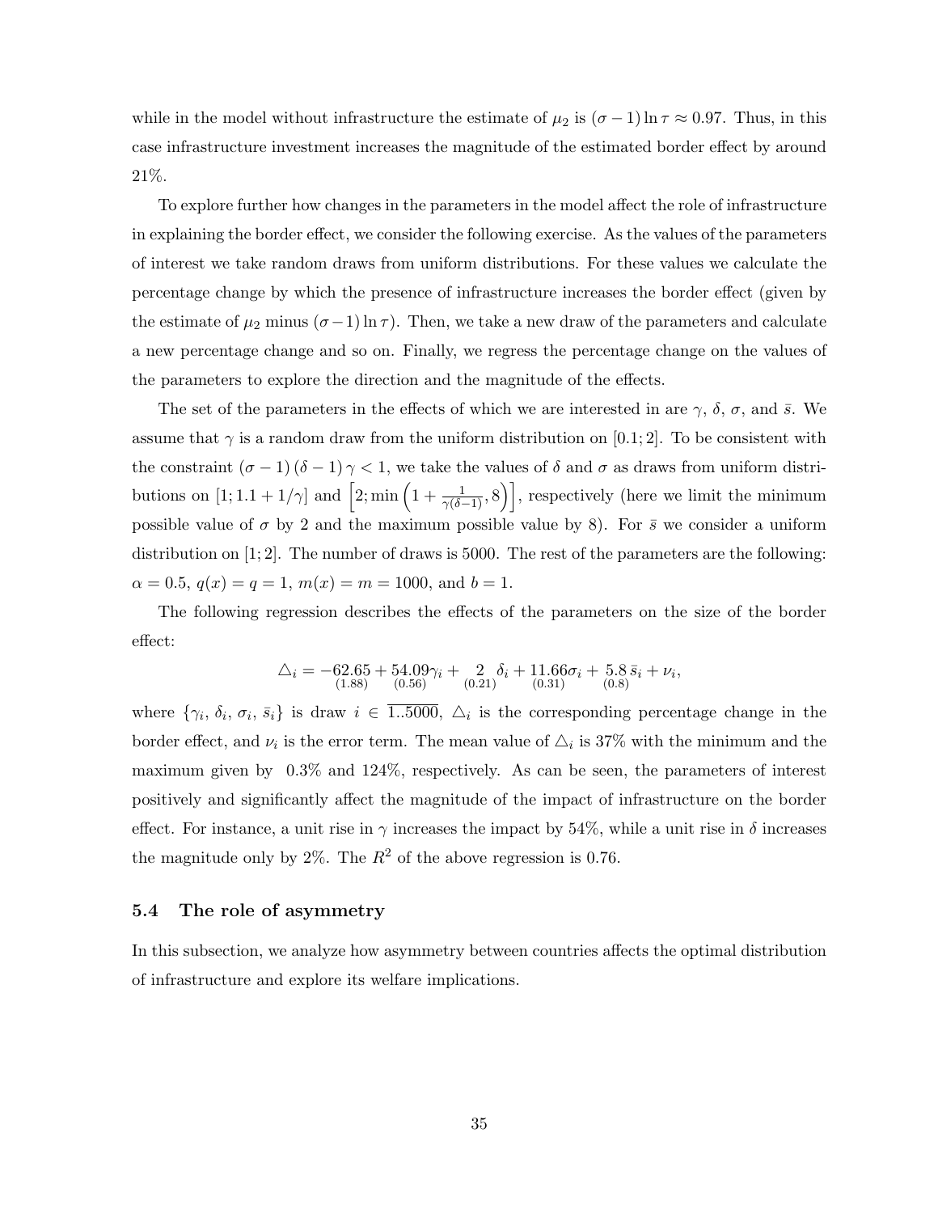while in the model without infrastructure the estimate of $\mu_2$ is $(\sigma - 1)\ln\tau \approx 0.97$. Thus, in this case infrastructure investment increases the magnitude of the estimated border effect by around 21%.

To explore further how changes in the parameters in the model affect the role of infrastructure in explaining the border effect, we consider the following exercise. As the values of the parameters of interest we take random draws from uniform distributions. For these values we calculate the percentage change by which the presence of infrastructure increases the border effect (given by the estimate of $\mu_2$ minus $(\sigma-1)\ln\tau$). Then, we take a new draw of the parameters and calculate a new percentage change and so on. Finally, we regress the percentage change on the values of the parameters to explore the direction and the magnitude of the effects.

The set of the parameters in the effects of which we are interested in are $\gamma$, $\delta$, $\sigma$, and $\bar{s}$. We assume that $\gamma$ is a random draw from the uniform distribution on $[0.1; 2]$. To be consistent with the constraint $(\sigma - 1)(\delta - 1)\gamma < 1$, we take the values of $\delta$ and $\sigma$ as draws from uniform distributions on $[1; 1.1 + 1/\gamma]$ and $\left[2; \min\left(1 + \frac{1}{\gamma(\delta-1)}, 8\right)\right]$, respectively (here we limit the minimum possible value of $\sigma$ by 2 and the maximum possible value by 8). For $\bar{s}$ we consider a uniform distribution on $[1; 2]$. The number of draws is 5000. The rest of the parameters are the following: $\alpha = 0.5$, $q(x) = q = 1$, $m(x) = m = 1000$, and $b = 1$.

The following regression describes the effects of the parameters on the size of the border effect:

$$\triangle_i = \underset{(1.88)}{-62.65} + \underset{(0.56)}{54.09}\gamma_i + \underset{(0.21)}{2}\,\delta_i + \underset{(0.31)}{11.66}\sigma_i + \underset{(0.8)}{5.8}\,\bar{s}_i + \nu_i,$$

where $\{\gamma_i, \delta_i, \sigma_i, \bar{s}_i\}$ is draw $i \in \overline{1..5000}$, $\triangle_i$ is the corresponding percentage change in the border effect, and $\nu_i$ is the error term. The mean value of $\triangle_i$ is 37% with the minimum and the maximum given by 0.3% and 124%, respectively. As can be seen, the parameters of interest positively and significantly affect the magnitude of the impact of infrastructure on the border effect. For instance, a unit rise in $\gamma$ increases the impact by 54%, while a unit rise in $\delta$ increases the magnitude only by 2%. The $R^2$ of the above regression is 0.76.

### 5.4 The role of asymmetry

In this subsection, we analyze how asymmetry between countries affects the optimal distribution of infrastructure and explore its welfare implications.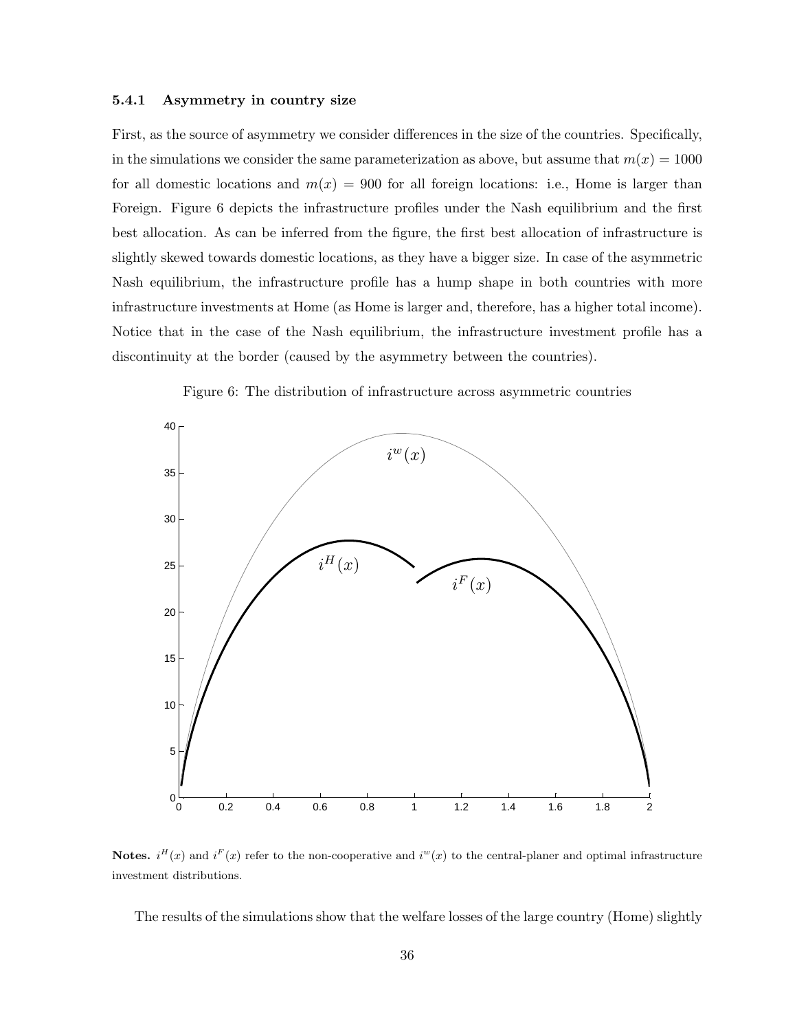#### 5.4.1 Asymmetry in country size

First, as the source of asymmetry we consider differences in the size of the countries. Specifically, in the simulations we consider the same parameterization as above, but assume that $m(x) = 1000$ for all domestic locations and $m(x) = 900$ for all foreign locations: i.e., Home is larger than Foreign. Figure 6 depicts the infrastructure profiles under the Nash equilibrium and the first best allocation. As can be inferred from the figure, the first best allocation of infrastructure is slightly skewed towards domestic locations, as they have a bigger size. In case of the asymmetric Nash equilibrium, the infrastructure profile has a hump shape in both countries with more infrastructure investments at Home (as Home is larger and, therefore, has a higher total income). Notice that in the case of the Nash equilibrium, the infrastructure investment profile has a discontinuity at the border (caused by the asymmetry between the countries).

Figure 6: The distribution of infrastructure across asymmetric countries

**Notes.** $i^H(x)$ and $i^F(x)$ refer to the non-cooperative and $i^w(x)$ to the central-planer and optimal infrastructure investment distributions.

The results of the simulations show that the welfare losses of the large country (Home) slightly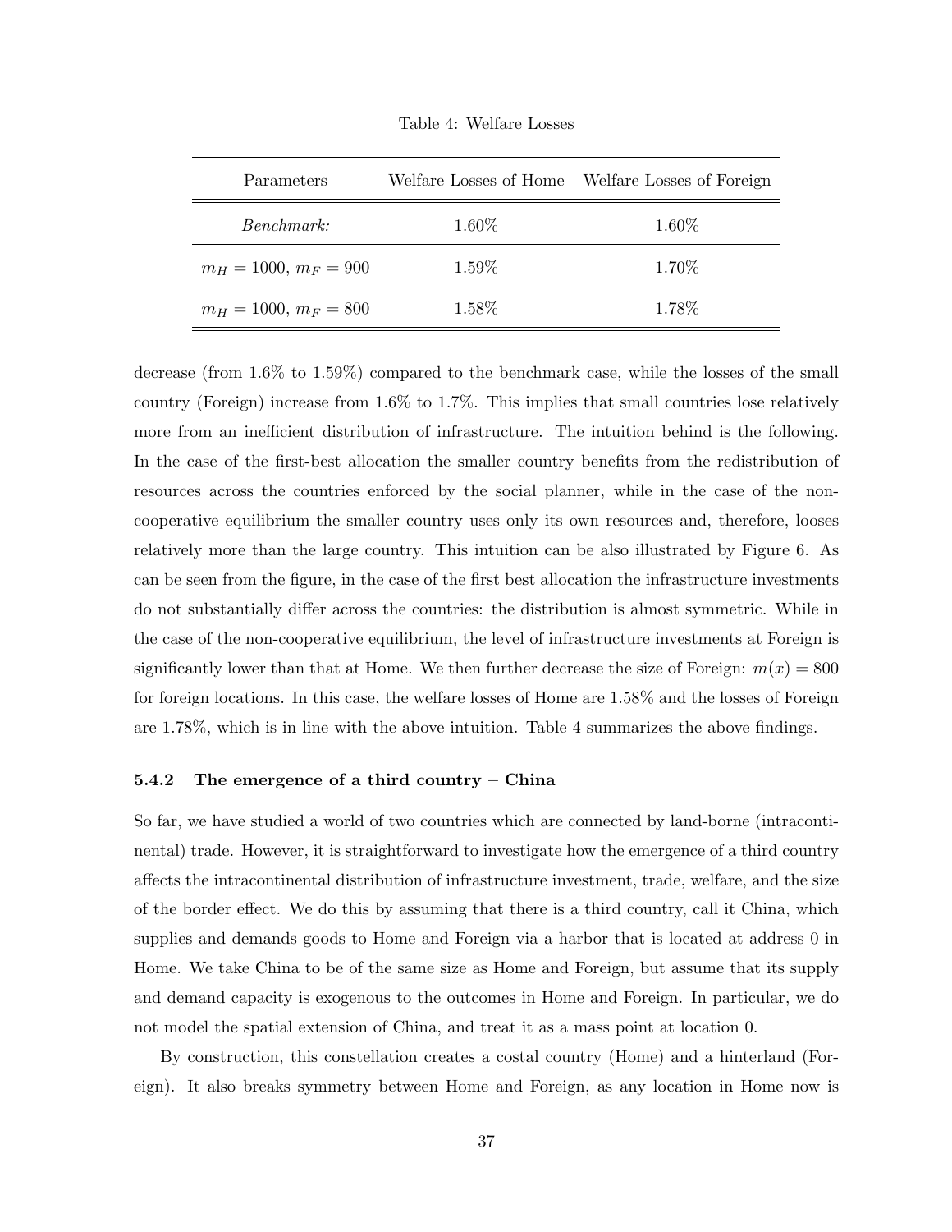Table 4: Welfare Losses

| Parameters | Welfare Losses of Home | Welfare Losses of Foreign |
|---|---|---|
| *Benchmark:* | 1.60% | 1.60% |
| $m_H = 1000$, $m_F = 900$ | 1.59% | 1.70% |
| $m_H = 1000$, $m_F = 800$ | 1.58% | 1.78% |

decrease (from 1.6% to 1.59%) compared to the benchmark case, while the losses of the small country (Foreign) increase from 1.6% to 1.7%. This implies that small countries lose relatively more from an inefficient distribution of infrastructure. The intuition behind is the following. In the case of the first-best allocation the smaller country benefits from the redistribution of resources across the countries enforced by the social planner, while in the case of the non-cooperative equilibrium the smaller country uses only its own resources and, therefore, looses relatively more than the large country. This intuition can be also illustrated by Figure 6. As can be seen from the figure, in the case of the first best allocation the infrastructure investments do not substantially differ across the countries: the distribution is almost symmetric. While in the case of the non-cooperative equilibrium, the level of infrastructure investments at Foreign is significantly lower than that at Home. We then further decrease the size of Foreign: $m(x) = 800$ for foreign locations. In this case, the welfare losses of Home are 1.58% and the losses of Foreign are 1.78%, which is in line with the above intuition. Table 4 summarizes the above findings.

#### 5.4.2 The emergence of a third country – China

So far, we have studied a world of two countries which are connected by land-borne (intracontinental) trade. However, it is straightforward to investigate how the emergence of a third country affects the intracontinental distribution of infrastructure investment, trade, welfare, and the size of the border effect. We do this by assuming that there is a third country, call it China, which supplies and demands goods to Home and Foreign via a harbor that is located at address 0 in Home. We take China to be of the same size as Home and Foreign, but assume that its supply and demand capacity is exogenous to the outcomes in Home and Foreign. In particular, we do not model the spatial extension of China, and treat it as a mass point at location 0.

By construction, this constellation creates a costal country (Home) and a hinterland (Foreign). It also breaks symmetry between Home and Foreign, as any location in Home now is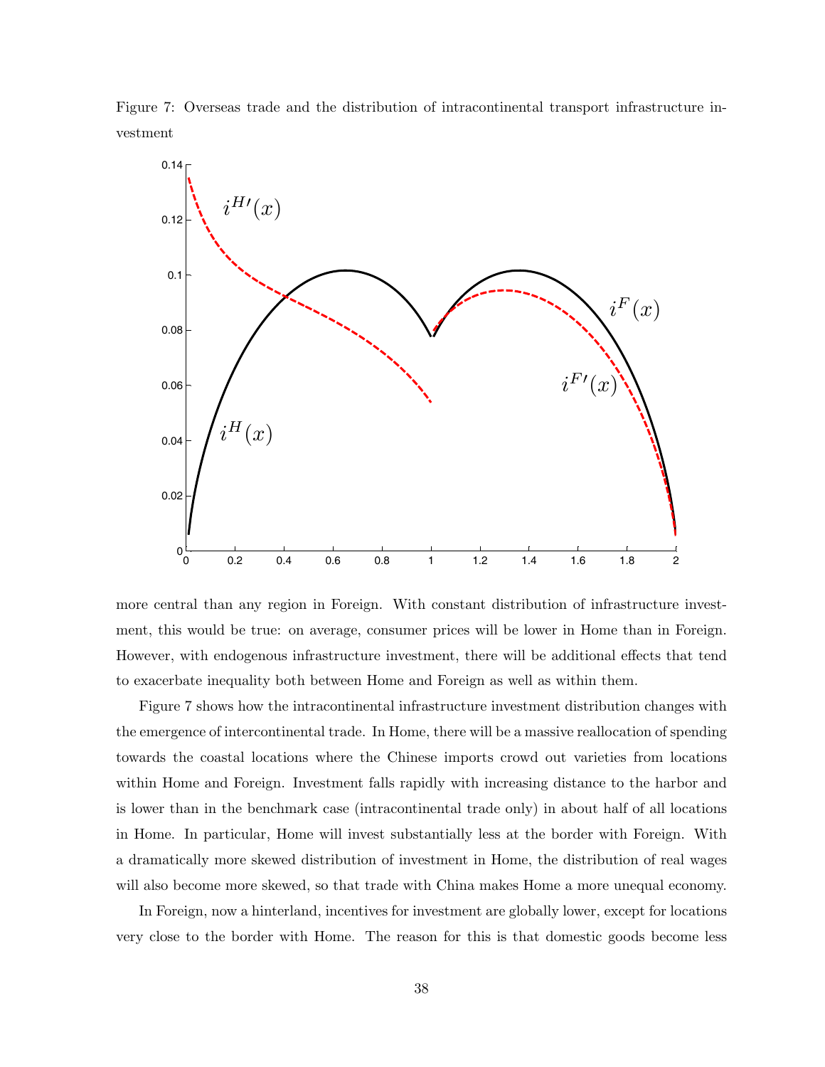Figure 7: Overseas trade and the distribution of intracontinental transport infrastructure investment

more central than any region in Foreign. With constant distribution of infrastructure investment, this would be true: on average, consumer prices will be lower in Home than in Foreign. However, with endogenous infrastructure investment, there will be additional effects that tend to exacerbate inequality both between Home and Foreign as well as within them.

Figure 7 shows how the intracontinental infrastructure investment distribution changes with the emergence of intercontinental trade. In Home, there will be a massive reallocation of spending towards the coastal locations where the Chinese imports crowd out varieties from locations within Home and Foreign. Investment falls rapidly with increasing distance to the harbor and is lower than in the benchmark case (intracontinental trade only) in about half of all locations in Home. In particular, Home will invest substantially less at the border with Foreign. With a dramatically more skewed distribution of investment in Home, the distribution of real wages will also become more skewed, so that trade with China makes Home a more unequal economy.

In Foreign, now a hinterland, incentives for investment are globally lower, except for locations very close to the border with Home. The reason for this is that domestic goods become less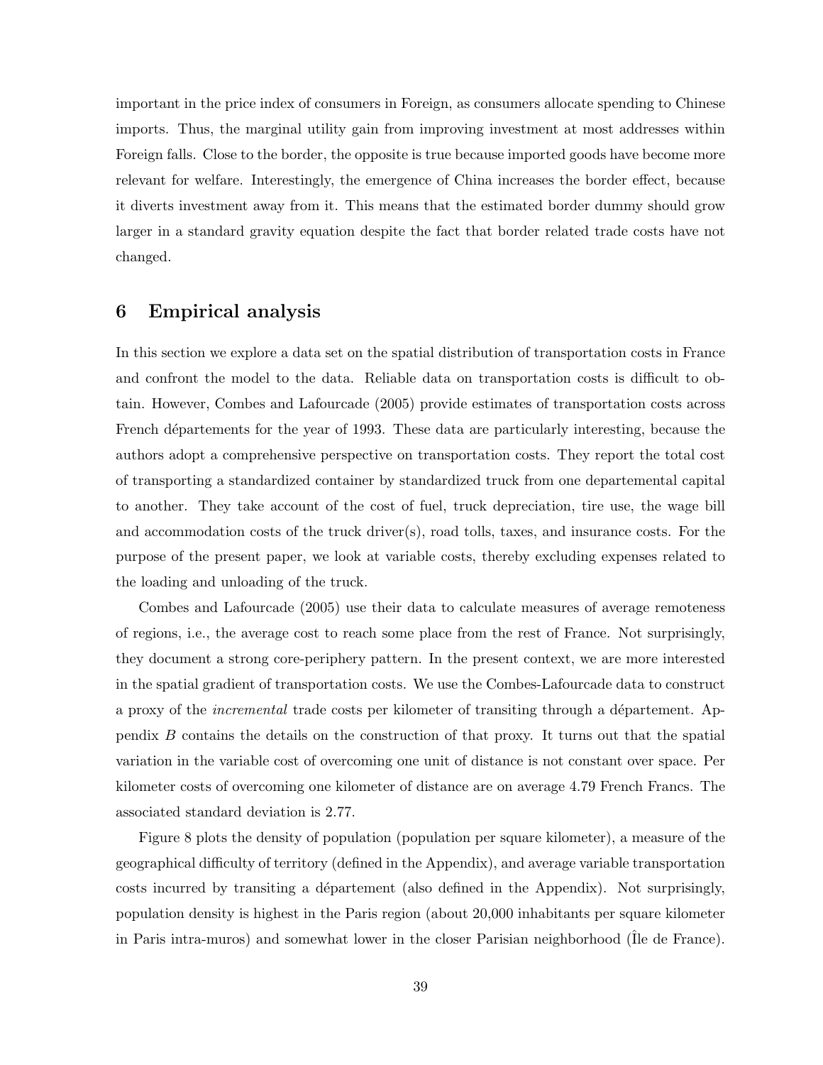important in the price index of consumers in Foreign, as consumers allocate spending to Chinese imports. Thus, the marginal utility gain from improving investment at most addresses within Foreign falls. Close to the border, the opposite is true because imported goods have become more relevant for welfare. Interestingly, the emergence of China increases the border effect, because it diverts investment away from it. This means that the estimated border dummy should grow larger in a standard gravity equation despite the fact that border related trade costs have not changed.

## 6 Empirical analysis

In this section we explore a data set on the spatial distribution of transportation costs in France and confront the model to the data. Reliable data on transportation costs is difficult to obtain. However, Combes and Lafourcade (2005) provide estimates of transportation costs across French départements for the year of 1993. These data are particularly interesting, because the authors adopt a comprehensive perspective on transportation costs. They report the total cost of transporting a standardized container by standardized truck from one departemental capital to another. They take account of the cost of fuel, truck depreciation, tire use, the wage bill and accommodation costs of the truck driver(s), road tolls, taxes, and insurance costs. For the purpose of the present paper, we look at variable costs, thereby excluding expenses related to the loading and unloading of the truck.

Combes and Lafourcade (2005) use their data to calculate measures of average remoteness of regions, i.e., the average cost to reach some place from the rest of France. Not surprisingly, they document a strong core-periphery pattern. In the present context, we are more interested in the spatial gradient of transportation costs. We use the Combes-Lafourcade data to construct a proxy of the *incremental* trade costs per kilometer of transiting through a département. Appendix *B* contains the details on the construction of that proxy. It turns out that the spatial variation in the variable cost of overcoming one unit of distance is not constant over space. Per kilometer costs of overcoming one kilometer of distance are on average 4.79 French Francs. The associated standard deviation is 2.77.

Figure 8 plots the density of population (population per square kilometer), a measure of the geographical difficulty of territory (defined in the Appendix), and average variable transportation costs incurred by transiting a département (also defined in the Appendix). Not surprisingly, population density is highest in the Paris region (about 20,000 inhabitants per square kilometer in Paris intra-muros) and somewhat lower in the closer Parisian neighborhood (Île de France).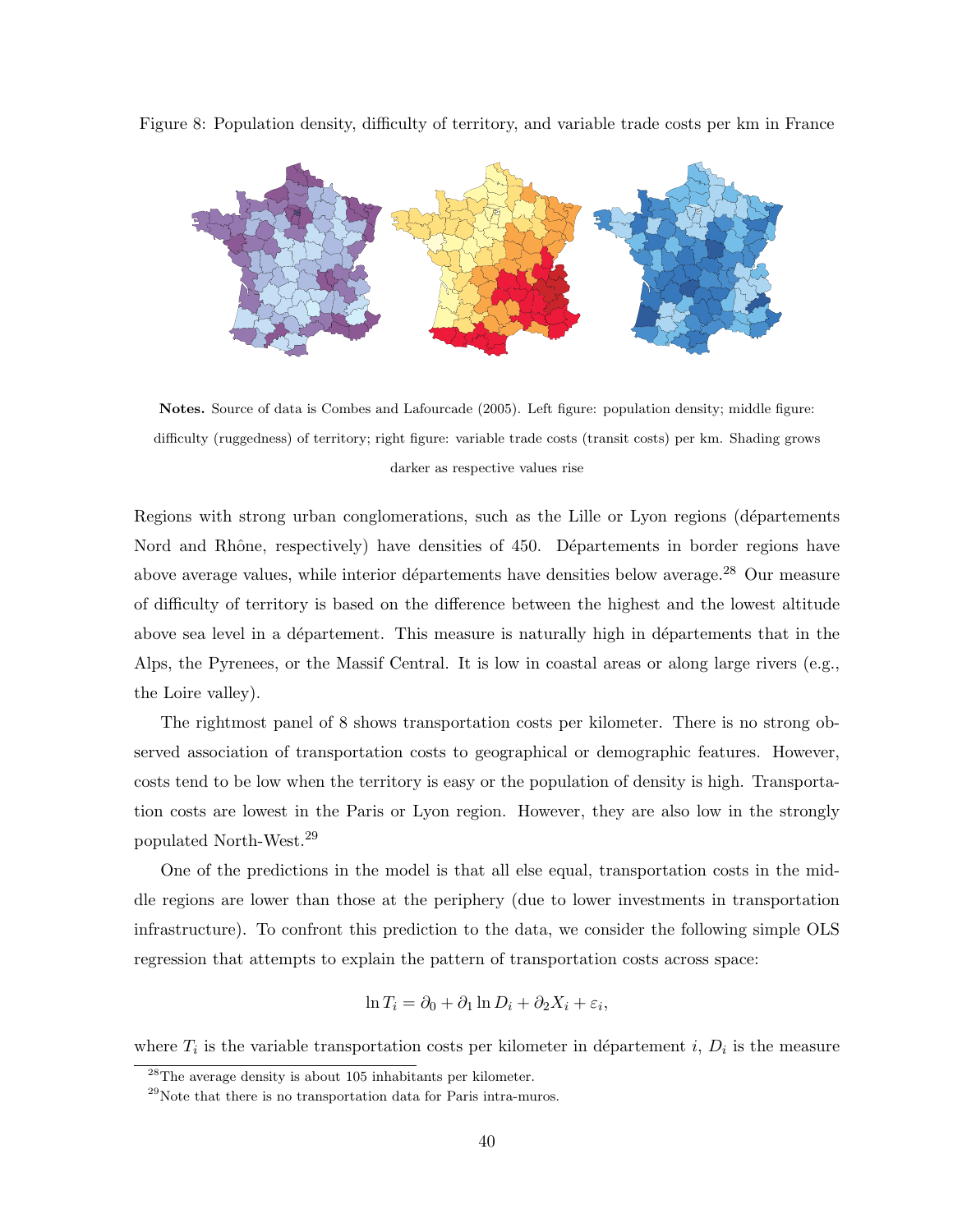Figure 8: Population density, difficulty of territory, and variable trade costs per km in France

**Notes.** Source of data is Combes and Lafourcade (2005). Left figure: population density; middle figure: difficulty (ruggedness) of territory; right figure: variable trade costs (transit costs) per km. Shading grows darker as respective values rise

Regions with strong urban conglomerations, such as the Lille or Lyon regions (départements Nord and Rhône, respectively) have densities of 450. Départements in border regions have above average values, while interior départements have densities below average.[28] Our measure of difficulty of territory is based on the difference between the highest and the lowest altitude above sea level in a département. This measure is naturally high in départements that in the Alps, the Pyrenees, or the Massif Central. It is low in coastal areas or along large rivers (e.g., the Loire valley).

The rightmost panel of 8 shows transportation costs per kilometer. There is no strong observed association of transportation costs to geographical or demographic features. However, costs tend to be low when the territory is easy or the population of density is high. Transportation costs are lowest in the Paris or Lyon region. However, they are also low in the strongly populated North-West.[29]

One of the predictions in the model is that all else equal, transportation costs in the middle regions are lower than those at the periphery (due to lower investments in transportation infrastructure). To confront this prediction to the data, we consider the following simple OLS regression that attempts to explain the pattern of transportation costs across space:

$$\ln T_i = \partial_0 + \partial_1 \ln D_i + \partial_2 X_i + \varepsilon_i,$$

where $T_i$ is the variable transportation costs per kilometer in département $i$, $D_i$ is the measure

[28] The average density is about 105 inhabitants per kilometer.

[29] Note that there is no transportation data for Paris intra-muros.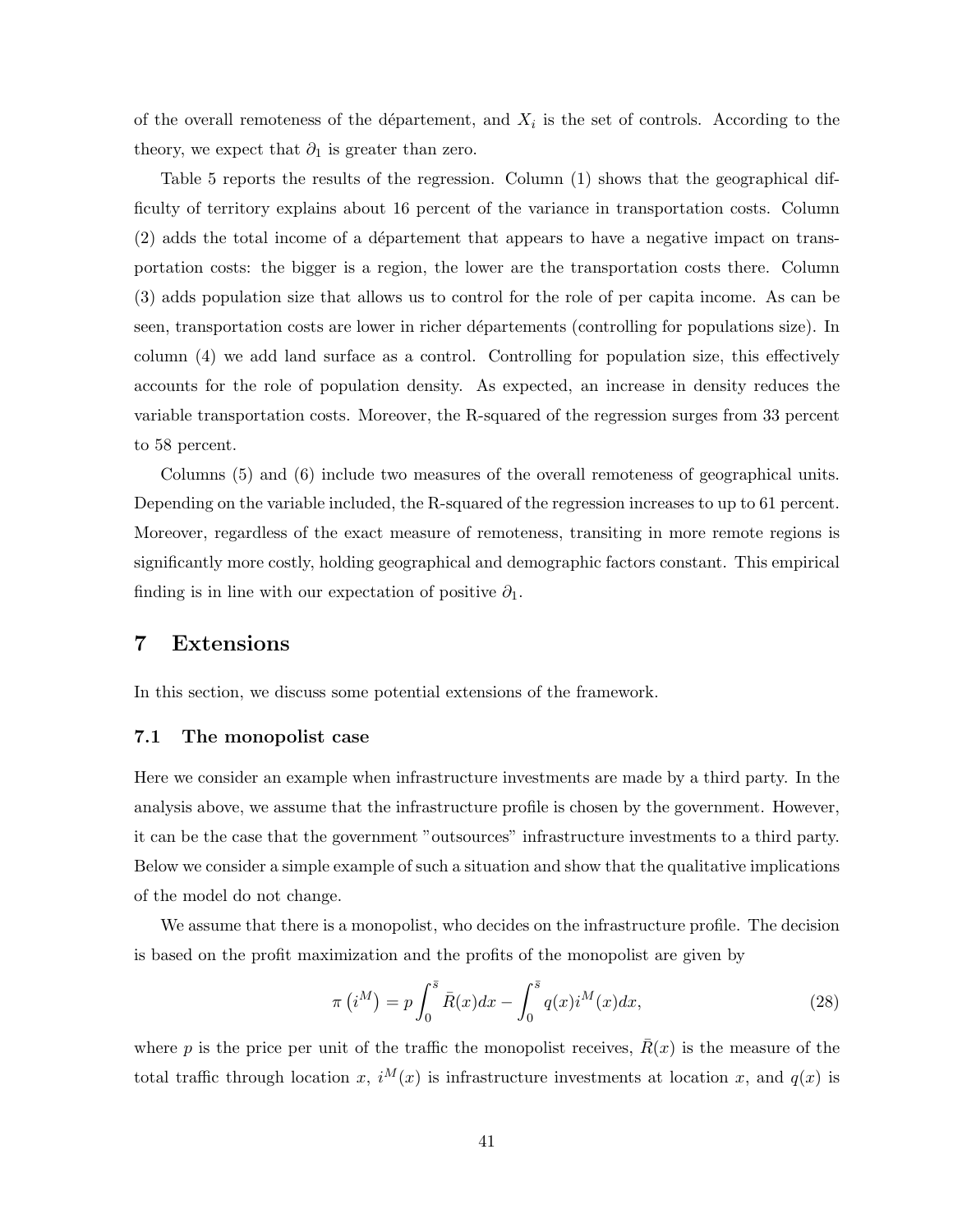of the overall remoteness of the département, and $X_i$ is the set of controls. According to the theory, we expect that $\partial_1$ is greater than zero.

Table 5 reports the results of the regression. Column (1) shows that the geographical difficulty of territory explains about 16 percent of the variance in transportation costs. Column (2) adds the total income of a département that appears to have a negative impact on transportation costs: the bigger is a region, the lower are the transportation costs there. Column (3) adds population size that allows us to control for the role of per capita income. As can be seen, transportation costs are lower in richer départements (controlling for populations size). In column (4) we add land surface as a control. Controlling for population size, this effectively accounts for the role of population density. As expected, an increase in density reduces the variable transportation costs. Moreover, the R-squared of the regression surges from 33 percent to 58 percent.

Columns (5) and (6) include two measures of the overall remoteness of geographical units. Depending on the variable included, the R-squared of the regression increases to up to 61 percent. Moreover, regardless of the exact measure of remoteness, transiting in more remote regions is significantly more costly, holding geographical and demographic factors constant. This empirical finding is in line with our expectation of positive $\partial_1$.

# 7 Extensions

In this section, we discuss some potential extensions of the framework.

## 7.1 The monopolist case

Here we consider an example when infrastructure investments are made by a third party. In the analysis above, we assume that the infrastructure profile is chosen by the government. However, it can be the case that the government "outsources" infrastructure investments to a third party. Below we consider a simple example of such a situation and show that the qualitative implications of the model do not change.

We assume that there is a monopolist, who decides on the infrastructure profile. The decision is based on the profit maximization and the profits of the monopolist are given by

$$\pi\left(i^M\right) = p\int_0^{\bar{s}} \bar{R}(x)dx - \int_0^{\bar{s}} q(x)i^M(x)dx, \tag{28}$$

where $p$ is the price per unit of the traffic the monopolist receives, $\bar{R}(x)$ is the measure of the total traffic through location $x$, $i^M(x)$ is infrastructure investments at location $x$, and $q(x)$ is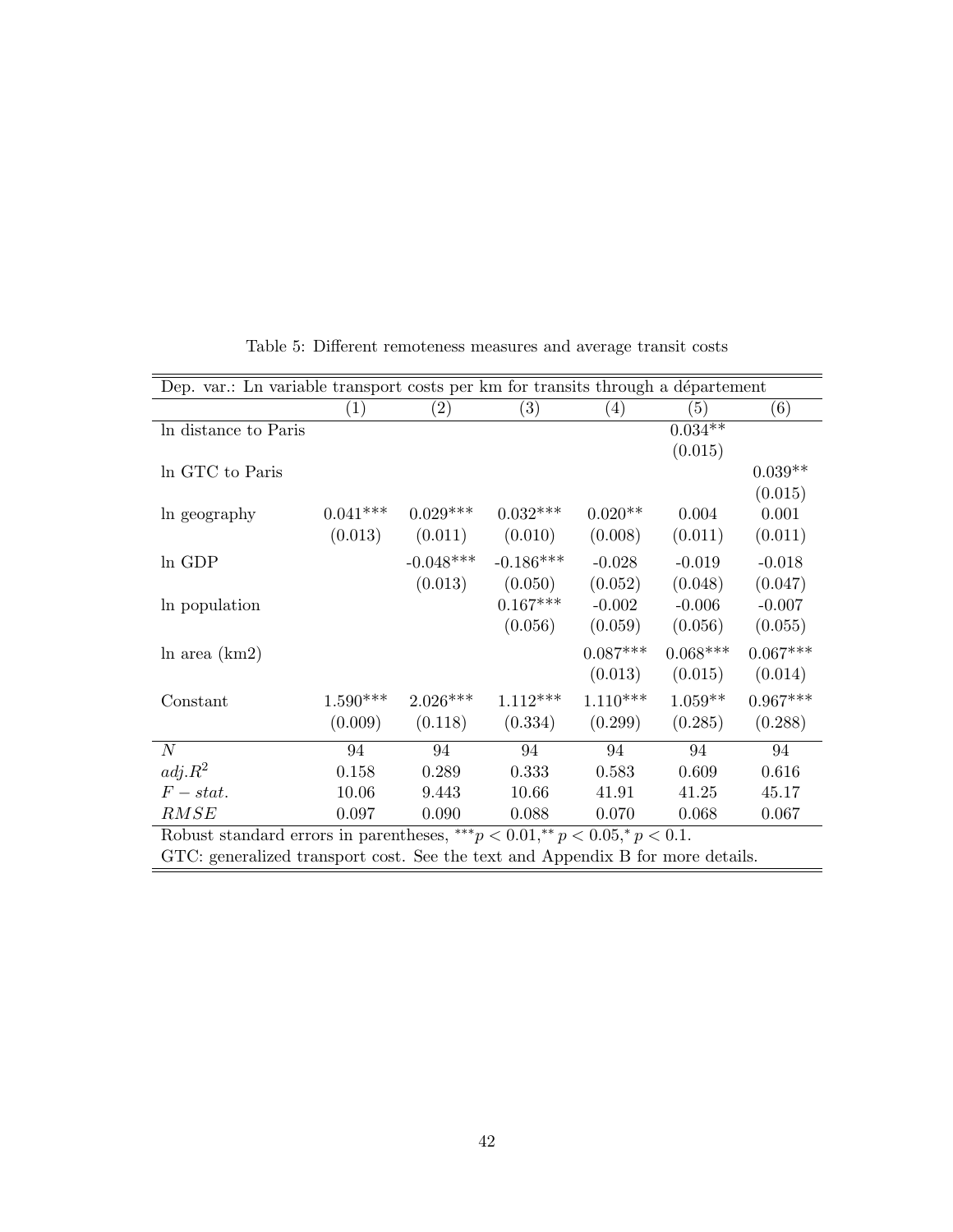Table 5: Different remoteness measures and average transit costs

| Dep. var.: Ln variable transport costs per km for transits through a département | | | | | | |
|---|---|---|---|---|---|---|
| | (1) | (2) | (3) | (4) | (5) | (6) |
| ln distance to Paris | | | | | 0.034** | |
| | | | | | (0.015) | |
| ln GTC to Paris | | | | | | 0.039** |
| | | | | | | (0.015) |
| ln geography | 0.041*** | 0.029*** | 0.032*** | 0.020** | 0.004 | 0.001 |
| | (0.013) | (0.011) | (0.010) | (0.008) | (0.011) | (0.011) |
| ln GDP | | -0.048*** | -0.186*** | -0.028 | -0.019 | -0.018 |
| | | (0.013) | (0.050) | (0.052) | (0.048) | (0.047) |
| ln population | | | 0.167*** | -0.002 | -0.006 | -0.007 |
| | | | (0.056) | (0.059) | (0.056) | (0.055) |
| ln area (km2) | | | | 0.087*** | 0.068*** | 0.067*** |
| | | | | (0.013) | (0.015) | (0.014) |
| Constant | 1.590*** | 2.026*** | 1.112*** | 1.110*** | 1.059** | 0.967*** |
| | (0.009) | (0.118) | (0.334) | (0.299) | (0.285) | (0.288) |
| $N$ | 94 | 94 | 94 | 94 | 94 | 94 |
| $adj.R^2$ | 0.158 | 0.289 | 0.333 | 0.583 | 0.609 | 0.616 |
| $F-stat.$ | 10.06 | 9.443 | 10.66 | 41.91 | 41.25 | 45.17 |
| $RMSE$ | 0.097 | 0.090 | 0.088 | 0.070 | 0.068 | 0.067 |

Robust standard errors in parentheses, $^{***}p < 0.01, ^{**}p < 0.05, ^{*}p < 0.1$.

GTC: generalized transport cost. See the text and Appendix B for more details.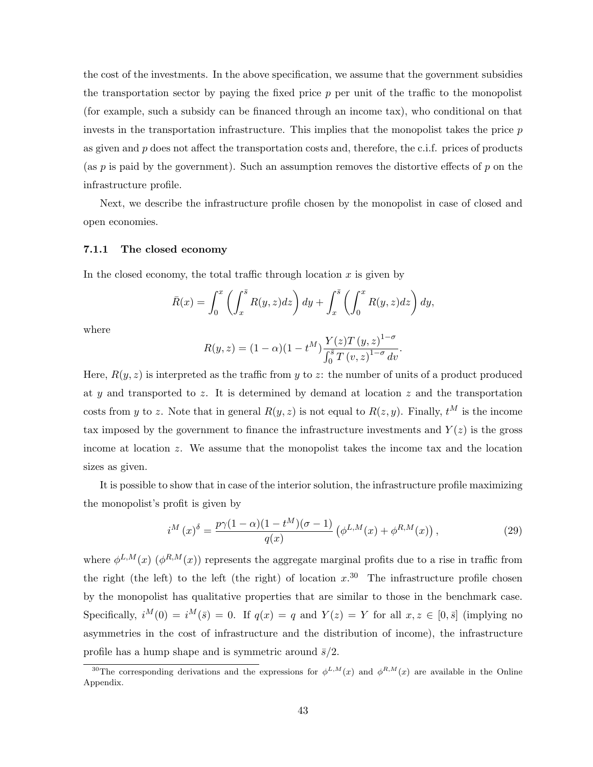the cost of the investments. In the above specification, we assume that the government subsidies the transportation sector by paying the fixed price $p$ per unit of the traffic to the monopolist (for example, such a subsidy can be financed through an income tax), who conditional on that invests in the transportation infrastructure. This implies that the monopolist takes the price $p$ as given and $p$ does not affect the transportation costs and, therefore, the c.i.f. prices of products (as $p$ is paid by the government). Such an assumption removes the distortive effects of $p$ on the infrastructure profile.

Next, we describe the infrastructure profile chosen by the monopolist in case of closed and open economies.

### 7.1.1 The closed economy

In the closed economy, the total traffic through location $x$ is given by

$$\bar{R}(x) = \int_0^x \left( \int_x^{\bar{s}} R(y,z)dz \right) dy + \int_x^{\bar{s}} \left( \int_0^x R(y,z)dz \right) dy,$$

where

$$R(y,z) = (1-\alpha)(1-t^M)\frac{Y(z)T(y,z)^{1-\sigma}}{\int_0^{\bar{s}} T(v,z)^{1-\sigma} dv}.$$

Here, $R(y,z)$ is interpreted as the traffic from $y$ to $z$: the number of units of a product produced at $y$ and transported to $z$. It is determined by demand at location $z$ and the transportation costs from $y$ to $z$. Note that in general $R(y,z)$ is not equal to $R(z,y)$. Finally, $t^M$ is the income tax imposed by the government to finance the infrastructure investments and $Y(z)$ is the gross income at location $z$. We assume that the monopolist takes the income tax and the location sizes as given.

It is possible to show that in case of the interior solution, the infrastructure profile maximizing the monopolist's profit is given by

$$i^M(x)^\delta = \frac{p\gamma(1-\alpha)(1-t^M)(\sigma-1)}{q(x)} \left( \phi^{L,M}(x) + \phi^{R,M}(x) \right), \tag{29}$$

where $\phi^{L,M}(x)$ ($\phi^{R,M}(x)$) represents the aggregate marginal profits due to a rise in traffic from the right (the left) to the left (the right) of location $x$.[30] The infrastructure profile chosen by the monopolist has qualitative properties that are similar to those in the benchmark case. Specifically, $i^M(0) = i^M(\bar{s}) = 0$. If $q(x) = q$ and $Y(z) = Y$ for all $x, z \in [0, \bar{s}]$ (implying no asymmetries in the cost of infrastructure and the distribution of income), the infrastructure profile has a hump shape and is symmetric around $\bar{s}/2$.

[30] The corresponding derivations and the expressions for $\phi^{L,M}(x)$ and $\phi^{R,M}(x)$ are available in the Online Appendix.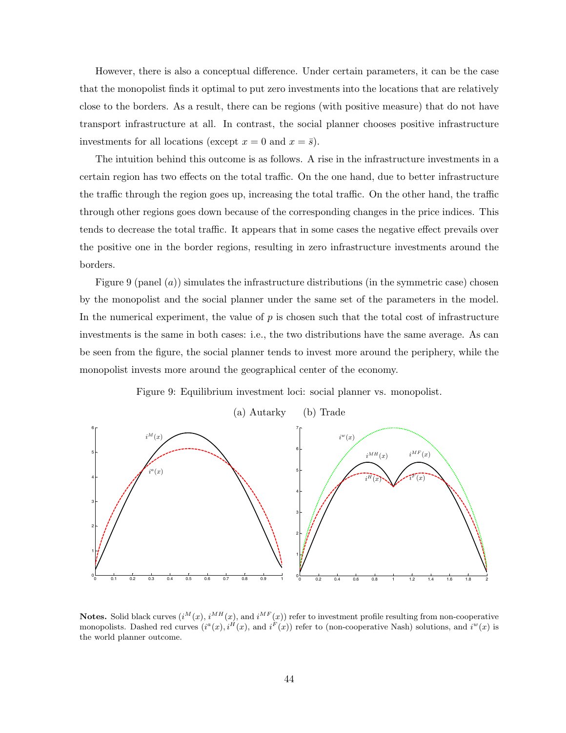However, there is also a conceptual difference. Under certain parameters, it can be the case that the monopolist finds it optimal to put zero investments into the locations that are relatively close to the borders. As a result, there can be regions (with positive measure) that do not have transport infrastructure at all. In contrast, the social planner chooses positive infrastructure investments for all locations (except $x = 0$ and $x = \bar{s}$).

The intuition behind this outcome is as follows. A rise in the infrastructure investments in a certain region has two effects on the total traffic. On the one hand, due to better infrastructure the traffic through the region goes up, increasing the total traffic. On the other hand, the traffic through other regions goes down because of the corresponding changes in the price indices. This tends to decrease the total traffic. It appears that in some cases the negative effect prevails over the positive one in the border regions, resulting in zero infrastructure investments around the borders.

Figure 9 (panel $(a)$) simulates the infrastructure distributions (in the symmetric case) chosen by the monopolist and the social planner under the same set of the parameters in the model. In the numerical experiment, the value of $p$ is chosen such that the total cost of infrastructure investments is the same in both cases: i.e., the two distributions have the same average. As can be seen from the figure, the social planner tends to invest more around the periphery, while the monopolist invests more around the geographical center of the economy.

Figure 9: Equilibrium investment loci: social planner vs. monopolist.

(a) Autarky (b) Trade

**Notes.** Solid black curves ($i^M(x)$, $i^{MH}(x)$, and $i^{MF}(x)$) refer to investment profile resulting from non-cooperative monopolists. Dashed red curves ($i^a(x), i^H(x)$, and $i^F(x)$) refer to (non-cooperative Nash) solutions, and $i^w(x)$ is the world planner outcome.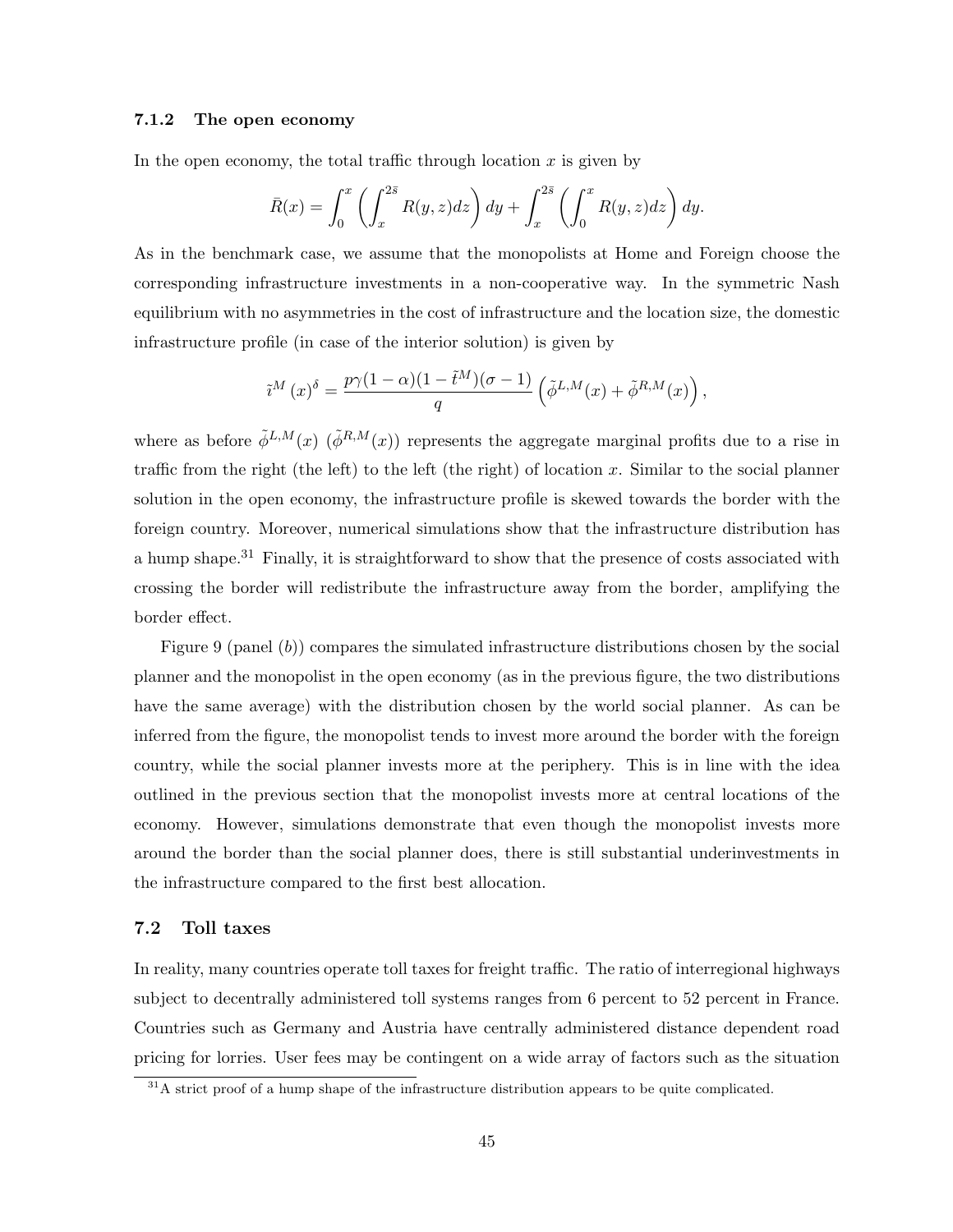### 7.1.2 The open economy

In the open economy, the total traffic through location $x$ is given by

$$\bar{R}(x) = \int_0^x \left( \int_x^{2\bar{s}} R(y,z)dz \right) dy + \int_x^{2\bar{s}} \left( \int_0^x R(y,z)dz \right) dy.$$

As in the benchmark case, we assume that the monopolists at Home and Foreign choose the corresponding infrastructure investments in a non-cooperative way. In the symmetric Nash equilibrium with no asymmetries in the cost of infrastructure and the location size, the domestic infrastructure profile (in case of the interior solution) is given by

$$\tilde{\imath}^M(x)^\delta = \frac{p\gamma(1-\alpha)(1-\tilde{t}^M)(\sigma-1)}{q} \left( \tilde{\phi}^{L,M}(x) + \tilde{\phi}^{R,M}(x) \right),$$

where as before $\tilde{\phi}^{L,M}(x)$ ($\tilde{\phi}^{R,M}(x)$) represents the aggregate marginal profits due to a rise in traffic from the right (the left) to the left (the right) of location $x$. Similar to the social planner solution in the open economy, the infrastructure profile is skewed towards the border with the foreign country. Moreover, numerical simulations show that the infrastructure distribution has a hump shape.[31] Finally, it is straightforward to show that the presence of costs associated with crossing the border will redistribute the infrastructure away from the border, amplifying the border effect.

Figure 9 (panel (*b*)) compares the simulated infrastructure distributions chosen by the social planner and the monopolist in the open economy (as in the previous figure, the two distributions have the same average) with the distribution chosen by the world social planner. As can be inferred from the figure, the monopolist tends to invest more around the border with the foreign country, while the social planner invests more at the periphery. This is in line with the idea outlined in the previous section that the monopolist invests more at central locations of the economy. However, simulations demonstrate that even though the monopolist invests more around the border than the social planner does, there is still substantial underinvestments in the infrastructure compared to the first best allocation.

## 7.2 Toll taxes

In reality, many countries operate toll taxes for freight traffic. The ratio of interregional highways subject to decentrally administered toll systems ranges from 6 percent to 52 percent in France. Countries such as Germany and Austria have centrally administered distance dependent road pricing for lorries. User fees may be contingent on a wide array of factors such as the situation

[31] A strict proof of a hump shape of the infrastructure distribution appears to be quite complicated.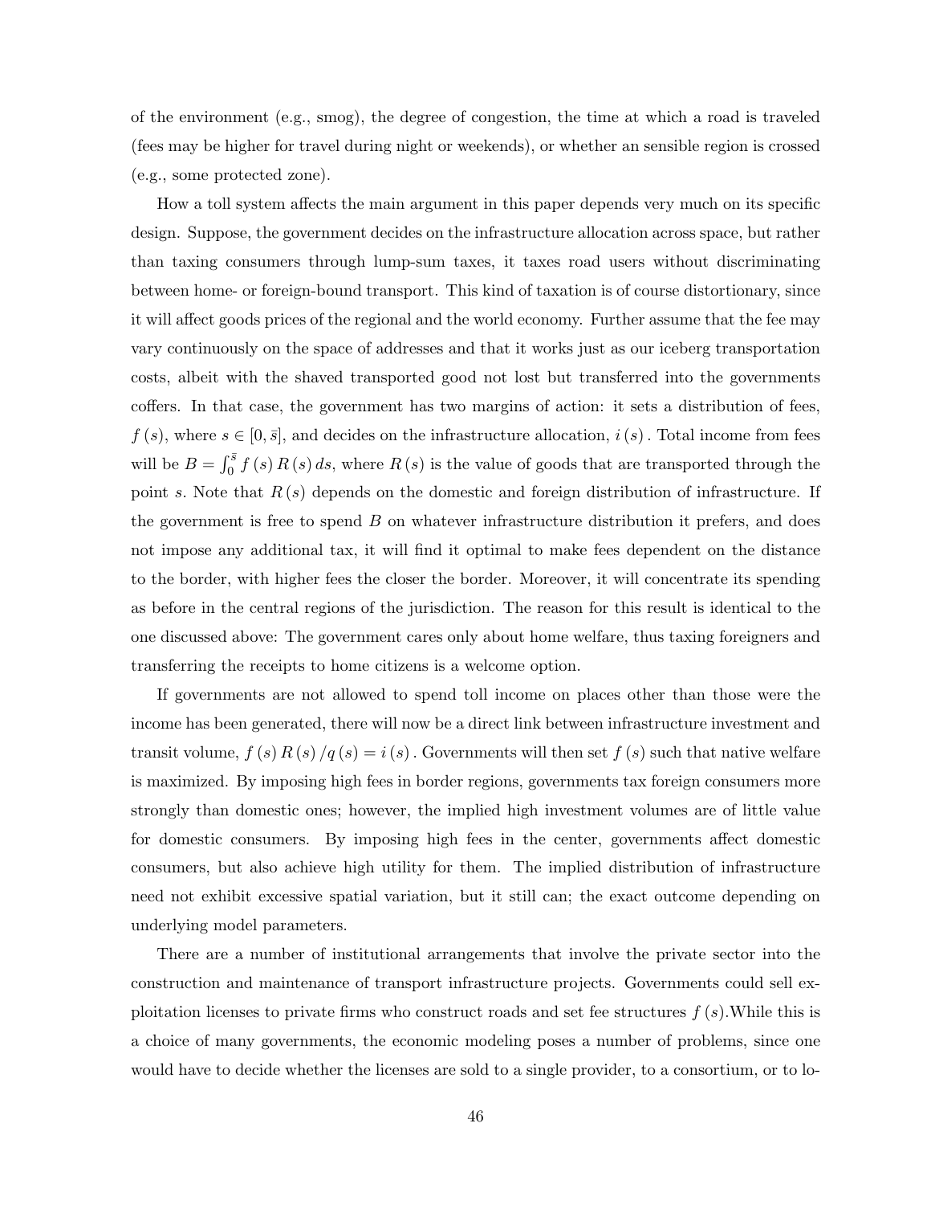of the environment (e.g., smog), the degree of congestion, the time at which a road is traveled (fees may be higher for travel during night or weekends), or whether an sensible region is crossed (e.g., some protected zone).

How a toll system affects the main argument in this paper depends very much on its specific design. Suppose, the government decides on the infrastructure allocation across space, but rather than taxing consumers through lump-sum taxes, it taxes road users without discriminating between home- or foreign-bound transport. This kind of taxation is of course distortionary, since it will affect goods prices of the regional and the world economy. Further assume that the fee may vary continuously on the space of addresses and that it works just as our iceberg transportation costs, albeit with the shaved transported good not lost but transferred into the governments coffers. In that case, the government has two margins of action: it sets a distribution of fees, $f(s)$, where $s \in [0, \bar{s}]$, and decides on the infrastructure allocation, $i(s)$. Total income from fees will be $B = \int_0^{\bar{s}} f(s) R(s) ds$, where $R(s)$ is the value of goods that are transported through the point $s$. Note that $R(s)$ depends on the domestic and foreign distribution of infrastructure. If the government is free to spend $B$ on whatever infrastructure distribution it prefers, and does not impose any additional tax, it will find it optimal to make fees dependent on the distance to the border, with higher fees the closer the border. Moreover, it will concentrate its spending as before in the central regions of the jurisdiction. The reason for this result is identical to the one discussed above: The government cares only about home welfare, thus taxing foreigners and transferring the receipts to home citizens is a welcome option.

If governments are not allowed to spend toll income on places other than those were the income has been generated, there will now be a direct link between infrastructure investment and transit volume, $f(s) R(s) / q(s) = i(s)$. Governments will then set $f(s)$ such that native welfare is maximized. By imposing high fees in border regions, governments tax foreign consumers more strongly than domestic ones; however, the implied high investment volumes are of little value for domestic consumers. By imposing high fees in the center, governments affect domestic consumers, but also achieve high utility for them. The implied distribution of infrastructure need not exhibit excessive spatial variation, but it still can; the exact outcome depending on underlying model parameters.

There are a number of institutional arrangements that involve the private sector into the construction and maintenance of transport infrastructure projects. Governments could sell exploitation licenses to private firms who construct roads and set fee structures $f(s)$.While this is a choice of many governments, the economic modeling poses a number of problems, since one would have to decide whether the licenses are sold to a single provider, to a consortium, or to lo-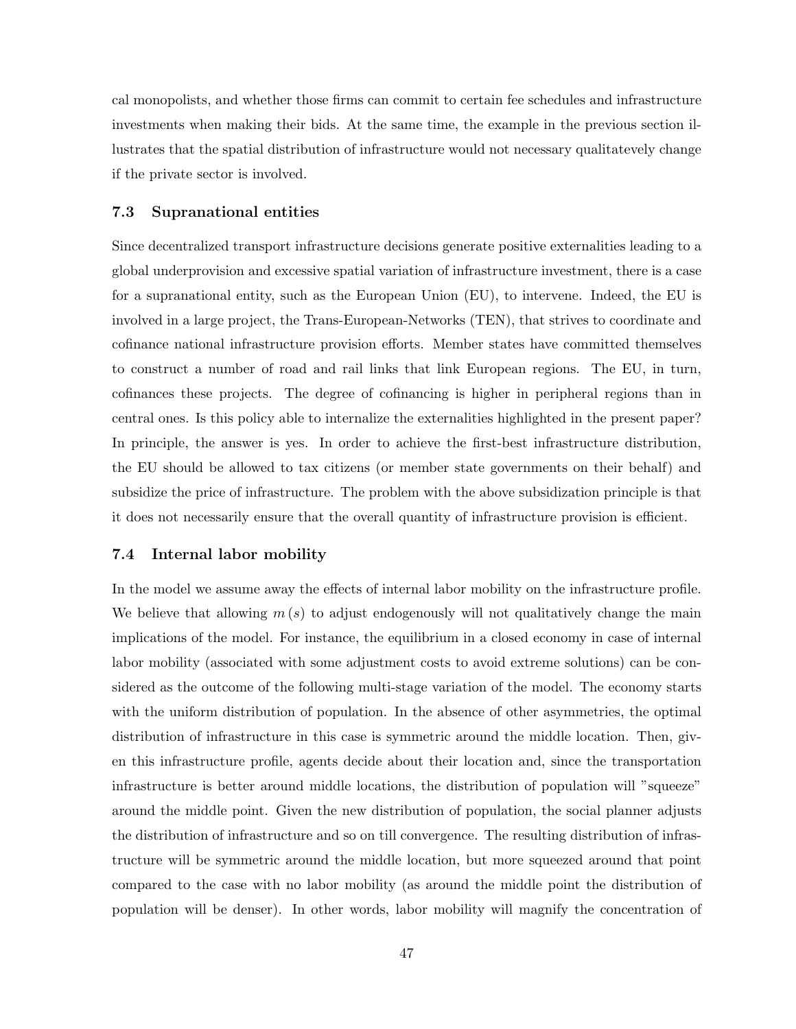cal monopolists, and whether those firms can commit to certain fee schedules and infrastructure investments when making their bids. At the same time, the example in the previous section illustrates that the spatial distribution of infrastructure would not necessary qualitatevely change if the private sector is involved.

### 7.3 Supranational entities

Since decentralized transport infrastructure decisions generate positive externalities leading to a global underprovision and excessive spatial variation of infrastructure investment, there is a case for a supranational entity, such as the European Union (EU), to intervene. Indeed, the EU is involved in a large project, the Trans-European-Networks (TEN), that strives to coordinate and cofinance national infrastructure provision efforts. Member states have committed themselves to construct a number of road and rail links that link European regions. The EU, in turn, cofinances these projects. The degree of cofinancing is higher in peripheral regions than in central ones. Is this policy able to internalize the externalities highlighted in the present paper? In principle, the answer is yes. In order to achieve the first-best infrastructure distribution, the EU should be allowed to tax citizens (or member state governments on their behalf) and subsidize the price of infrastructure. The problem with the above subsidization principle is that it does not necessarily ensure that the overall quantity of infrastructure provision is efficient.

### 7.4 Internal labor mobility

In the model we assume away the effects of internal labor mobility on the infrastructure profile. We believe that allowing $m(s)$ to adjust endogenously will not qualitatively change the main implications of the model. For instance, the equilibrium in a closed economy in case of internal labor mobility (associated with some adjustment costs to avoid extreme solutions) can be considered as the outcome of the following multi-stage variation of the model. The economy starts with the uniform distribution of population. In the absence of other asymmetries, the optimal distribution of infrastructure in this case is symmetric around the middle location. Then, given this infrastructure profile, agents decide about their location and, since the transportation infrastructure is better around middle locations, the distribution of population will "squeeze" around the middle point. Given the new distribution of population, the social planner adjusts the distribution of infrastructure and so on till convergence. The resulting distribution of infrastructure will be symmetric around the middle location, but more squeezed around that point compared to the case with no labor mobility (as around the middle point the distribution of population will be denser). In other words, labor mobility will magnify the concentration of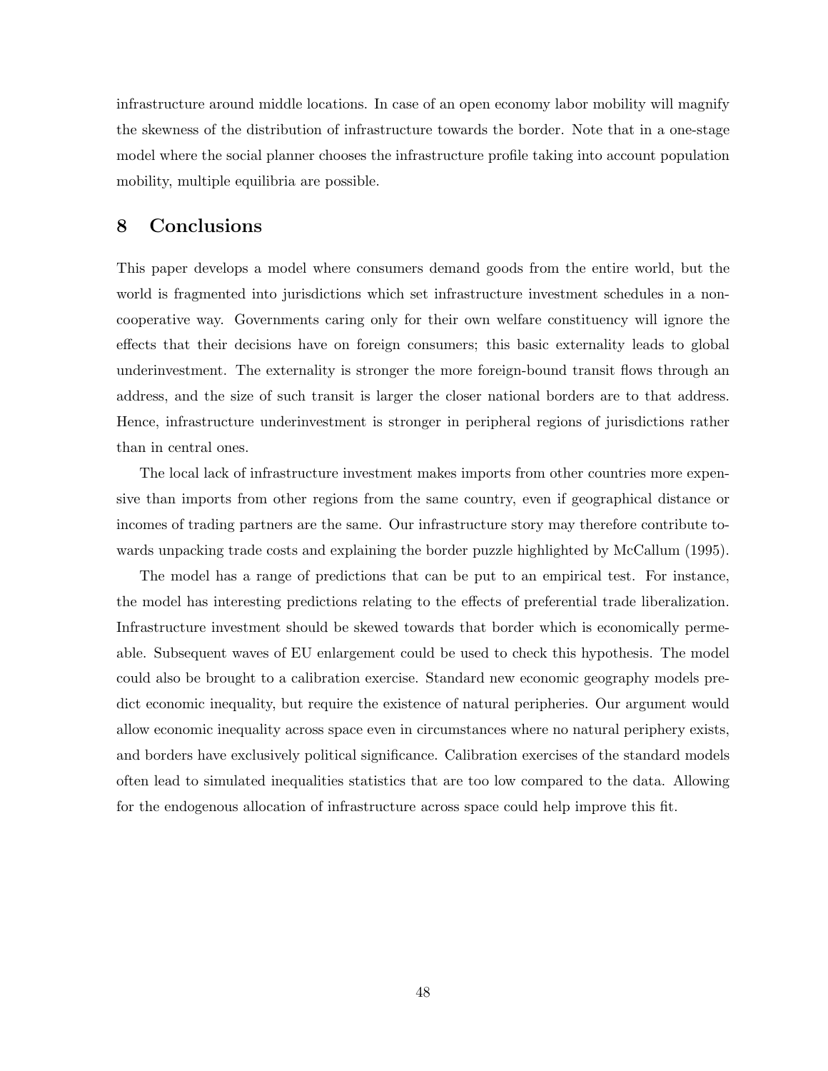infrastructure around middle locations. In case of an open economy labor mobility will magnify the skewness of the distribution of infrastructure towards the border. Note that in a one-stage model where the social planner chooses the infrastructure profile taking into account population mobility, multiple equilibria are possible.

## 8 Conclusions

This paper develops a model where consumers demand goods from the entire world, but the world is fragmented into jurisdictions which set infrastructure investment schedules in a non-cooperative way. Governments caring only for their own welfare constituency will ignore the effects that their decisions have on foreign consumers; this basic externality leads to global underinvestment. The externality is stronger the more foreign-bound transit flows through an address, and the size of such transit is larger the closer national borders are to that address. Hence, infrastructure underinvestment is stronger in peripheral regions of jurisdictions rather than in central ones.

The local lack of infrastructure investment makes imports from other countries more expensive than imports from other regions from the same country, even if geographical distance or incomes of trading partners are the same. Our infrastructure story may therefore contribute towards unpacking trade costs and explaining the border puzzle highlighted by McCallum (1995).

The model has a range of predictions that can be put to an empirical test. For instance, the model has interesting predictions relating to the effects of preferential trade liberalization. Infrastructure investment should be skewed towards that border which is economically permeable. Subsequent waves of EU enlargement could be used to check this hypothesis. The model could also be brought to a calibration exercise. Standard new economic geography models predict economic inequality, but require the existence of natural peripheries. Our argument would allow economic inequality across space even in circumstances where no natural periphery exists, and borders have exclusively political significance. Calibration exercises of the standard models often lead to simulated inequalities statistics that are too low compared to the data. Allowing for the endogenous allocation of infrastructure across space could help improve this fit.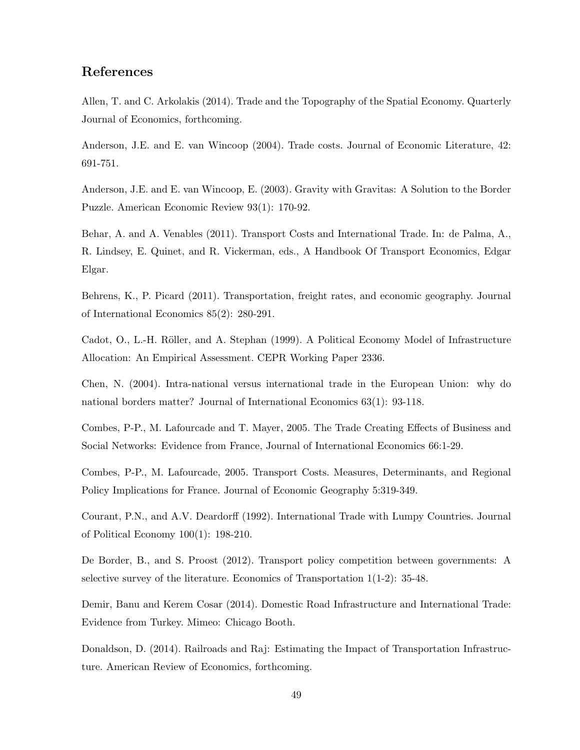## References

Allen, T. and C. Arkolakis (2014). Trade and the Topography of the Spatial Economy. Quarterly Journal of Economics, forthcoming.

Anderson, J.E. and E. van Wincoop (2004). Trade costs. Journal of Economic Literature, 42: 691-751.

Anderson, J.E. and E. van Wincoop, E. (2003). Gravity with Gravitas: A Solution to the Border Puzzle. American Economic Review 93(1): 170-92.

Behar, A. and A. Venables (2011). Transport Costs and International Trade. In: de Palma, A., R. Lindsey, E. Quinet, and R. Vickerman, eds., A Handbook Of Transport Economics, Edgar Elgar.

Behrens, K., P. Picard (2011). Transportation, freight rates, and economic geography. Journal of International Economics 85(2): 280-291.

Cadot, O., L.-H. Röller, and A. Stephan (1999). A Political Economy Model of Infrastructure Allocation: An Empirical Assessment. CEPR Working Paper 2336.

Chen, N. (2004). Intra-national versus international trade in the European Union: why do national borders matter? Journal of International Economics 63(1): 93-118.

Combes, P-P., M. Lafourcade and T. Mayer, 2005. The Trade Creating Effects of Business and Social Networks: Evidence from France, Journal of International Economics 66:1-29.

Combes, P-P., M. Lafourcade, 2005. Transport Costs. Measures, Determinants, and Regional Policy Implications for France. Journal of Economic Geography 5:319-349.

Courant, P.N., and A.V. Deardorff (1992). International Trade with Lumpy Countries. Journal of Political Economy 100(1): 198-210.

De Border, B., and S. Proost (2012). Transport policy competition between governments: A selective survey of the literature. Economics of Transportation 1(1-2): 35-48.

Demir, Banu and Kerem Cosar (2014). Domestic Road Infrastructure and International Trade: Evidence from Turkey. Mimeo: Chicago Booth.

Donaldson, D. (2014). Railroads and Raj: Estimating the Impact of Transportation Infrastructure. American Review of Economics, forthcoming.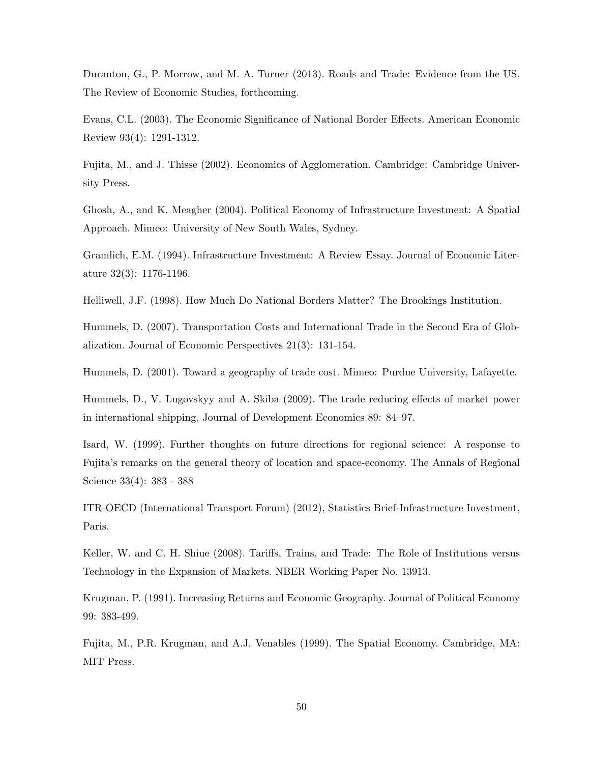Duranton, G., P. Morrow, and M. A. Turner (2013). Roads and Trade: Evidence from the US. The Review of Economic Studies, forthcoming.

Evans, C.L. (2003). The Economic Significance of National Border Effects. American Economic Review 93(4): 1291-1312.

Fujita, M., and J. Thisse (2002). Economics of Agglomeration. Cambridge: Cambridge University Press.

Ghosh, A., and K. Meagher (2004). Political Economy of Infrastructure Investment: A Spatial Approach. Mimeo: University of New South Wales, Sydney.

Gramlich, E.M. (1994). Infrastructure Investment: A Review Essay. Journal of Economic Literature 32(3): 1176-1196.

Helliwell, J.F. (1998). How Much Do National Borders Matter? The Brookings Institution.

Hummels, D. (2007). Transportation Costs and International Trade in the Second Era of Globalization. Journal of Economic Perspectives 21(3): 131-154.

Hummels, D. (2001). Toward a geography of trade cost. Mimeo: Purdue University, Lafayette.

Hummels, D., V. Lugovskyy and A. Skiba (2009). The trade reducing effects of market power in international shipping, Journal of Development Economics 89: 84–97.

Isard, W. (1999). Further thoughts on future directions for regional science: A response to Fujita's remarks on the general theory of location and space-economy. The Annals of Regional Science 33(4): 383 - 388

ITR-OECD (International Transport Forum) (2012), Statistics Brief-Infrastructure Investment, Paris.

Keller, W. and C. H. Shiue (2008). Tariffs, Trains, and Trade: The Role of Institutions versus Technology in the Expansion of Markets. NBER Working Paper No. 13913.

Krugman, P. (1991). Increasing Returns and Economic Geography. Journal of Political Economy 99: 383-499.

Fujita, M., P.R. Krugman, and A.J. Venables (1999). The Spatial Economy. Cambridge, MA: MIT Press.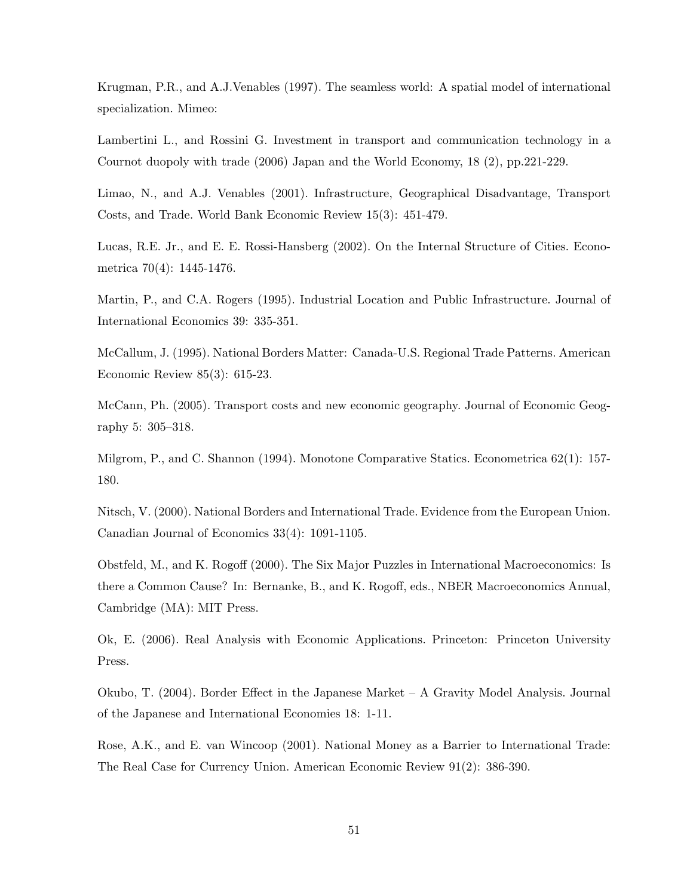Krugman, P.R., and A.J.Venables (1997). The seamless world: A spatial model of international specialization. Mimeo:

Lambertini L., and Rossini G. Investment in transport and communication technology in a Cournot duopoly with trade (2006) Japan and the World Economy, 18 (2), pp.221-229.

Limao, N., and A.J. Venables (2001). Infrastructure, Geographical Disadvantage, Transport Costs, and Trade. World Bank Economic Review 15(3): 451-479.

Lucas, R.E. Jr., and E. E. Rossi-Hansberg (2002). On the Internal Structure of Cities. Econometrica 70(4): 1445-1476.

Martin, P., and C.A. Rogers (1995). Industrial Location and Public Infrastructure. Journal of International Economics 39: 335-351.

McCallum, J. (1995). National Borders Matter: Canada-U.S. Regional Trade Patterns. American Economic Review 85(3): 615-23.

McCann, Ph. (2005). Transport costs and new economic geography. Journal of Economic Geography 5: 305–318.

Milgrom, P., and C. Shannon (1994). Monotone Comparative Statics. Econometrica 62(1): 157-180.

Nitsch, V. (2000). National Borders and International Trade. Evidence from the European Union. Canadian Journal of Economics 33(4): 1091-1105.

Obstfeld, M., and K. Rogoff (2000). The Six Major Puzzles in International Macroeconomics: Is there a Common Cause? In: Bernanke, B., and K. Rogoff, eds., NBER Macroeconomics Annual, Cambridge (MA): MIT Press.

Ok, E. (2006). Real Analysis with Economic Applications. Princeton: Princeton University Press.

Okubo, T. (2004). Border Effect in the Japanese Market – A Gravity Model Analysis. Journal of the Japanese and International Economies 18: 1-11.

Rose, A.K., and E. van Wincoop (2001). National Money as a Barrier to International Trade: The Real Case for Currency Union. American Economic Review 91(2): 386-390.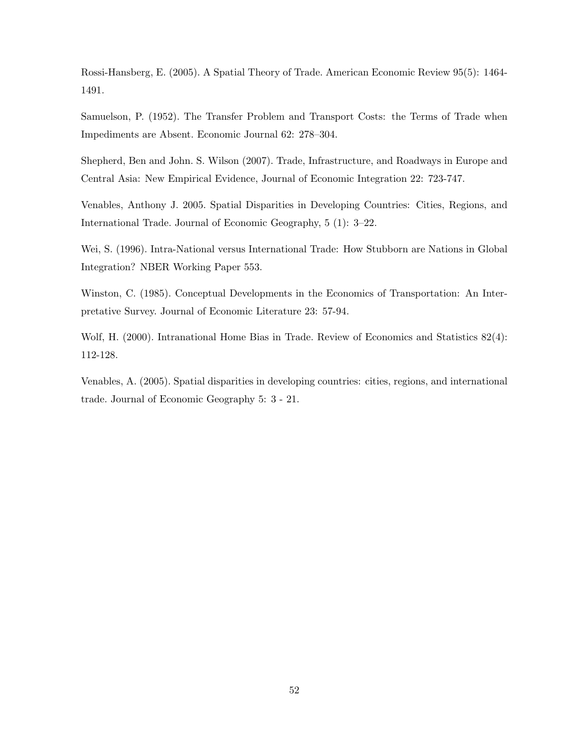Rossi-Hansberg, E. (2005). A Spatial Theory of Trade. American Economic Review 95(5): 1464-1491.

Samuelson, P. (1952). The Transfer Problem and Transport Costs: the Terms of Trade when Impediments are Absent. Economic Journal 62: 278–304.

Shepherd, Ben and John. S. Wilson (2007). Trade, Infrastructure, and Roadways in Europe and Central Asia: New Empirical Evidence, Journal of Economic Integration 22: 723-747.

Venables, Anthony J. 2005. Spatial Disparities in Developing Countries: Cities, Regions, and International Trade. Journal of Economic Geography, 5 (1): 3–22.

Wei, S. (1996). Intra-National versus International Trade: How Stubborn are Nations in Global Integration? NBER Working Paper 553.

Winston, C. (1985). Conceptual Developments in the Economics of Transportation: An Interpretative Survey. Journal of Economic Literature 23: 57-94.

Wolf, H. (2000). Intranational Home Bias in Trade. Review of Economics and Statistics 82(4): 112-128.

Venables, A. (2005). Spatial disparities in developing countries: cities, regions, and international trade. Journal of Economic Geography 5: 3 - 21.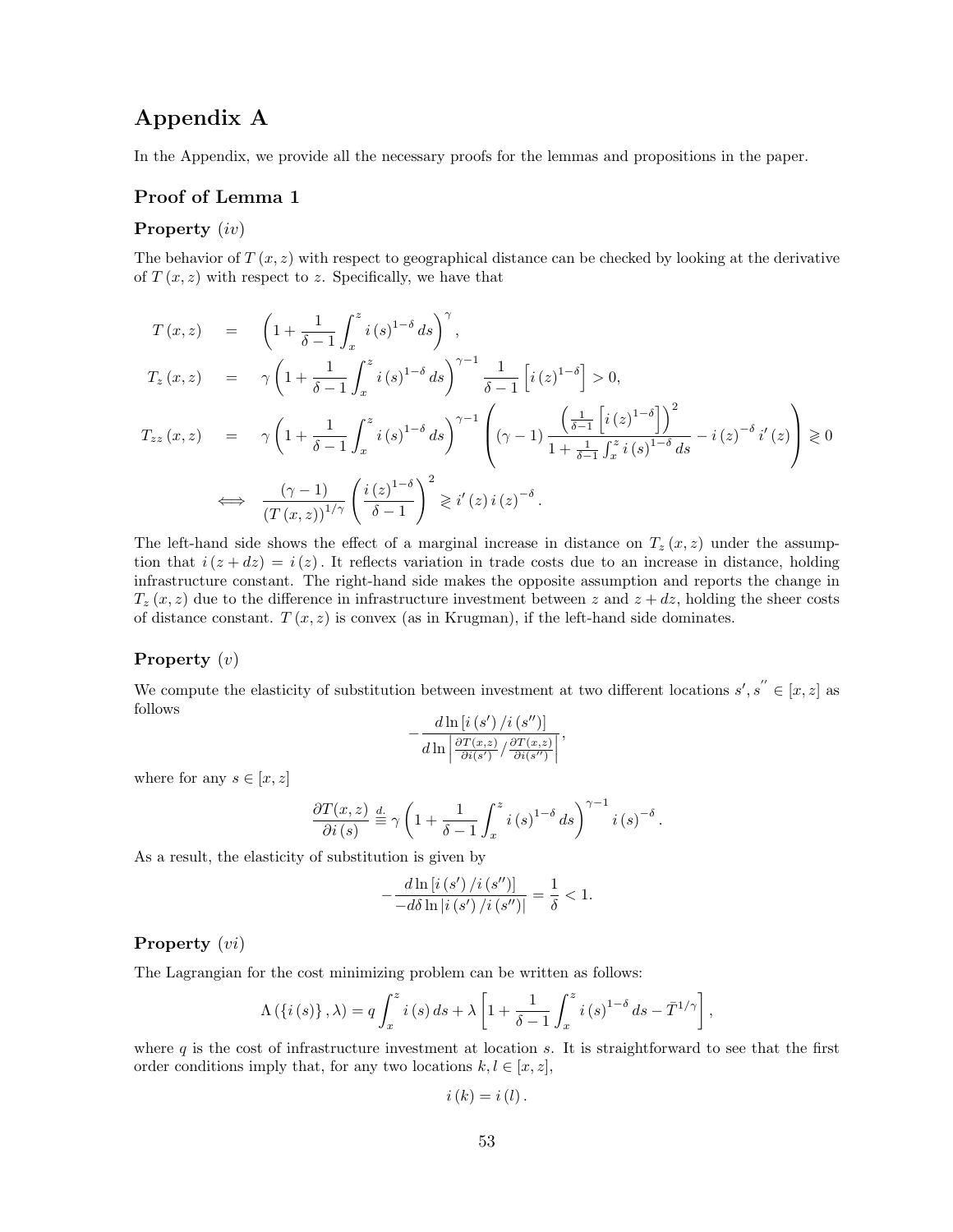# Appendix A

In the Appendix, we provide all the necessary proofs for the lemmas and propositions in the paper.

## Proof of Lemma 1

### Property $(iv)$

The behavior of $T(x,z)$ with respect to geographical distance can be checked by looking at the derivative of $T(x,z)$ with respect to $z$. Specifically, we have that

$$
\begin{aligned}
T(x,z) &= \left(1+\frac{1}{\delta-1}\int_x^z i(s)^{1-\delta}\,ds\right)^{\gamma},\\
T_z(x,z) &= \gamma\left(1+\frac{1}{\delta-1}\int_x^z i(s)^{1-\delta}\,ds\right)^{\gamma-1}\frac{1}{\delta-1}\left[i(z)^{1-\delta}\right]>0,\\
T_{zz}(x,z) &= \gamma\left(1+\frac{1}{\delta-1}\int_x^z i(s)^{1-\delta}\,ds\right)^{\gamma-1}\left((\gamma-1)\frac{\left(\frac{1}{\delta-1}\left[i(z)^{1-\delta}\right]\right)^2}{1+\frac{1}{\delta-1}\int_x^z i(s)^{1-\delta}\,ds}-i(z)^{-\delta}\,i'(z)\right)\gtreqless 0\\
&\iff \frac{(\gamma-1)}{(T(x,z))^{1/\gamma}}\left(\frac{i(z)^{1-\delta}}{\delta-1}\right)^2\gtreqless i'(z)\,i(z)^{-\delta}.
\end{aligned}
$$

The left-hand side shows the effect of a marginal increase in distance on $T_z(x,z)$ under the assumption that $i(z+dz)=i(z)$. It reflects variation in trade costs due to an increase in distance, holding infrastructure constant. The right-hand side makes the opposite assumption and reports the change in $T_z(x,z)$ due to the difference in infrastructure investment between $z$ and $z+dz$, holding the sheer costs of distance constant. $T(x,z)$ is convex (as in Krugman), if the left-hand side dominates.

### Property $(v)$

We compute the elasticity of substitution between investment at two different locations $s', s'' \in [x,z]$ as follows

$$
-\frac{d\ln\left[i(s')/i(s'')\right]}{d\ln\left|\frac{\partial T(x,z)}{\partial i(s')}\Big/\frac{\partial T(x,z)}{\partial i(s'')}\right|},
$$

where for any $s\in[x,z]$

$$
\frac{\partial T(x,z)}{\partial i(s)} \overset{d.}{\equiv} \gamma\left(1+\frac{1}{\delta-1}\int_x^z i(s)^{1-\delta}\,ds\right)^{\gamma-1} i(s)^{-\delta}.
$$

As a result, the elasticity of substitution is given by

$$
-\frac{d\ln\left[i(s')/i(s'')\right]}{-d\delta\ln\left|i(s')/i(s'')\right|}=\frac{1}{\delta}<1.
$$

### Property $(vi)$

The Lagrangian for the cost minimizing problem can be written as follows:

$$
\Lambda\left(\{i(s)\},\lambda\right)=q\int_x^z i(s)\,ds+\lambda\left[1+\frac{1}{\delta-1}\int_x^z i(s)^{1-\delta}\,ds-\bar{T}^{1/\gamma}\right],
$$

where $q$ is the cost of infrastructure investment at location $s$. It is straightforward to see that the first order conditions imply that, for any two locations $k,l\in[x,z]$,

$$
i(k)=i(l).
$$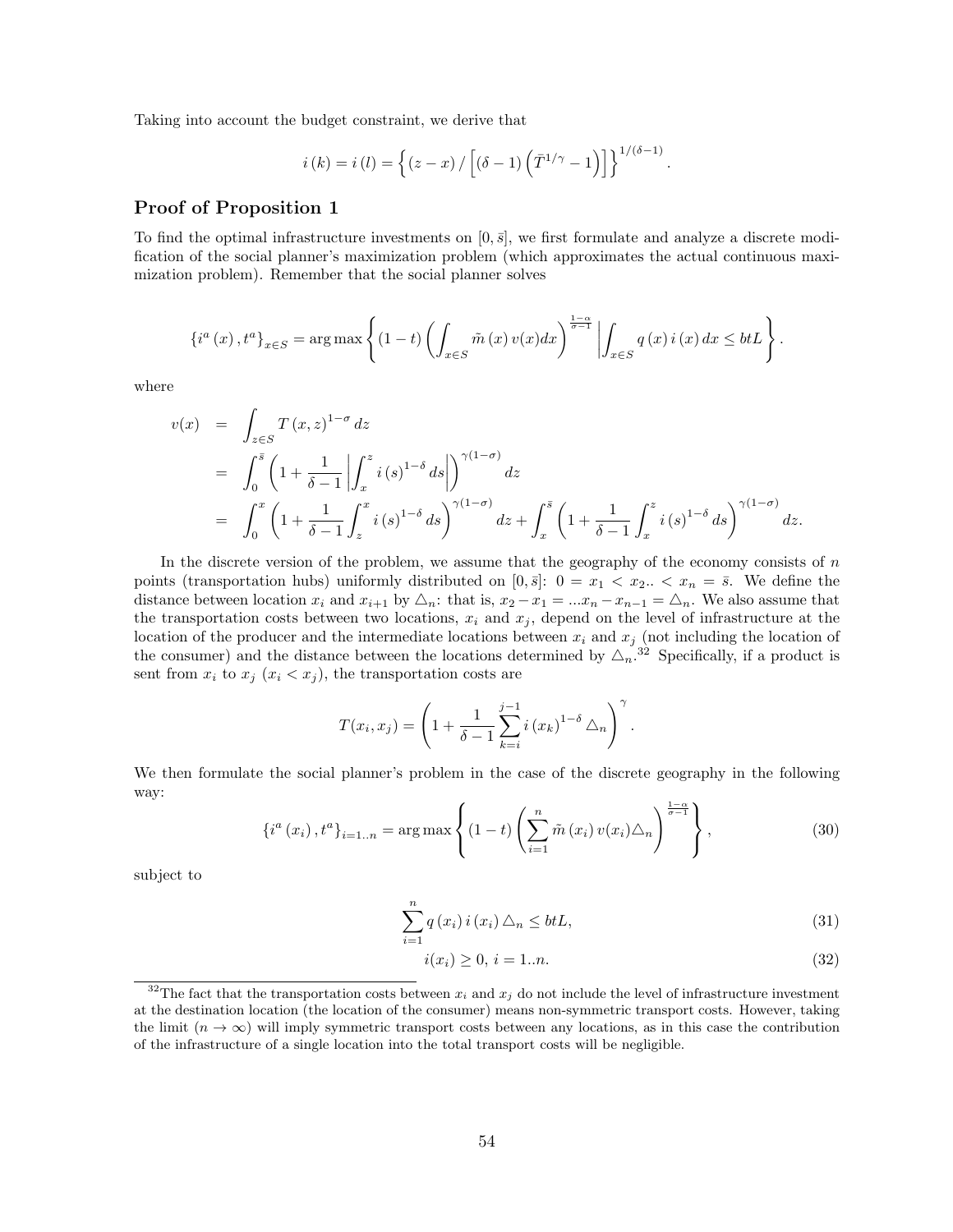Taking into account the budget constraint, we derive that

$$i(k) = i(l) = \left\{ (z-x) / \left[ (\delta - 1) \left( \bar{T}^{1/\gamma} - 1 \right) \right] \right\}^{1/(\delta-1)}.$$

## Proof of Proposition 1

To find the optimal infrastructure investments on $[0, \bar{s}]$, we first formulate and analyze a discrete modification of the social planner's maximization problem (which approximates the actual continuous maximization problem). Remember that the social planner solves

$$\{i^a(x), t^a\}_{x \in S} = \arg\max \left\{ (1-t) \left( \int_{x \in S} \tilde{m}(x) v(x) dx \right)^{\frac{1-\alpha}{\sigma-1}} \bigg| \int_{x \in S} q(x) i(x) dx \leq btL \right\}.$$

where

$$\begin{aligned}
v(x) &= \int_{z \in S} T(x,z)^{1-\sigma} dz \\
&= \int_0^{\bar{s}} \left( 1 + \frac{1}{\delta - 1} \left| \int_x^z i(s)^{1-\delta} ds \right| \right)^{\gamma(1-\sigma)} dz \\
&= \int_0^x \left( 1 + \frac{1}{\delta - 1} \int_z^x i(s)^{1-\delta} ds \right)^{\gamma(1-\sigma)} dz + \int_x^{\bar{s}} \left( 1 + \frac{1}{\delta - 1} \int_x^z i(s)^{1-\delta} ds \right)^{\gamma(1-\sigma)} dz.
\end{aligned}$$

In the discrete version of the problem, we assume that the geography of the economy consists of $n$ points (transportation hubs) uniformly distributed on $[0, \bar{s}]$: $0 = x_1 < x_2 .. < x_n = \bar{s}$. We define the distance between location $x_i$ and $x_{i+1}$ by $\triangle_n$: that is, $x_2 - x_1 = ... x_n - x_{n-1} = \triangle_n$. We also assume that the transportation costs between two locations, $x_i$ and $x_j$, depend on the level of infrastructure at the location of the producer and the intermediate locations between $x_i$ and $x_j$ (not including the location of the consumer) and the distance between the locations determined by $\triangle_n$.[32] Specifically, if a product is sent from $x_i$ to $x_j$ ($x_i < x_j$), the transportation costs are

$$T(x_i, x_j) = \left( 1 + \frac{1}{\delta - 1} \sum_{k=i}^{j-1} i(x_k)^{1-\delta} \triangle_n \right)^{\gamma}.$$

We then formulate the social planner's problem in the case of the discrete geography in the following way:

$$\{i^a(x_i), t^a\}_{i=1..n} = \arg\max \left\{ (1-t) \left( \sum_{i=1}^n \tilde{m}(x_i) v(x_i) \triangle_n \right)^{\frac{1-\alpha}{\sigma-1}} \right\}, \tag{30}$$

subject to

$$\sum_{i=1}^n q(x_i) i(x_i) \triangle_n \leq btL, \tag{31}$$

$$i(x_i) \geq 0, \; i = 1..n. \tag{32}$$

[32] The fact that the transportation costs between $x_i$ and $x_j$ do not include the level of infrastructure investment at the destination location (the location of the consumer) means non-symmetric transport costs. However, taking the limit ($n \to \infty$) will imply symmetric transport costs between any locations, as in this case the contribution of the infrastructure of a single location into the total transport costs will be negligible.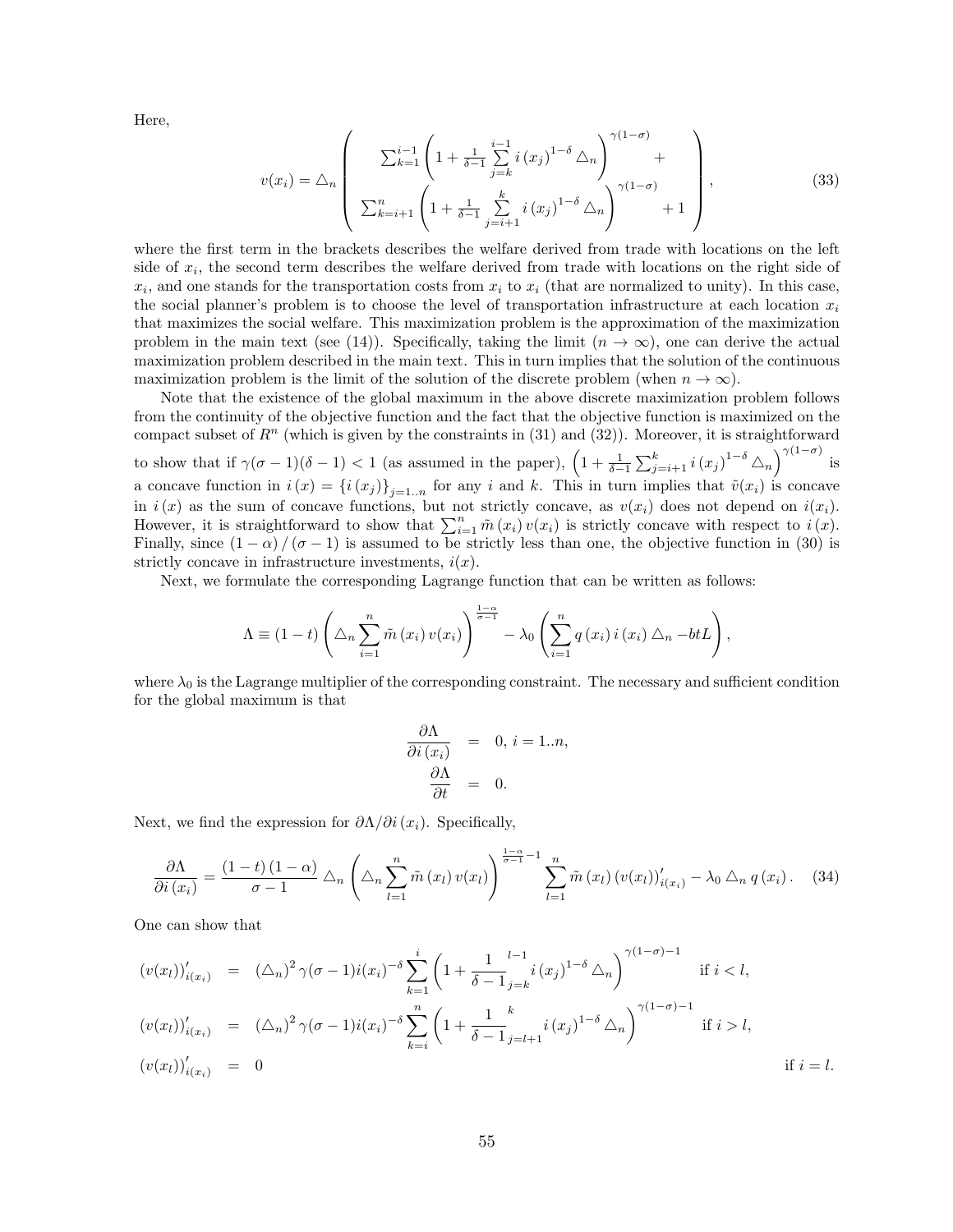Here,

$$v(x_i) = \triangle_n \left( \begin{array}{c} \sum_{k=1}^{i-1} \left( 1 + \frac{1}{\delta - 1} \sum\limits_{j=k}^{i-1} i\left(x_j\right)^{1-\delta} \triangle_n \right)^{\gamma(1-\sigma)} + \\ \sum_{k=i+1}^{n} \left( 1 + \frac{1}{\delta - 1} \sum\limits_{j=i+1}^{k} i\left(x_j\right)^{1-\delta} \triangle_n \right)^{\gamma(1-\sigma)} + 1 \end{array} \right), \tag{33}$$

where the first term in the brackets describes the welfare derived from trade with locations on the left side of $x_i$, the second term describes the welfare derived from trade with locations on the right side of $x_i$, and one stands for the transportation costs from $x_i$ to $x_i$ (that are normalized to unity). In this case, the social planner's problem is to choose the level of transportation infrastructure at each location $x_i$ that maximizes the social welfare. This maximization problem is the approximation of the maximization problem in the main text (see (14)). Specifically, taking the limit $(n \to \infty)$, one can derive the actual maximization problem described in the main text. This in turn implies that the solution of the continuous maximization problem is the limit of the solution of the discrete problem (when $n \to \infty$).

Note that the existence of the global maximum in the above discrete maximization problem follows from the continuity of the objective function and the fact that the objective function is maximized on the compact subset of $R^n$ (which is given by the constraints in (31) and (32)). Moreover, it is straightforward to show that if $\gamma(\sigma-1)(\delta-1) < 1$ (as assumed in the paper), $\left(1 + \frac{1}{\delta-1}\sum_{j=i+1}^{k} i\left(x_j\right)^{1-\delta} \triangle_n\right)^{\gamma(1-\sigma)}$ is a concave function in $i(x) = \{i(x_j)\}_{j=1..n}$ for any $i$ and $k$. This in turn implies that $\tilde{v}(x_i)$ is concave in $i(x)$ as the sum of concave functions, but not strictly concave, as $v(x_i)$ does not depend on $i(x_i)$. However, it is straightforward to show that $\sum_{i=1}^{n} \tilde{m}(x_i) v(x_i)$ is strictly concave with respect to $i(x)$. Finally, since $(1-\alpha)/(\sigma-1)$ is assumed to be strictly less than one, the objective function in (30) is strictly concave in infrastructure investments, $i(x)$.

Next, we formulate the corresponding Lagrange function that can be written as follows:

$$\Lambda \equiv (1-t)\left(\triangle_n \sum_{i=1}^{n} \tilde{m}(x_i) v(x_i)\right)^{\frac{1-\alpha}{\sigma-1}} - \lambda_0 \left(\sum_{i=1}^{n} q(x_i) i(x_i) \triangle_n - btL\right),$$

where $\lambda_0$ is the Lagrange multiplier of the corresponding constraint. The necessary and sufficient condition for the global maximum is that

$$\begin{aligned} \frac{\partial \Lambda}{\partial i(x_i)} &= 0, \; i = 1..n, \\ \frac{\partial \Lambda}{\partial t} &= 0. \end{aligned}$$

Next, we find the expression for $\partial\Lambda / \partial i(x_i)$. Specifically,

$$\frac{\partial \Lambda}{\partial i(x_i)} = \frac{(1-t)(1-\alpha)}{\sigma - 1} \triangle_n \left(\triangle_n \sum_{l=1}^{n} \tilde{m}(x_l) v(x_l)\right)^{\frac{1-\alpha}{\sigma-1}-1} \sum_{l=1}^{n} \tilde{m}(x_l) \left(v(x_l)\right)'_{i(x_i)} - \lambda_0 \triangle_n q(x_i). \tag{34}$$

One can show that

$$\begin{aligned} (v(x_l))'_{i(x_i)} &= (\triangle_n)^2 \gamma(\sigma-1) i(x_i)^{-\delta} \sum_{k=1}^{i} \left(1 + \frac{1}{\delta-1} \sum_{j=k}^{l-1} i\left(x_j\right)^{1-\delta} \triangle_n\right)^{\gamma(1-\sigma)-1} & \text{if } i < l, \\ (v(x_l))'_{i(x_i)} &= (\triangle_n)^2 \gamma(\sigma-1) i(x_i)^{-\delta} \sum_{k=i}^{n} \left(1 + \frac{1}{\delta-1} \sum_{j=l+1}^{k} i\left(x_j\right)^{1-\delta} \triangle_n\right)^{\gamma(1-\sigma)-1} & \text{if } i > l, \\ (v(x_l))'_{i(x_i)} &= 0 & \text{if } i = l. \end{aligned}$$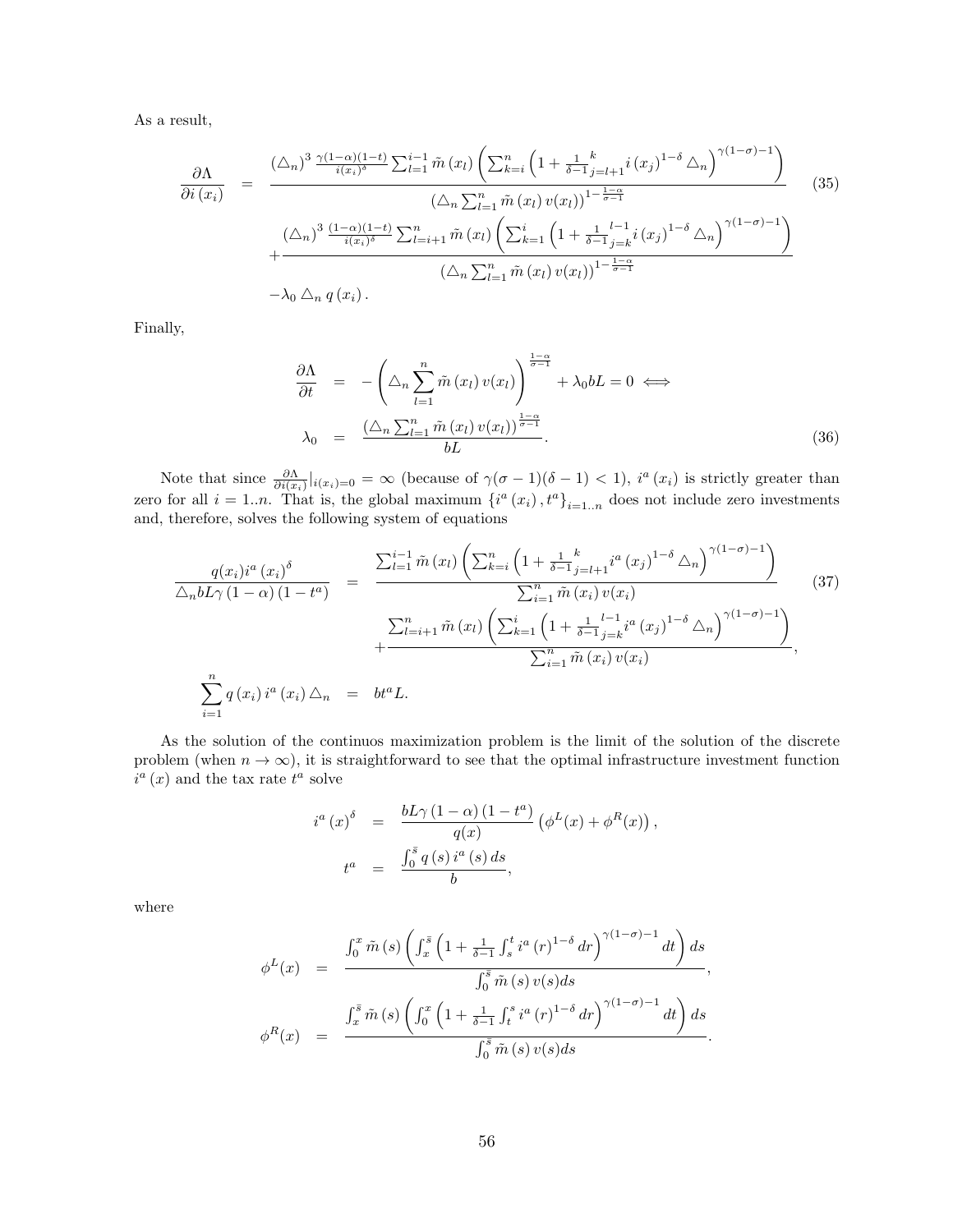As a result,

$$
\begin{aligned}
\frac{\partial \Lambda}{\partial i\left(x_i\right)} &= \frac{\left(\triangle_n\right)^3 \frac{\gamma(1-\alpha)(1-t)}{i\left(x_i\right)^\delta} \sum_{l=1}^{i-1} \tilde{m}\left(x_l\right)\left(\sum_{k=i}^{n}\left(1+\frac{1}{\delta-1}\sum_{j=l+1}^{k} i\left(x_j\right)^{1-\delta} \triangle_n\right)^{\gamma(1-\sigma)-1}\right)}{\left(\triangle_n \sum_{l=1}^{n} \tilde{m}\left(x_l\right) v(x_l)\right)^{1-\frac{1-\alpha}{\sigma-1}}} \\
&+ \frac{\left(\triangle_n\right)^3 \frac{(1-\alpha)(1-t)}{i\left(x_i\right)^\delta} \sum_{l=i+1}^{n} \tilde{m}\left(x_l\right)\left(\sum_{k=1}^{i}\left(1+\frac{1}{\delta-1}\sum_{j=k}^{l-1} i\left(x_j\right)^{1-\delta} \triangle_n\right)^{\gamma(1-\sigma)-1}\right)}{\left(\triangle_n \sum_{l=1}^{n} \tilde{m}\left(x_l\right) v(x_l)\right)^{1-\frac{1-\alpha}{\sigma-1}}} \\
&-\lambda_0 \triangle_n q\left(x_i\right).
\end{aligned} \tag{35}
$$

Finally,

$$
\begin{aligned}
\frac{\partial \Lambda}{\partial t} &= -\left(\triangle_n \sum_{l=1}^{n} \tilde{m}\left(x_l\right) v(x_l)\right)^{\frac{1-\alpha}{\sigma-1}} + \lambda_0 bL = 0 \iff \\
\lambda_0 &= \frac{\left(\triangle_n \sum_{l=1}^{n} \tilde{m}\left(x_l\right) v(x_l)\right)^{\frac{1-\alpha}{\sigma-1}}}{bL}.
\end{aligned} \tag{36}
$$

Note that since $\frac{\partial \Lambda}{\partial i(x_i)}|_{i(x_i)=0} = \infty$ (because of $\gamma(\sigma-1)(\delta-1) < 1$), $i^a\left(x_i\right)$ is strictly greater than zero for all $i = 1..n$. That is, the global maximum $\left\{i^a\left(x_i\right), t^a\right\}_{i=1..n}$ does not include zero investments and, therefore, solves the following system of equations

$$
\begin{aligned}
\frac{q(x_i) i^a\left(x_i\right)^\delta}{\triangle_n bL\gamma\left(1-\alpha\right)\left(1-t^a\right)} &= \frac{\sum_{l=1}^{i-1} \tilde{m}\left(x_l\right)\left(\sum_{k=i}^{n}\left(1+\frac{1}{\delta-1}\sum_{j=l+1}^{k} i^a\left(x_j\right)^{1-\delta} \triangle_n\right)^{\gamma(1-\sigma)-1}\right)}{\sum_{i=1}^{n} \tilde{m}\left(x_i\right) v(x_i)} \\
&+ \frac{\sum_{l=i+1}^{n} \tilde{m}\left(x_l\right)\left(\sum_{k=1}^{i}\left(1+\frac{1}{\delta-1}\sum_{j=k}^{l-1} i^a\left(x_j\right)^{1-\delta} \triangle_n\right)^{\gamma(1-\sigma)-1}\right)}{\sum_{i=1}^{n} \tilde{m}\left(x_i\right) v(x_i)}, \\
\sum_{i=1}^{n} q\left(x_i\right) i^a\left(x_i\right) \triangle_n &= bt^a L.
\end{aligned} \tag{37}
$$

As the solution of the continuos maximization problem is the limit of the solution of the discrete problem (when $n \to \infty$), it is straightforward to see that the optimal infrastructure investment function $i^a\left(x\right)$ and the tax rate $t^a$ solve

$$
\begin{aligned}
i^a\left(x\right)^\delta &= \frac{bL\gamma\left(1-\alpha\right)\left(1-t^a\right)}{q(x)}\left(\phi^L(x)+\phi^R(x)\right), \\
t^a &= \frac{\int_0^{\bar{s}} q\left(s\right) i^a\left(s\right) ds}{b},
\end{aligned}
$$

where

$$
\begin{aligned}
\phi^L(x) &= \frac{\int_0^x \tilde{m}\left(s\right)\left(\int_x^{\bar{s}}\left(1+\frac{1}{\delta-1}\int_s^t i^a\left(r\right)^{1-\delta} dr\right)^{\gamma(1-\sigma)-1} dt\right) ds}{\int_0^{\bar{s}} \tilde{m}\left(s\right) v(s) ds}, \\
\phi^R(x) &= \frac{\int_x^{\bar{s}} \tilde{m}\left(s\right)\left(\int_0^x\left(1+\frac{1}{\delta-1}\int_t^s i^a\left(r\right)^{1-\delta} dr\right)^{\gamma(1-\sigma)-1} dt\right) ds}{\int_0^{\bar{s}} \tilde{m}\left(s\right) v(s) ds}.
\end{aligned}
$$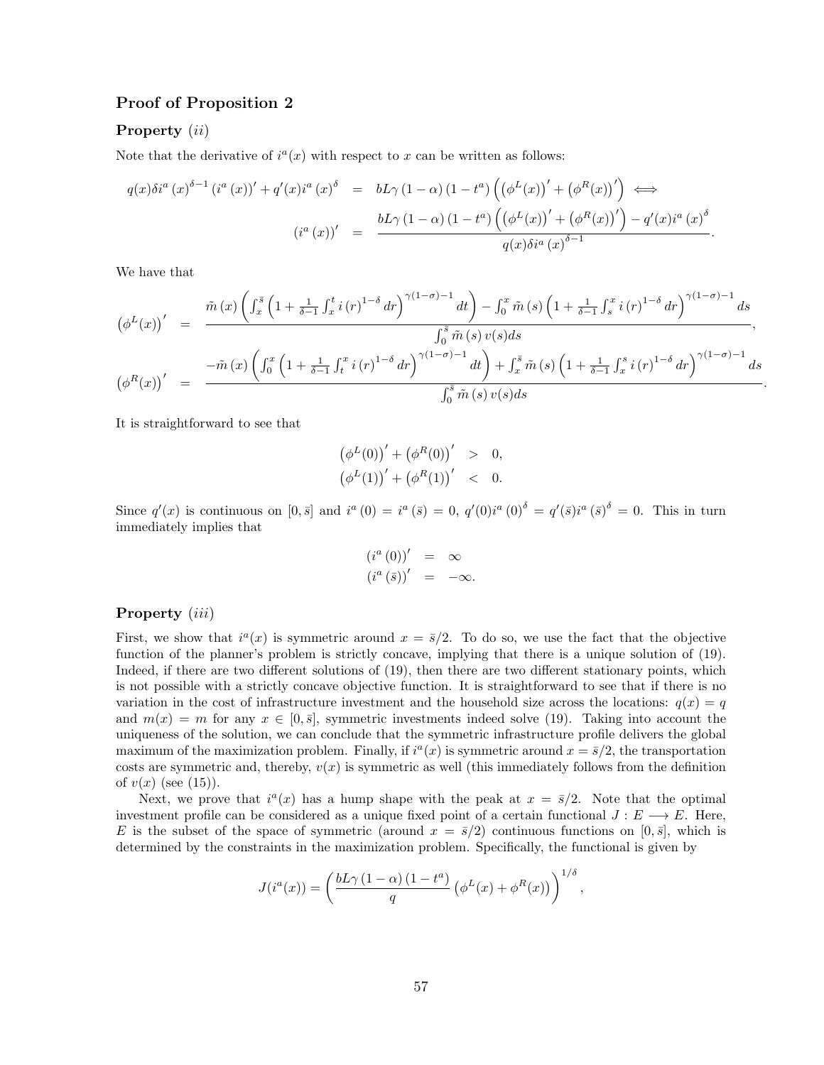## Proof of Proposition 2

### Property $(ii)$

Note that the derivative of $i^a(x)$ with respect to $x$ can be written as follows:

$$
\begin{aligned}
q(x)\delta i^a(x)^{\delta-1}\left(i^a(x)\right)' + q'(x) i^a(x)^{\delta} &= bL\gamma(1-\alpha)(1-t^a)\left(\left(\phi^L(x)\right)' + \left(\phi^R(x)\right)'\right) \iff \\
\left(i^a(x)\right)' &= \frac{bL\gamma(1-\alpha)(1-t^a)\left(\left(\phi^L(x)\right)' + \left(\phi^R(x)\right)'\right) - q'(x) i^a(x)^{\delta}}{q(x)\delta i^a(x)^{\delta-1}}.
\end{aligned}
$$

We have that

$$
\begin{aligned}
\left(\phi^L(x)\right)' &= \frac{\tilde{m}(x)\left(\int_x^{\bar{s}}\left(1+\frac{1}{\delta-1}\int_x^t i(r)^{1-\delta}dr\right)^{\gamma(1-\sigma)-1}dt\right) - \int_0^x \tilde{m}(s)\left(1+\frac{1}{\delta-1}\int_s^x i(r)^{1-\delta}dr\right)^{\gamma(1-\sigma)-1}ds}{\int_0^{\bar{s}}\tilde{m}(s)v(s)ds}, \\
\left(\phi^R(x)\right)' &= \frac{-\tilde{m}(x)\left(\int_0^x\left(1+\frac{1}{\delta-1}\int_t^x i(r)^{1-\delta}dr\right)^{\gamma(1-\sigma)-1}dt\right) + \int_x^{\bar{s}} \tilde{m}(s)\left(1+\frac{1}{\delta-1}\int_x^s i(r)^{1-\delta}dr\right)^{\gamma(1-\sigma)-1}ds}{\int_0^{\bar{s}}\tilde{m}(s)v(s)ds}.
\end{aligned}
$$

It is straightforward to see that

$$
\begin{aligned}
\left(\phi^L(0)\right)' + \left(\phi^R(0)\right)' &> 0, \\
\left(\phi^L(1)\right)' + \left(\phi^R(1)\right)' &< 0.
\end{aligned}
$$

Since $q'(x)$ is continuous on $[0,\bar{s}]$ and $i^a(0) = i^a(\bar{s}) = 0$, $q'(0)i^a(0)^{\delta} = q'(\bar{s})i^a(\bar{s})^{\delta} = 0$. This in turn immediately implies that

$$
\begin{aligned}
\left(i^a(0)\right)' &= \infty \\
\left(i^a(\bar{s})\right)' &= -\infty.
\end{aligned}
$$

### Property $(iii)$

First, we show that $i^a(x)$ is symmetric around $x = \bar{s}/2$. To do so, we use the fact that the objective function of the planner's problem is strictly concave, implying that there is a unique solution of (19). Indeed, if there are two different solutions of (19), then there are two different stationary points, which is not possible with a strictly concave objective function. It is straightforward to see that if there is no variation in the cost of infrastructure investment and the household size across the locations: $q(x) = q$ and $m(x) = m$ for any $x \in [0,\bar{s}]$, symmetric investments indeed solve (19). Taking into account the uniqueness of the solution, we can conclude that the symmetric infrastructure profile delivers the global maximum of the maximization problem. Finally, if $i^a(x)$ is symmetric around $x = \bar{s}/2$, the transportation costs are symmetric and, thereby, $v(x)$ is symmetric as well (this immediately follows from the definition of $v(x)$ (see (15)).

Next, we prove that $i^a(x)$ has a hump shape with the peak at $x = \bar{s}/2$. Note that the optimal investment profile can be considered as a unique fixed point of a certain functional $J : E \longrightarrow E$. Here, $E$ is the subset of the space of symmetric (around $x = \bar{s}/2$) continuous functions on $[0,\bar{s}]$, which is determined by the constraints in the maximization problem. Specifically, the functional is given by

$$
J(i^a(x)) = \left(\frac{bL\gamma(1-\alpha)(1-t^a)}{q}\left(\phi^L(x) + \phi^R(x)\right)\right)^{1/\delta},
$$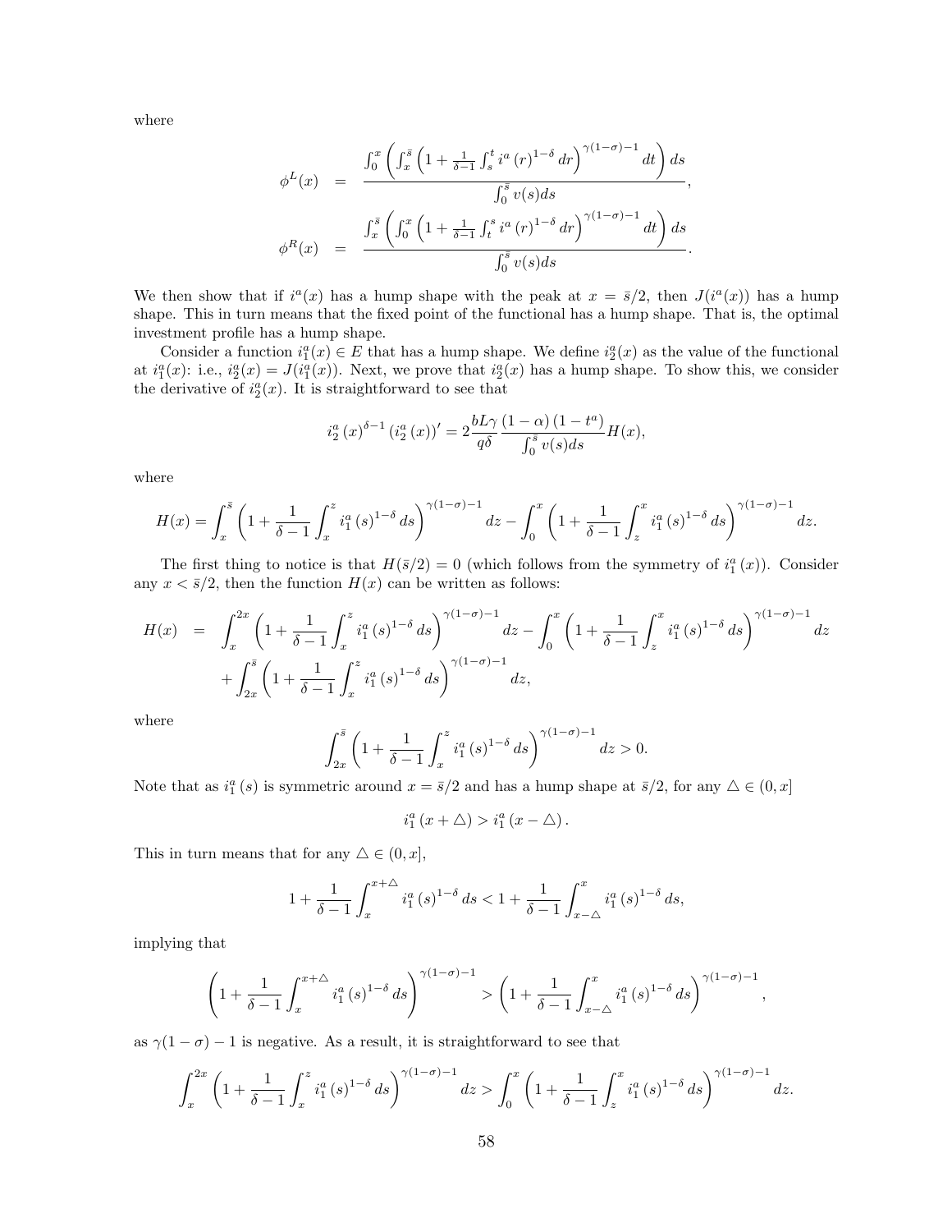where

$$
\begin{aligned}
\phi^L(x) &= \frac{\int_0^x \left( \int_x^{\bar{s}} \left(1 + \frac{1}{\delta-1}\int_s^t i^a(r)^{1-\delta} dr\right)^{\gamma(1-\sigma)-1} dt \right) ds}{\int_0^{\bar{s}} v(s) ds}, \\
\phi^R(x) &= \frac{\int_x^{\bar{s}} \left( \int_0^x \left(1 + \frac{1}{\delta-1}\int_t^s i^a(r)^{1-\delta} dr\right)^{\gamma(1-\sigma)-1} dt \right) ds}{\int_0^{\bar{s}} v(s) ds}.
\end{aligned}
$$

We then show that if $i^a(x)$ has a hump shape with the peak at $x = \bar{s}/2$, then $J(i^a(x))$ has a hump shape. This in turn means that the fixed point of the functional has a hump shape. That is, the optimal investment profile has a hump shape.

Consider a function $i_1^a(x) \in E$ that has a hump shape. We define $i_2^a(x)$ as the value of the functional at $i_1^a(x)$: i.e., $i_2^a(x) = J(i_1^a(x))$. Next, we prove that $i_2^a(x)$ has a hump shape. To show this, we consider the derivative of $i_2^a(x)$. It is straightforward to see that

$$
i_2^a(x)^{\delta-1} \left(i_2^a(x)\right)' = 2\frac{bL\gamma}{q\delta} \frac{(1-\alpha)(1-t^a)}{\int_0^{\bar{s}} v(s) ds} H(x),
$$

where

$$
H(x) = \int_x^{\bar{s}} \left(1 + \frac{1}{\delta-1}\int_x^z i_1^a(s)^{1-\delta} ds\right)^{\gamma(1-\sigma)-1} dz - \int_0^x \left(1 + \frac{1}{\delta-1}\int_z^x i_1^a(s)^{1-\delta} ds\right)^{\gamma(1-\sigma)-1} dz.
$$

The first thing to notice is that $H(\bar{s}/2) = 0$ (which follows from the symmetry of $i_1^a(x)$). Consider any $x < \bar{s}/2$, then the function $H(x)$ can be written as follows:

$$
\begin{aligned}
H(x) = & \int_x^{2x} \left(1 + \frac{1}{\delta-1}\int_x^z i_1^a(s)^{1-\delta} ds\right)^{\gamma(1-\sigma)-1} dz - \int_0^x \left(1 + \frac{1}{\delta-1}\int_z^x i_1^a(s)^{1-\delta} ds\right)^{\gamma(1-\sigma)-1} dz \\
& + \int_{2x}^{\bar{s}} \left(1 + \frac{1}{\delta-1}\int_x^z i_1^a(s)^{1-\delta} ds\right)^{\gamma(1-\sigma)-1} dz,
\end{aligned}
$$

where

$$
\int_{2x}^{\bar{s}} \left(1 + \frac{1}{\delta-1}\int_x^z i_1^a(s)^{1-\delta} ds\right)^{\gamma(1-\sigma)-1} dz > 0.
$$

Note that as $i_1^a(s)$ is symmetric around $x = \bar{s}/2$ and has a hump shape at $\bar{s}/2$, for any $\triangle \in (0, x]$

$$
i_1^a(x + \triangle) > i_1^a(x - \triangle).
$$

This in turn means that for any $\triangle \in (0, x]$,

$$
1 + \frac{1}{\delta-1}\int_x^{x+\triangle} i_1^a(s)^{1-\delta} ds < 1 + \frac{1}{\delta-1}\int_{x-\triangle}^x i_1^a(s)^{1-\delta} ds,
$$

implying that

$$
\left(1 + \frac{1}{\delta-1}\int_x^{x+\triangle} i_1^a(s)^{1-\delta} ds\right)^{\gamma(1-\sigma)-1} > \left(1 + \frac{1}{\delta-1}\int_{x-\triangle}^x i_1^a(s)^{1-\delta} ds\right)^{\gamma(1-\sigma)-1},
$$

as $\gamma(1-\sigma) - 1$ is negative. As a result, it is straightforward to see that

$$
\int_x^{2x} \left(1 + \frac{1}{\delta-1}\int_x^z i_1^a(s)^{1-\delta} ds\right)^{\gamma(1-\sigma)-1} dz > \int_0^x \left(1 + \frac{1}{\delta-1}\int_z^x i_1^a(s)^{1-\delta} ds\right)^{\gamma(1-\sigma)-1} dz.
$$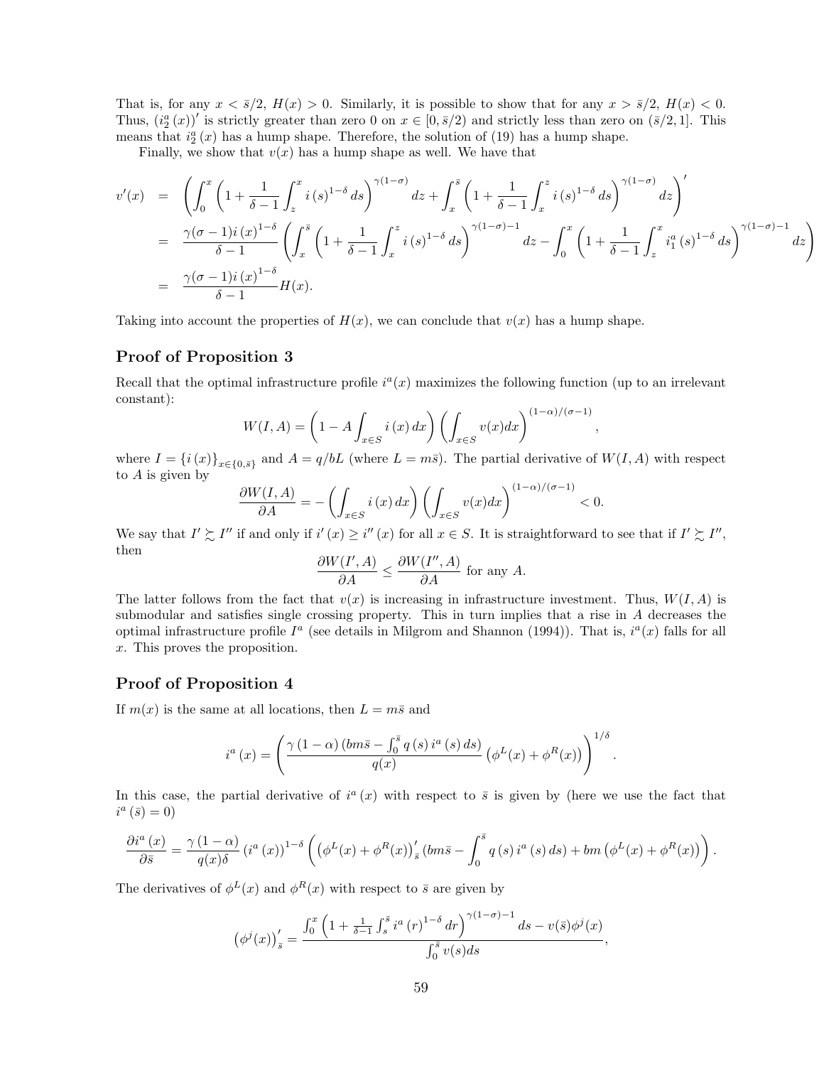That is, for any $x < \bar{s}/2$, $H(x) > 0$. Similarly, it is possible to show that for any $x > \bar{s}/2$, $H(x) < 0$. Thus, $(i_2^a(x))'$ is strictly greater than zero 0 on $x \in [0, \bar{s}/2)$ and strictly less than zero on $(\bar{s}/2, 1]$. This means that $i_2^a(x)$ has a hump shape. Therefore, the solution of (19) has a hump shape.

Finally, we show that $v(x)$ has a hump shape as well. We have that

$$
\begin{aligned}
v'(x) &= \left( \int_0^x \left( 1 + \frac{1}{\delta - 1} \int_z^x i(s)^{1-\delta} ds \right)^{\gamma(1-\sigma)} dz + \int_x^{\bar{s}} \left( 1 + \frac{1}{\delta - 1} \int_x^z i(s)^{1-\delta} ds \right)^{\gamma(1-\sigma)} dz \right)' \\
&= \frac{\gamma(\sigma-1) i(x)^{1-\delta}}{\delta - 1} \left( \int_x^{\bar{s}} \left( 1 + \frac{1}{\delta - 1} \int_x^z i(s)^{1-\delta} ds \right)^{\gamma(1-\sigma)-1} dz - \int_0^x \left( 1 + \frac{1}{\delta - 1} \int_z^x i_1^a(s)^{1-\delta} ds \right)^{\gamma(1-\sigma)-1} dz \right) \\
&= \frac{\gamma(\sigma-1) i(x)^{1-\delta}}{\delta - 1} H(x).
\end{aligned}
$$

Taking into account the properties of $H(x)$, we can conclude that $v(x)$ has a hump shape.

## Proof of Proposition 3

Recall that the optimal infrastructure profile $i^a(x)$ maximizes the following function (up to an irrelevant constant):

$$
W(I, A) = \left( 1 - A \int_{x \in S} i(x) \, dx \right) \left( \int_{x \in S} v(x) dx \right)^{(1-\alpha)/(\sigma-1)},
$$

where $I = \{i(x)\}_{x \in \{0, \bar{s}\}}$ and $A = q/bL$ (where $L = m\bar{s}$). The partial derivative of $W(I, A)$ with respect to $A$ is given by

$$
\frac{\partial W(I, A)}{\partial A} = - \left( \int_{x \in S} i(x) \, dx \right) \left( \int_{x \in S} v(x) dx \right)^{(1-\alpha)/(\sigma-1)} < 0.
$$

We say that $I' \succsim I''$ if and only if $i'(x) \geq i''(x)$ for all $x \in S$. It is straightforward to see that if $I' \succsim I''$, then

$$
\frac{\partial W(I', A)}{\partial A} \leq \frac{\partial W(I'', A)}{\partial A} \text{ for any } A.
$$

The latter follows from the fact that $v(x)$ is increasing in infrastructure investment. Thus, $W(I, A)$ is submodular and satisfies single crossing property. This in turn implies that a rise in $A$ decreases the optimal infrastructure profile $I^a$ (see details in Milgrom and Shannon (1994)). That is, $i^a(x)$ falls for all $x$. This proves the proposition.

## Proof of Proposition 4

If $m(x)$ is the same at all locations, then $L = m\bar{s}$ and

$$
i^a(x) = \left( \frac{\gamma(1-\alpha)\left(bm\bar{s} - \int_0^{\bar{s}} q(s) \, i^a(s) \, ds\right)}{q(x)} \left( \phi^L(x) + \phi^R(x) \right) \right)^{1/\delta}.
$$

In this case, the partial derivative of $i^a(x)$ with respect to $\bar{s}$ is given by (here we use the fact that $i^a(\bar{s}) = 0$)

$$
\frac{\partial i^a(x)}{\partial \bar{s}} = \frac{\gamma(1-\alpha)}{q(x)\delta} \left(i^a(x)\right)^{1-\delta} \left( \left( \phi^L(x) + \phi^R(x) \right)'_{\bar{s}} \left( bm\bar{s} - \int_0^{\bar{s}} q(s) \, i^a(s) \, ds \right) + bm \left( \phi^L(x) + \phi^R(x) \right) \right).
$$

The derivatives of $\phi^L(x)$ and $\phi^R(x)$ with respect to $\bar{s}$ are given by

$$
\left( \phi^j(x) \right)'_{\bar{s}} = \frac{\int_0^x \left( 1 + \frac{1}{\delta - 1} \int_s^{\bar{s}} i^a(r)^{1-\delta} dr \right)^{\gamma(1-\sigma)-1} ds - v(\bar{s}) \phi^j(x)}{\int_0^{\bar{s}} v(s) ds},
$$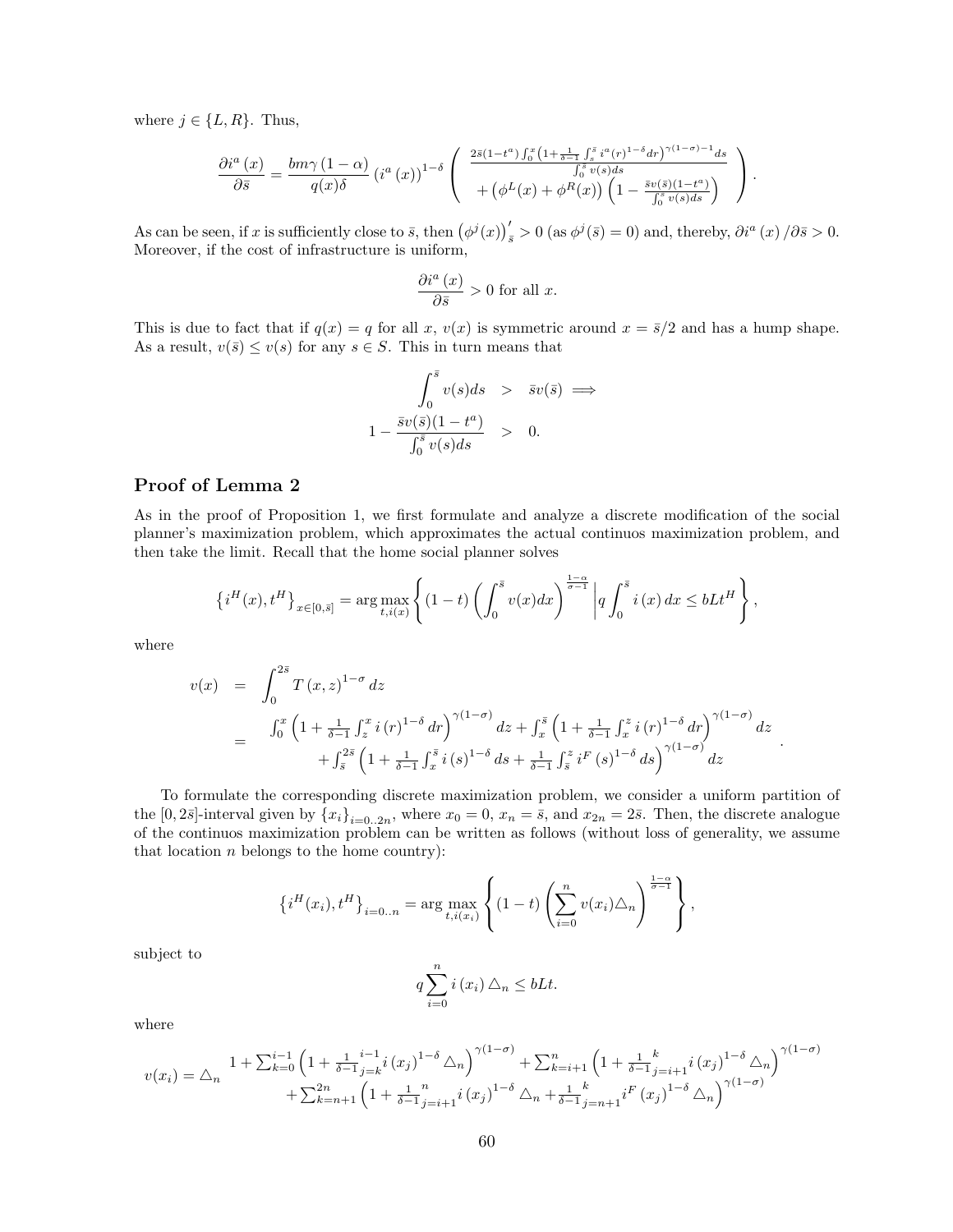where $j \in \{L, R\}$. Thus,

$$\frac{\partial i^a(x)}{\partial \bar{s}} = \frac{bm\gamma(1-\alpha)}{q(x)\delta}\left(i^a(x)\right)^{1-\delta}\left(\begin{array}{c} \frac{2\bar{s}(1-t^a)\int_0^x\left(1+\frac{1}{\delta-1}\int_s^{\bar{s}} i^a(r)^{1-\delta}dr\right)^{\gamma(1-\sigma)-1}ds}{\int_0^{\bar{s}} v(s)ds} \\ +\left(\phi^L(x)+\phi^R(x)\right)\left(1-\frac{\bar{s}v(\bar{s})(1-t^a)}{\int_0^{s} v(s)ds}\right)\end{array}\right).$$

As can be seen, if $x$ is sufficiently close to $\bar{s}$, then $\left(\phi^j(x)\right)'_{\bar{s}} > 0$ (as $\phi^j(\bar{s}) = 0$) and, thereby, $\partial i^a(x)/\partial\bar{s} > 0$. Moreover, if the cost of infrastructure is uniform,

$$\frac{\partial i^a(x)}{\partial \bar{s}} > 0 \text{ for all } x.$$

This is due to fact that if $q(x) = q$ for all $x$, $v(x)$ is symmetric around $x = \bar{s}/2$ and has a hump shape. As a result, $v(\bar{s}) \leq v(s)$ for any $s \in S$. This in turn means that

$$\begin{aligned} \int_0^{\bar{s}} v(s)ds &> \bar{s}v(\bar{s}) \implies \\ 1 - \frac{\bar{s}v(\bar{s})(1-t^a)}{\int_0^{\bar{s}} v(s)ds} &> 0. \end{aligned}$$

## Proof of Lemma 2

As in the proof of Proposition 1, we first formulate and analyze a discrete modification of the social planner's maximization problem, which approximates the actual continuos maximization problem, and then take the limit. Recall that the home social planner solves

$$\left\{i^H(x), t^H\right\}_{x\in[0,\bar{s}]} = \arg\max_{t, i(x)}\left\{(1-t)\left(\int_0^{\bar{s}} v(x)dx\right)^{\frac{1-\alpha}{\sigma-1}}\middle| q\int_0^{\bar{s}} i(x)\,dx \leq bLt^H\right\},$$

where

$$\begin{aligned} v(x) &= \int_0^{2\bar{s}} T(x,z)^{1-\sigma}dz \\ &= \begin{array}{c}\int_0^x\left(1+\frac{1}{\delta-1}\int_z^x i(r)^{1-\delta}dr\right)^{\gamma(1-\sigma)}dz + \int_x^{\bar{s}}\left(1+\frac{1}{\delta-1}\int_x^z i(r)^{1-\delta}dr\right)^{\gamma(1-\sigma)}dz \\ +\int_{\bar{s}}^{2\bar{s}}\left(1+\frac{1}{\delta-1}\int_x^{\bar{s}} i(s)^{1-\delta}ds + \frac{1}{\delta-1}\int_{\bar{s}}^z i^F(s)^{1-\delta}ds\right)^{\gamma(1-\sigma)}dz\end{array}. \end{aligned}$$

To formulate the corresponding discrete maximization problem, we consider a uniform partition of the $[0, 2\bar{s}]$-interval given by $\{x_i\}_{i=0..2n}$, where $x_0 = 0$, $x_n = \bar{s}$, and $x_{2n} = 2\bar{s}$. Then, the discrete analogue of the continuos maximization problem can be written as follows (without loss of generality, we assume that location $n$ belongs to the home country):

$$\left\{i^H(x_i), t^H\right\}_{i=0..n} = \arg\max_{t, i(x_i)}\left\{(1-t)\left(\sum_{i=0}^n v(x_i)\triangle_n\right)^{\frac{1-\alpha}{\sigma-1}}\right\},$$

subject to

$$q\sum_{i=0}^n i(x_i)\triangle_n \leq bLt.$$

where

$$v(x_i) = \triangle_n \begin{array}{c} 1+\sum_{k=0}^{i-1}\left(1+\frac{1}{\delta-1}\sum_{j=k}^{i-1} i(x_j)^{1-\delta}\triangle_n\right)^{\gamma(1-\sigma)} + \sum_{k=i+1}^{n}\left(1+\frac{1}{\delta-1}\sum_{j=i+1}^{k} i(x_j)^{1-\delta}\triangle_n\right)^{\gamma(1-\sigma)} \\ +\sum_{k=n+1}^{2n}\left(1+\frac{1}{\delta-1}\sum_{j=i+1}^{n} i(x_j)^{1-\delta}\triangle_n + \frac{1}{\delta-1}\sum_{j=n+1}^{k} i^F(x_j)^{1-\delta}\triangle_n\right)^{\gamma(1-\sigma)}\end{array}$$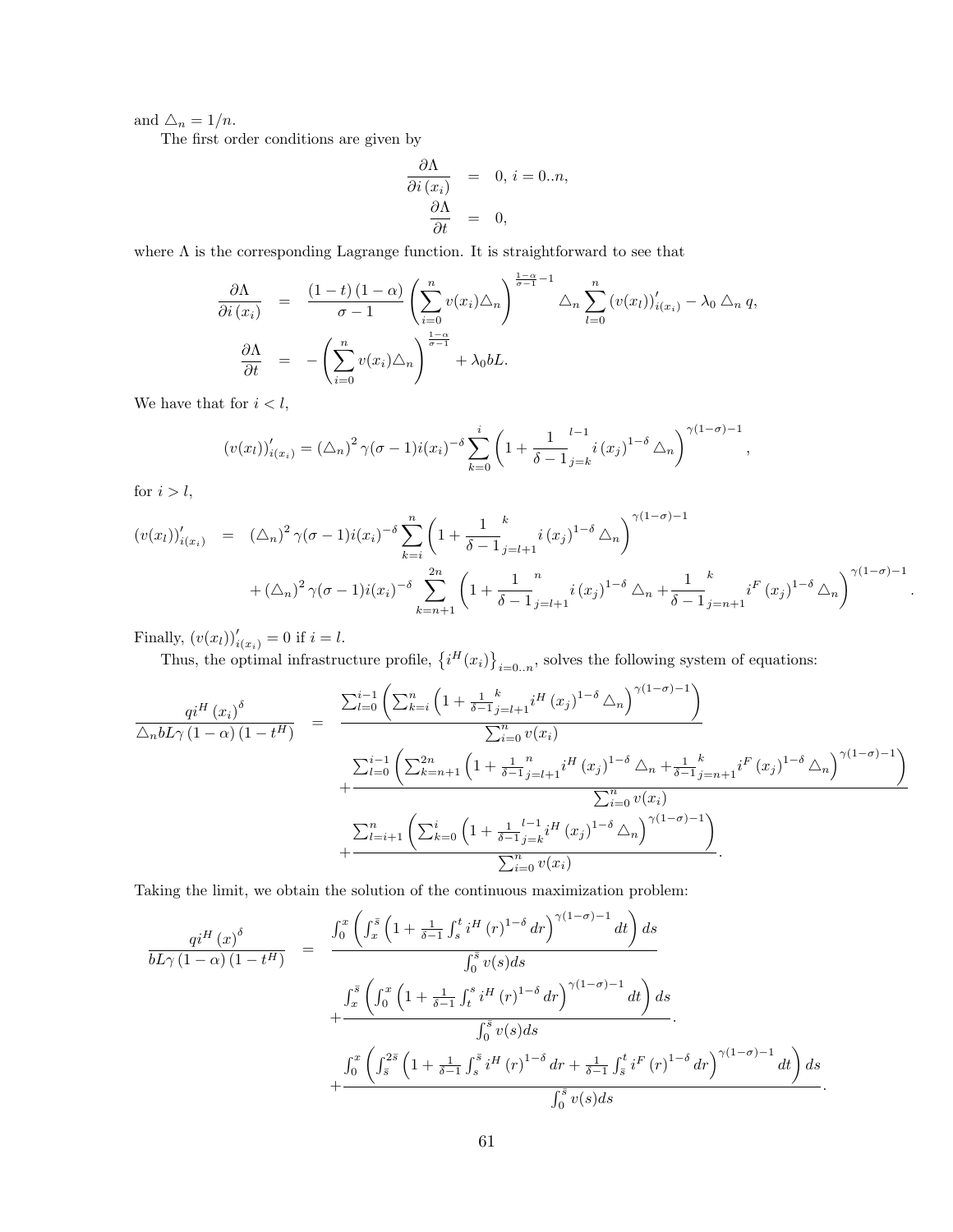and $\triangle_n = 1/n$.

The first order conditions are given by

$$
\begin{aligned}
\frac{\partial \Lambda}{\partial i\left(x_i\right)} &= 0,\; i = 0..n, \\
\frac{\partial \Lambda}{\partial t} &= 0,
\end{aligned}
$$

where $\Lambda$ is the corresponding Lagrange function. It is straightforward to see that

$$
\begin{aligned}
\frac{\partial \Lambda}{\partial i\left(x_i\right)} &= \frac{(1-t)(1-\alpha)}{\sigma - 1}\left(\sum_{i=0}^{n} v(x_i)\triangle_n\right)^{\frac{1-\alpha}{\sigma-1}-1} \triangle_n \sum_{l=0}^{n}\left(v(x_l)\right)'_{i(x_i)} - \lambda_0 \triangle_n q, \\
\frac{\partial \Lambda}{\partial t} &= -\left(\sum_{i=0}^{n} v(x_i)\triangle_n\right)^{\frac{1-\alpha}{\sigma-1}} + \lambda_0 bL.
\end{aligned}
$$

We have that for $i < l$,

$$
\left(v(x_l)\right)'_{i(x_i)} = \left(\triangle_n\right)^2 \gamma(\sigma-1) i(x_i)^{-\delta} \sum_{k=0}^{i}\left(1 + \frac{1}{\delta-1}\sum_{j=k}^{l-1} i\left(x_j\right)^{1-\delta}\triangle_n\right)^{\gamma(1-\sigma)-1},
$$

for $i > l$,

$$
\begin{aligned}
\left(v(x_l)\right)'_{i(x_i)} &= \left(\triangle_n\right)^2 \gamma(\sigma-1) i(x_i)^{-\delta} \sum_{k=i}^{n}\left(1 + \frac{1}{\delta-1}\sum_{j=l+1}^{k} i\left(x_j\right)^{1-\delta}\triangle_n\right)^{\gamma(1-\sigma)-1} \\
&\quad + \left(\triangle_n\right)^2 \gamma(\sigma-1) i(x_i)^{-\delta} \sum_{k=n+1}^{2n}\left(1 + \frac{1}{\delta-1}\sum_{j=l+1}^{n} i\left(x_j\right)^{1-\delta}\triangle_n + \frac{1}{\delta-1}\sum_{j=n+1}^{k} i^F\left(x_j\right)^{1-\delta}\triangle_n\right)^{\gamma(1-\sigma)-1}.
\end{aligned}
$$

Finally, $\left(v(x_l)\right)'_{i(x_i)} = 0$ if $i = l$.

Thus, the optimal infrastructure profile, $\left\{i^H(x_i)\right\}_{i=0..n}$, solves the following system of equations:

$$
\begin{aligned}
\frac{q i^H\left(x_i\right)^{\delta}}{\triangle_n bL\gamma(1-\alpha)\left(1-t^H\right)} &= \frac{\sum_{l=0}^{i-1}\left(\sum_{k=i}^{n}\left(1+\frac{1}{\delta-1}\sum_{j=l+1}^{k} i^H\left(x_j\right)^{1-\delta}\triangle_n\right)^{\gamma(1-\sigma)-1}\right)}{\sum_{i=0}^{n} v(x_i)} \\
&\quad + \frac{\sum_{l=0}^{i-1}\left(\sum_{k=n+1}^{2n}\left(1+\frac{1}{\delta-1}\sum_{j=l+1}^{n} i^H\left(x_j\right)^{1-\delta}\triangle_n + \frac{1}{\delta-1}\sum_{j=n+1}^{k} i^F\left(x_j\right)^{1-\delta}\triangle_n\right)^{\gamma(1-\sigma)-1}\right)}{\sum_{i=0}^{n} v(x_i)} \\
&\quad + \frac{\sum_{l=i+1}^{n}\left(\sum_{k=0}^{i}\left(1+\frac{1}{\delta-1}\sum_{j=k}^{l-1} i^H\left(x_j\right)^{1-\delta}\triangle_n\right)^{\gamma(1-\sigma)-1}\right)}{\sum_{i=0}^{n} v(x_i)}.
\end{aligned}
$$

Taking the limit, we obtain the solution of the continuous maximization problem:

$$
\begin{aligned}
\frac{q i^H\left(x\right)^{\delta}}{bL\gamma(1-\alpha)\left(1-t^H\right)} &= \frac{\int_0^x\left(\int_x^{\bar{s}}\left(1+\frac{1}{\delta-1}\int_s^t i^H\left(r\right)^{1-\delta} dr\right)^{\gamma(1-\sigma)-1} dt\right) ds}{\int_0^{\bar{s}} v(s) ds} \\
&\quad + \frac{\int_x^{\bar{s}}\left(\int_0^x\left(1+\frac{1}{\delta-1}\int_t^s i^H\left(r\right)^{1-\delta} dr\right)^{\gamma(1-\sigma)-1} dt\right) ds}{\int_0^{\bar{s}} v(s) ds}. \\
&\quad + \frac{\int_0^x\left(\int_{\bar{s}}^{2\bar{s}}\left(1+\frac{1}{\delta-1}\int_s^{\bar{s}} i^H\left(r\right)^{1-\delta} dr + \frac{1}{\delta-1}\int_{\bar{s}}^t i^F\left(r\right)^{1-\delta} dr\right)^{\gamma(1-\sigma)-1} dt\right) ds}{\int_0^{\bar{s}} v(s) ds}.
\end{aligned}
$$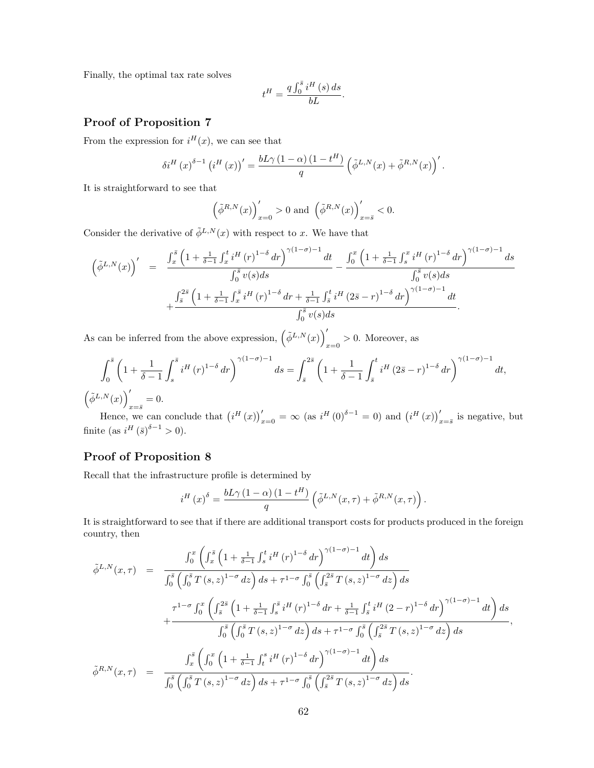Finally, the optimal tax rate solves

$$t^H = \frac{q\int_0^{\bar{s}} i^H(s)\,ds}{bL}.$$

## Proof of Proposition 7

From the expression for $i^H(x)$, we can see that

$$\delta i^H(x)^{\delta-1}\left(i^H(x)\right)' = \frac{bL\gamma(1-\alpha)(1-t^H)}{q}\left(\tilde{\phi}^{L,N}(x)+\tilde{\phi}^{R,N}(x)\right)'.$$

It is straightforward to see that

$$\left(\tilde{\phi}^{R,N}(x)\right)'_{x=0} > 0 \text{ and } \left(\tilde{\phi}^{R,N}(x)\right)'_{x=\bar{s}} < 0.$$

Consider the derivative of $\tilde{\phi}^{L,N}(x)$ with respect to $x$. We have that

$$\begin{aligned}
\left(\tilde{\phi}^{L,N}(x)\right)' &= \frac{\int_x^{\bar{s}}\left(1+\frac{1}{\delta-1}\int_x^t i^H(r)^{1-\delta}dr\right)^{\gamma(1-\sigma)-1}dt}{\int_0^{\bar{s}} v(s)ds} - \frac{\int_0^x\left(1+\frac{1}{\delta-1}\int_s^x i^H(r)^{1-\delta}dr\right)^{\gamma(1-\sigma)-1}ds}{\int_0^{\bar{s}} v(s)ds} \\
&\quad + \frac{\int_{\bar{s}}^{2\bar{s}}\left(1+\frac{1}{\delta-1}\int_x^{\bar{s}} i^H(r)^{1-\delta}dr+\frac{1}{\delta-1}\int_{\bar{s}}^t i^H(2\bar{s}-r)^{1-\delta}dr\right)^{\gamma(1-\sigma)-1}dt}{\int_0^{\bar{s}} v(s)ds}.
\end{aligned}$$

As can be inferred from the above expression, $\left(\tilde{\phi}^{L,N}(x)\right)'_{x=0} > 0$. Moreover, as

$$\int_0^{\bar{s}}\left(1+\frac{1}{\delta-1}\int_s^{\bar{s}} i^H(r)^{1-\delta}dr\right)^{\gamma(1-\sigma)-1}ds = \int_{\bar{s}}^{2\bar{s}}\left(1+\frac{1}{\delta-1}\int_{\bar{s}}^t i^H(2\bar{s}-r)^{1-\delta}dr\right)^{\gamma(1-\sigma)-1}dt,$$

$\left(\tilde{\phi}^{L,N}(x)\right)'_{x=\bar{s}} = 0.$

Hence, we can conclude that $\left(i^H(x)\right)'_{x=0} = \infty$ (as $i^H(0)^{\delta-1} = 0$) and $\left(i^H(x)\right)'_{x=\bar{s}}$ is negative, but finite (as $i^H(\bar{s})^{\delta-1} > 0$).

## Proof of Proposition 8

Recall that the infrastructure profile is determined by

$$i^H(x)^\delta = \frac{bL\gamma(1-\alpha)(1-t^H)}{q}\left(\tilde{\phi}^{L,N}(x,\tau)+\tilde{\phi}^{R,N}(x,\tau)\right).$$

It is straightforward to see that if there are additional transport costs for products produced in the foreign country, then

$$\begin{aligned}
\tilde{\phi}^{L,N}(x,\tau) &= \frac{\int_0^x\left(\int_x^{\bar{s}}\left(1+\frac{1}{\delta-1}\int_s^t i^H(r)^{1-\delta}dr\right)^{\gamma(1-\sigma)-1}dt\right)ds}{\int_0^{\bar{s}}\left(\int_0^{\bar{s}} T(s,z)^{1-\sigma}dz\right)ds+\tau^{1-\sigma}\int_0^{\bar{s}}\left(\int_{\bar{s}}^{2\bar{s}} T(s,z)^{1-\sigma}dz\right)ds} \\
&\quad + \frac{\tau^{1-\sigma}\int_0^x\left(\int_{\bar{s}}^{2\bar{s}}\left(1+\frac{1}{\delta-1}\int_s^{\bar{s}} i^H(r)^{1-\delta}dr+\frac{1}{\delta-1}\int_{\bar{s}}^t i^H(2-r)^{1-\delta}dr\right)^{\gamma(1-\sigma)-1}dt\right)ds}{\int_0^{\bar{s}}\left(\int_0^{\bar{s}} T(s,z)^{1-\sigma}dz\right)ds+\tau^{1-\sigma}\int_0^{\bar{s}}\left(\int_{\bar{s}}^{2\bar{s}} T(s,z)^{1-\sigma}dz\right)ds},
\end{aligned}$$

$$\tilde{\phi}^{R,N}(x,\tau) = \frac{\int_x^{\bar{s}}\left(\int_0^x\left(1+\frac{1}{\delta-1}\int_t^s i^H(r)^{1-\delta}dr\right)^{\gamma(1-\sigma)-1}dt\right)ds}{\int_0^{\bar{s}}\left(\int_0^{\bar{s}} T(s,z)^{1-\sigma}dz\right)ds+\tau^{1-\sigma}\int_0^{\bar{s}}\left(\int_{\bar{s}}^{2\bar{s}} T(s,z)^{1-\sigma}dz\right)ds}.$$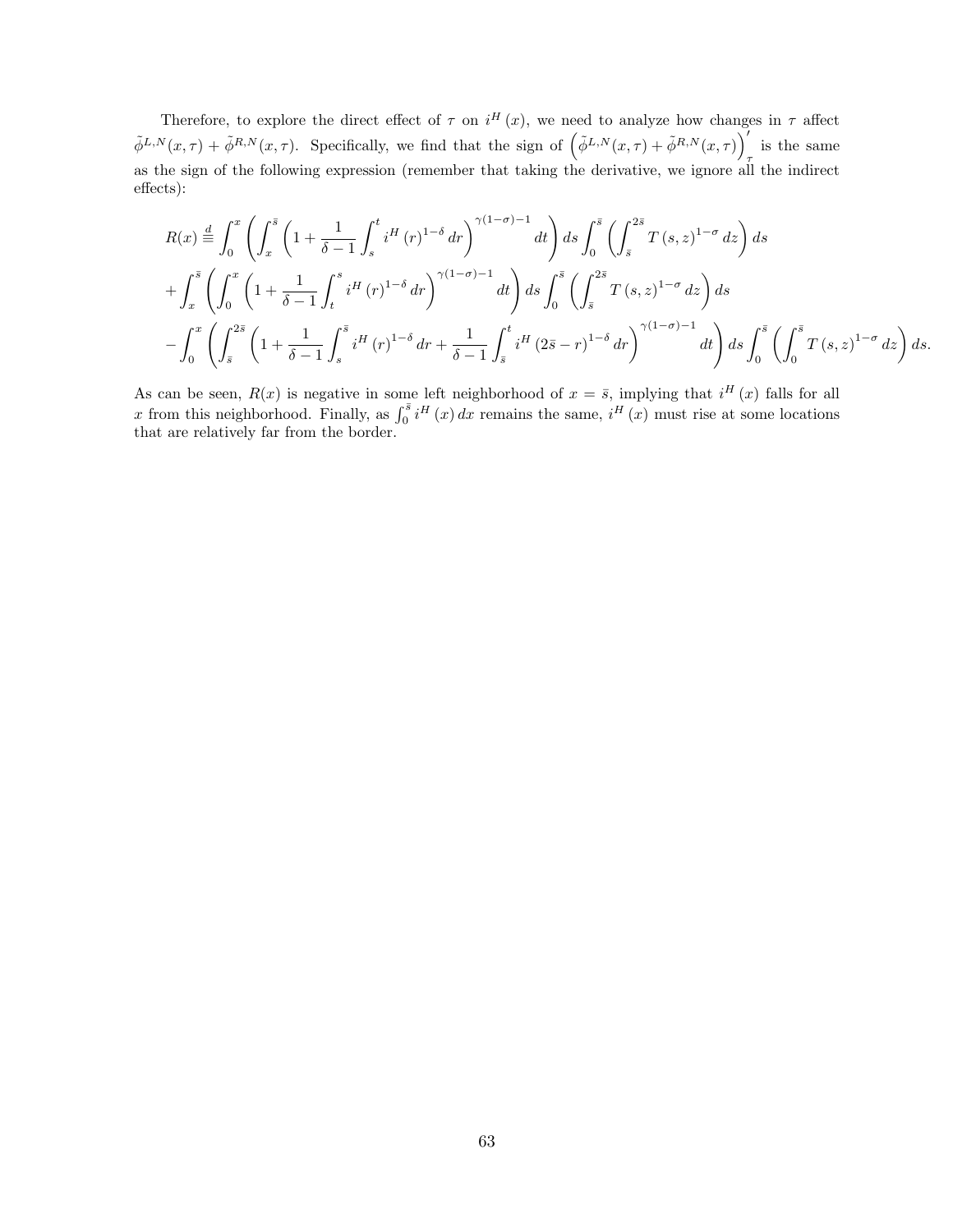Therefore, to explore the direct effect of $\tau$ on $i^H(x)$, we need to analyze how changes in $\tau$ affect $\tilde{\phi}^{L,N}(x,\tau) + \tilde{\phi}^{R,N}(x,\tau)$. Specifically, we find that the sign of $\left(\tilde{\phi}^{L,N}(x,\tau) + \tilde{\phi}^{R,N}(x,\tau)\right)'_\tau$ is the same as the sign of the following expression (remember that taking the derivative, we ignore all the indirect effects):

$$
\begin{aligned}
R(x) \stackrel{d}{\equiv} & \int_0^x \left( \int_x^{\bar{s}} \left( 1 + \frac{1}{\delta - 1} \int_s^t i^H(r)^{1-\delta} dr \right)^{\gamma(1-\sigma)-1} dt \right) ds \int_0^{\bar{s}} \left( \int_{\bar{s}}^{2\bar{s}} T(s,z)^{1-\sigma} dz \right) ds \\
& + \int_x^{\bar{s}} \left( \int_0^x \left( 1 + \frac{1}{\delta - 1} \int_t^s i^H(r)^{1-\delta} dr \right)^{\gamma(1-\sigma)-1} dt \right) ds \int_0^{\bar{s}} \left( \int_{\bar{s}}^{2\bar{s}} T(s,z)^{1-\sigma} dz \right) ds \\
& - \int_0^x \left( \int_{\bar{s}}^{2\bar{s}} \left( 1 + \frac{1}{\delta - 1} \int_s^{\bar{s}} i^H(r)^{1-\delta} dr + \frac{1}{\delta - 1} \int_{\bar{s}}^t i^H(2\bar{s} - r)^{1-\delta} dr \right)^{\gamma(1-\sigma)-1} dt \right) ds \int_0^{\bar{s}} \left( \int_0^{\bar{s}} T(s,z)^{1-\sigma} dz \right) ds.
\end{aligned}
$$

As can be seen, $R(x)$ is negative in some left neighborhood of $x = \bar{s}$, implying that $i^H(x)$ falls for all $x$ from this neighborhood. Finally, as $\int_0^{\bar{s}} i^H(x)\, dx$ remains the same, $i^H(x)$ must rise at some locations that are relatively far from the border.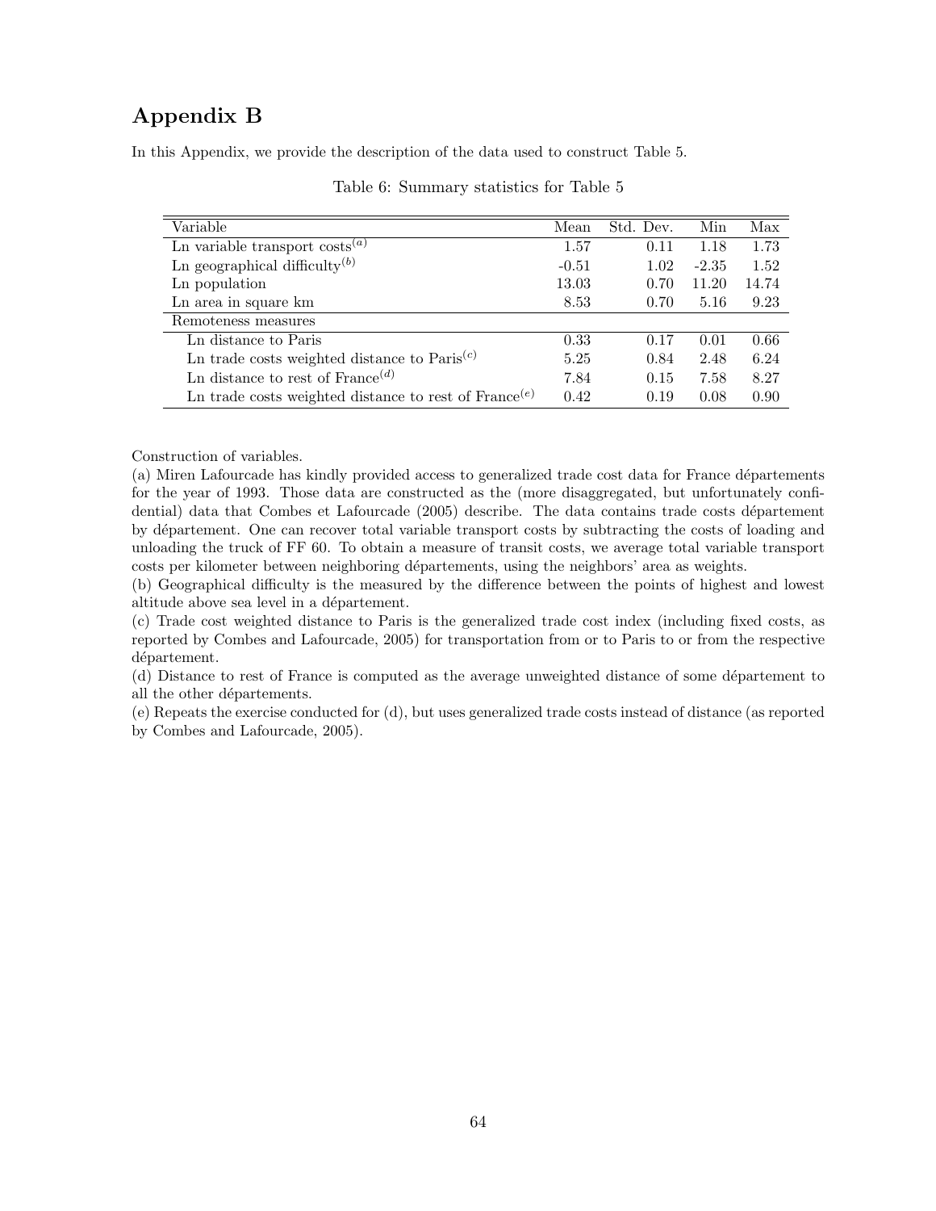# Appendix B

In this Appendix, we provide the description of the data used to construct Table 5.

Table 6: Summary statistics for Table 5

| Variable | Mean | Std. Dev. | Min | Max |
|---|---|---|---|---|
| Ln variable transport costs[(a)] | 1.57 | 0.11 | 1.18 | 1.73 |
| Ln geographical difficulty[(b)] | -0.51 | 1.02 | -2.35 | 1.52 |
| Ln population | 13.03 | 0.70 | 11.20 | 14.74 |
| Ln area in square km | 8.53 | 0.70 | 5.16 | 9.23 |
| Remoteness measures | | | | |
| Ln distance to Paris | 0.33 | 0.17 | 0.01 | 0.66 |
| Ln trade costs weighted distance to Paris[(c)] | 5.25 | 0.84 | 2.48 | 6.24 |
| Ln distance to rest of France[(d)] | 7.84 | 0.15 | 7.58 | 8.27 |
| Ln trade costs weighted distance to rest of France[(e)] | 0.42 | 0.19 | 0.08 | 0.90 |

Construction of variables.

(a) Miren Lafourcade has kindly provided access to generalized trade cost data for France départements for the year of 1993. Those data are constructed as the (more disaggregated, but unfortunately confidential) data that Combes et Lafourcade (2005) describe. The data contains trade costs département by département. One can recover total variable transport costs by subtracting the costs of loading and unloading the truck of FF 60. To obtain a measure of transit costs, we average total variable transport costs per kilometer between neighboring départements, using the neighbors' area as weights.

(b) Geographical difficulty is the measured by the difference between the points of highest and lowest altitude above sea level in a département.

(c) Trade cost weighted distance to Paris is the generalized trade cost index (including fixed costs, as reported by Combes and Lafourcade, 2005) for transportation from or to Paris to or from the respective département.

(d) Distance to rest of France is computed as the average unweighted distance of some département to all the other départements.

(e) Repeats the exercise conducted for (d), but uses generalized trade costs instead of distance (as reported by Combes and Lafourcade, 2005).